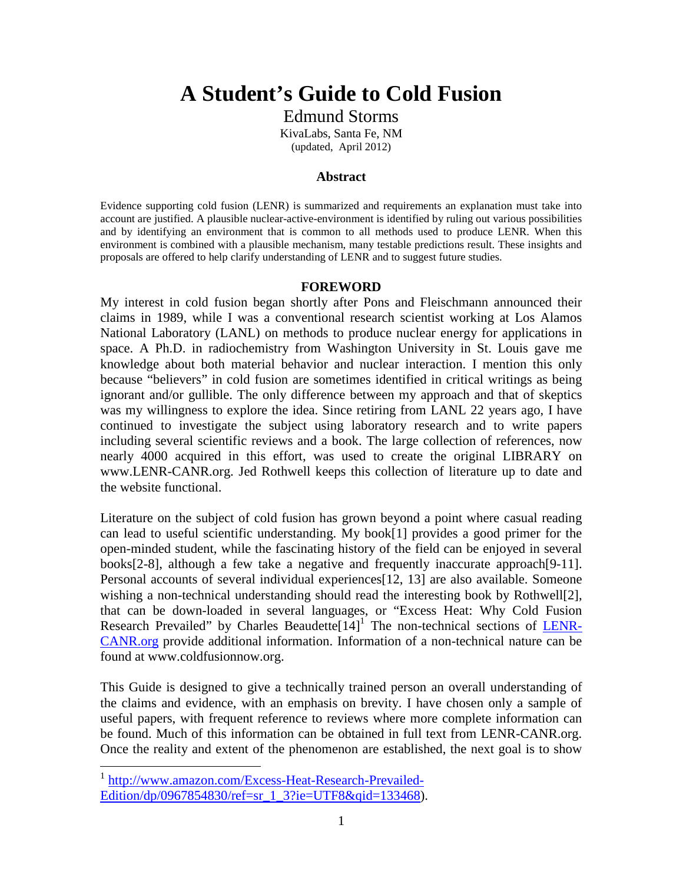# A Student's Guide to Cold Fusion

Edmund Storms

KivaLabs, Santa Fe, NM

(updated, April 2012)

### Abstract

Evidence supporting cold fusion (LENR) is summarized and requirements an explanation must take into account are justified. A plausible nuclear-active-environment is identified by ruling out various possibilities and by identifying an environment that is common to all methods used to produce LENR. When this environment is combined with a plausible mechanism, many testable predictions result. These insights and proposals are offered to help clarify understanding of LENR and to suggest future studies.

### FOREWORD

My interest in cold fusion began shortly after Pons and Fleischmann announced their claims in 1989, while I was a conventional research scientist working at Los Alamos National Laboratory (LANL) on methods to produce nuclear energy for applications in space. A Ph.D. in radiochemistry from Washington University in St. Louis gave me knowledge about both material behavior and nuclear interaction. I mention this only because "believers" in cold fusion are sometimes identified in critical writings as being ignorant and/or gullible. The only difference between my approach and that of skeptics was my willingness to explore the idea. Since retiring from LANL 22 years ago, I have continued to investigate the subject using laboratory research and to write papers including several scientific reviews and a book. The large collection of references, now nearly 4000 acquired in this effort, was used to create the original LIBRARY on www.LENR-CANR.org. Jed Rothwell keeps this collection of literature up to date and the website functional.

Literature on the subject of cold fusion has grown beyond a point where casual reading can lead to useful scientific understanding. My book[1] provides a good primer for the open-minded student, while the fascinating history of the field can be enjoyed in several books[2-8], although a few take a negative and frequently inaccurate approach[9-11]. Personal accounts of several individual experiences[12, 13] are also available. Someone wishing a non-technical understanding should read the interesting book by Rothwell[2], that can be down-loaded in several languages, or "Excess Heat: Why Cold Fusion Research Prevailed" by Charles Beaudette[14][1] The non-technical sections of LENR-CANR.org provide additional information. Information of a non-technical nature can be found at www.coldfusionnow.org.

This Guide is designed to give a technically trained person an overall understanding of the claims and evidence, with an emphasis on brevity. I have chosen only a sample of useful papers, with frequent reference to reviews where more complete information can be found. Much of this information can be obtained in full text from LENR-CANR.org. Once the reality and extent of the phenomenon are established, the next goal is to show

[1] http://www.amazon.com/Excess-Heat-Research-Prevailed-Edition/dp/0967854830/ref=sr_1_3?ie=UTF8&qid=133468).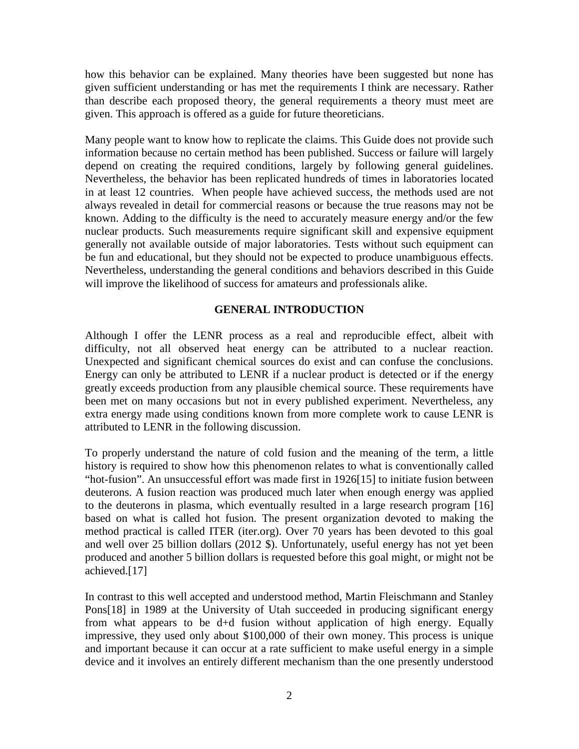how this behavior can be explained. Many theories have been suggested but none has given sufficient understanding or has met the requirements I think are necessary. Rather than describe each proposed theory, the general requirements a theory must meet are given. This approach is offered as a guide for future theoreticians.

Many people want to know how to replicate the claims. This Guide does not provide such information because no certain method has been published. Success or failure will largely depend on creating the required conditions, largely by following general guidelines. Nevertheless, the behavior has been replicated hundreds of times in laboratories located in at least 12 countries. When people have achieved success, the methods used are not always revealed in detail for commercial reasons or because the true reasons may not be known. Adding to the difficulty is the need to accurately measure energy and/or the few nuclear products. Such measurements require significant skill and expensive equipment generally not available outside of major laboratories. Tests without such equipment can be fun and educational, but they should not be expected to produce unambiguous effects. Nevertheless, understanding the general conditions and behaviors described in this Guide will improve the likelihood of success for amateurs and professionals alike.

## GENERAL INTRODUCTION

Although I offer the LENR process as a real and reproducible effect, albeit with difficulty, not all observed heat energy can be attributed to a nuclear reaction. Unexpected and significant chemical sources do exist and can confuse the conclusions. Energy can only be attributed to LENR if a nuclear product is detected or if the energy greatly exceeds production from any plausible chemical source. These requirements have been met on many occasions but not in every published experiment. Nevertheless, any extra energy made using conditions known from more complete work to cause LENR is attributed to LENR in the following discussion.

To properly understand the nature of cold fusion and the meaning of the term, a little history is required to show how this phenomenon relates to what is conventionally called "hot-fusion". An unsuccessful effort was made first in 1926[15] to initiate fusion between deuterons. A fusion reaction was produced much later when enough energy was applied to the deuterons in plasma, which eventually resulted in a large research program [16] based on what is called hot fusion. The present organization devoted to making the method practical is called ITER (iter.org). Over 70 years has been devoted to this goal and well over 25 billion dollars (2012 $). Unfortunately, useful energy has not yet been produced and another 5 billion dollars is requested before this goal might, or might not be achieved.[17]

In contrast to this well accepted and understood method, Martin Fleischmann and Stanley Pons[18] in 1989 at the University of Utah succeeded in producing significant energy from what appears to be d+d fusion without application of high energy. Equally impressive, they used only about $100,000 of their own money. This process is unique and important because it can occur at a rate sufficient to make useful energy in a simple device and it involves an entirely different mechanism than the one presently understood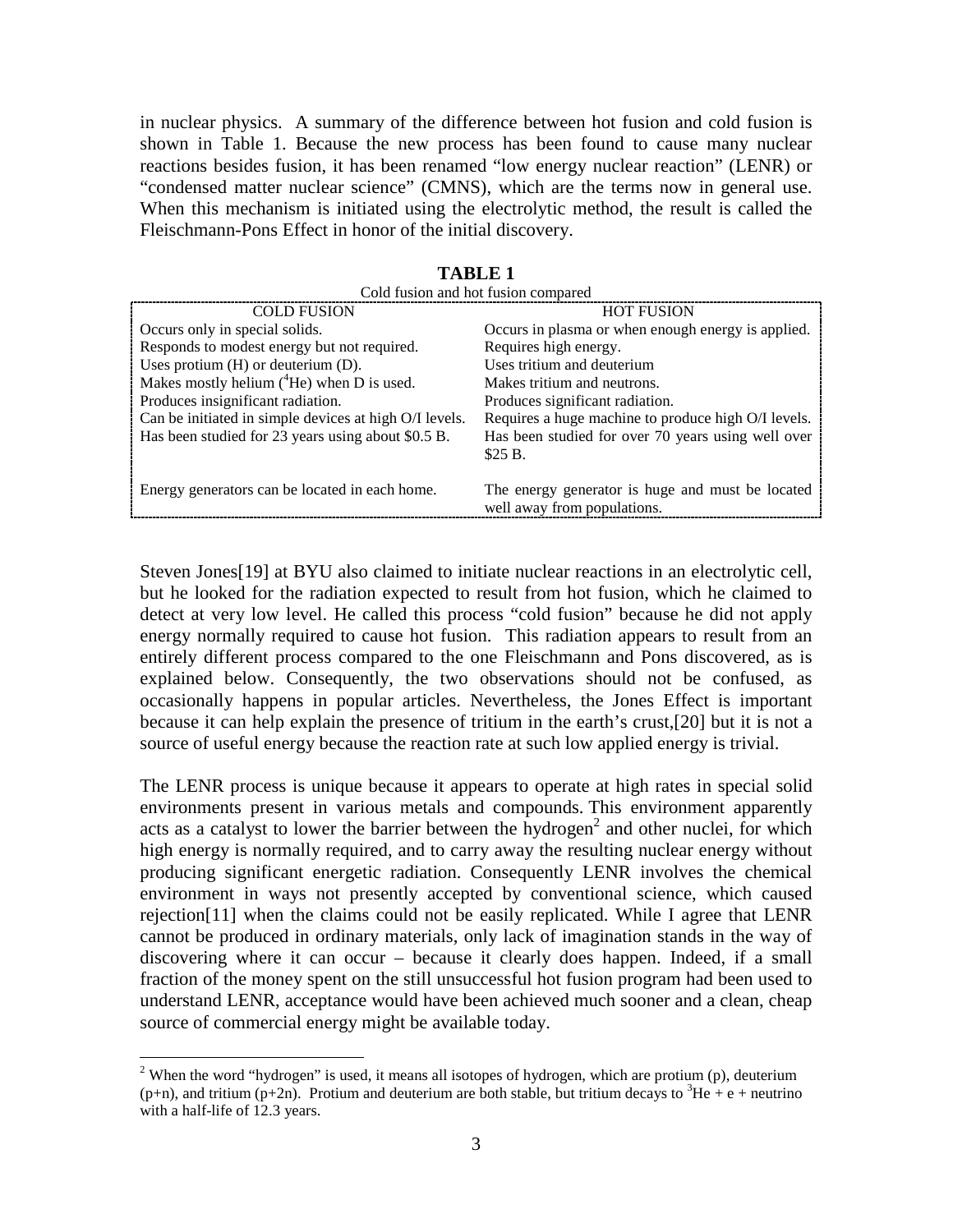in nuclear physics. A summary of the difference between hot fusion and cold fusion is shown in Table 1. Because the new process has been found to cause many nuclear reactions besides fusion, it has been renamed "low energy nuclear reaction" (LENR) or "condensed matter nuclear science" (CMNS), which are the terms now in general use. When this mechanism is initiated using the electrolytic method, the result is called the Fleischmann-Pons Effect in honor of the initial discovery.

**TABLE 1**

Cold fusion and hot fusion compared

| COLD FUSION | HOT FUSION |
|---|---|
| Occurs only in special solids. | Occurs in plasma or when enough energy is applied. |
| Responds to modest energy but not required. | Requires high energy. |
| Uses protium (H) or deuterium (D). | Uses tritium and deuterium |
| Makes mostly helium ($^4$He) when D is used. | Makes tritium and neutrons. |
| Produces insignificant radiation. | Produces significant radiation. |
| Can be initiated in simple devices at high O/I levels. | Requires a huge machine to produce high O/I levels. |
| Has been studied for 23 years using about \$0.5 B. | Has been studied for over 70 years using well over \$25 B. |
| Energy generators can be located in each home. | The energy generator is huge and must be located well away from populations. |

Steven Jones[19] at BYU also claimed to initiate nuclear reactions in an electrolytic cell, but he looked for the radiation expected to result from hot fusion, which he claimed to detect at very low level. He called this process "cold fusion" because he did not apply energy normally required to cause hot fusion. This radiation appears to result from an entirely different process compared to the one Fleischmann and Pons discovered, as is explained below. Consequently, the two observations should not be confused, as occasionally happens in popular articles. Nevertheless, the Jones Effect is important because it can help explain the presence of tritium in the earth's crust,[20] but it is not a source of useful energy because the reaction rate at such low applied energy is trivial.

The LENR process is unique because it appears to operate at high rates in special solid environments present in various metals and compounds. This environment apparently acts as a catalyst to lower the barrier between the hydrogen[2] and other nuclei, for which high energy is normally required, and to carry away the resulting nuclear energy without producing significant energetic radiation. Consequently LENR involves the chemical environment in ways not presently accepted by conventional science, which caused rejection[11] when the claims could not be easily replicated. While I agree that LENR cannot be produced in ordinary materials, only lack of imagination stands in the way of discovering where it can occur – because it clearly does happen. Indeed, if a small fraction of the money spent on the still unsuccessful hot fusion program had been used to understand LENR, acceptance would have been achieved much sooner and a clean, cheap source of commercial energy might be available today.

---

[2] When the word "hydrogen" is used, it means all isotopes of hydrogen, which are protium (p), deuterium (p+n), and tritium (p+2n). Protium and deuterium are both stable, but tritium decays to $^3$He + e + neutrino with a half-life of 12.3 years.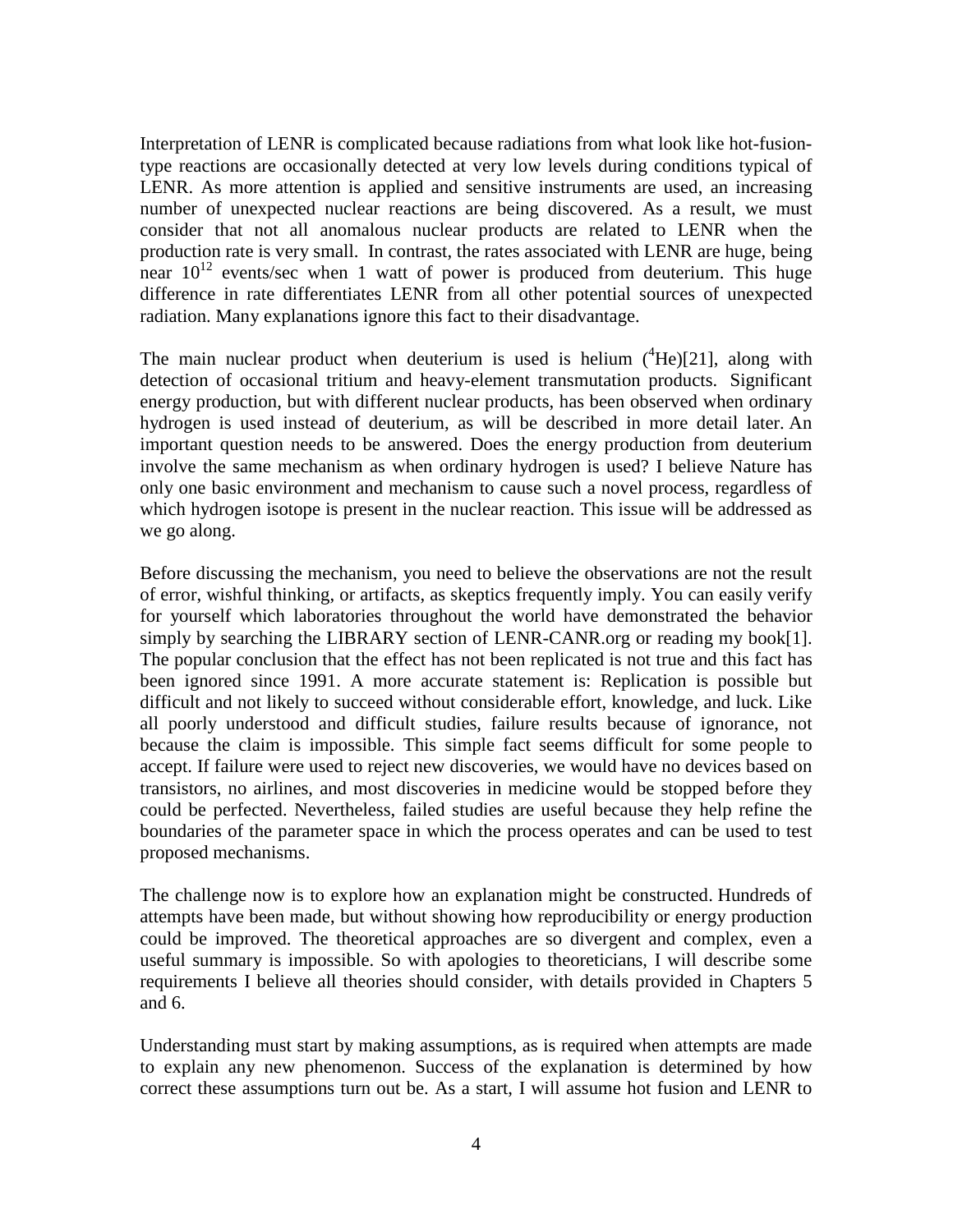Interpretation of LENR is complicated because radiations from what look like hot-fusion-type reactions are occasionally detected at very low levels during conditions typical of LENR. As more attention is applied and sensitive instruments are used, an increasing number of unexpected nuclear reactions are being discovered. As a result, we must consider that not all anomalous nuclear products are related to LENR when the production rate is very small. In contrast, the rates associated with LENR are huge, being near $10^{12}$ events/sec when 1 watt of power is produced from deuterium. This huge difference in rate differentiates LENR from all other potential sources of unexpected radiation. Many explanations ignore this fact to their disadvantage.

The main nuclear product when deuterium is used is helium ($^4$He)[21], along with detection of occasional tritium and heavy-element transmutation products. Significant energy production, but with different nuclear products, has been observed when ordinary hydrogen is used instead of deuterium, as will be described in more detail later. An important question needs to be answered. Does the energy production from deuterium involve the same mechanism as when ordinary hydrogen is used? I believe Nature has only one basic environment and mechanism to cause such a novel process, regardless of which hydrogen isotope is present in the nuclear reaction. This issue will be addressed as we go along.

Before discussing the mechanism, you need to believe the observations are not the result of error, wishful thinking, or artifacts, as skeptics frequently imply. You can easily verify for yourself which laboratories throughout the world have demonstrated the behavior simply by searching the LIBRARY section of LENR-CANR.org or reading my book[1]. The popular conclusion that the effect has not been replicated is not true and this fact has been ignored since 1991. A more accurate statement is: Replication is possible but difficult and not likely to succeed without considerable effort, knowledge, and luck. Like all poorly understood and difficult studies, failure results because of ignorance, not because the claim is impossible. This simple fact seems difficult for some people to accept. If failure were used to reject new discoveries, we would have no devices based on transistors, no airlines, and most discoveries in medicine would be stopped before they could be perfected. Nevertheless, failed studies are useful because they help refine the boundaries of the parameter space in which the process operates and can be used to test proposed mechanisms.

The challenge now is to explore how an explanation might be constructed. Hundreds of attempts have been made, but without showing how reproducibility or energy production could be improved. The theoretical approaches are so divergent and complex, even a useful summary is impossible. So with apologies to theoreticians, I will describe some requirements I believe all theories should consider, with details provided in Chapters 5 and 6.

Understanding must start by making assumptions, as is required when attempts are made to explain any new phenomenon. Success of the explanation is determined by how correct these assumptions turn out be. As a start, I will assume hot fusion and LENR to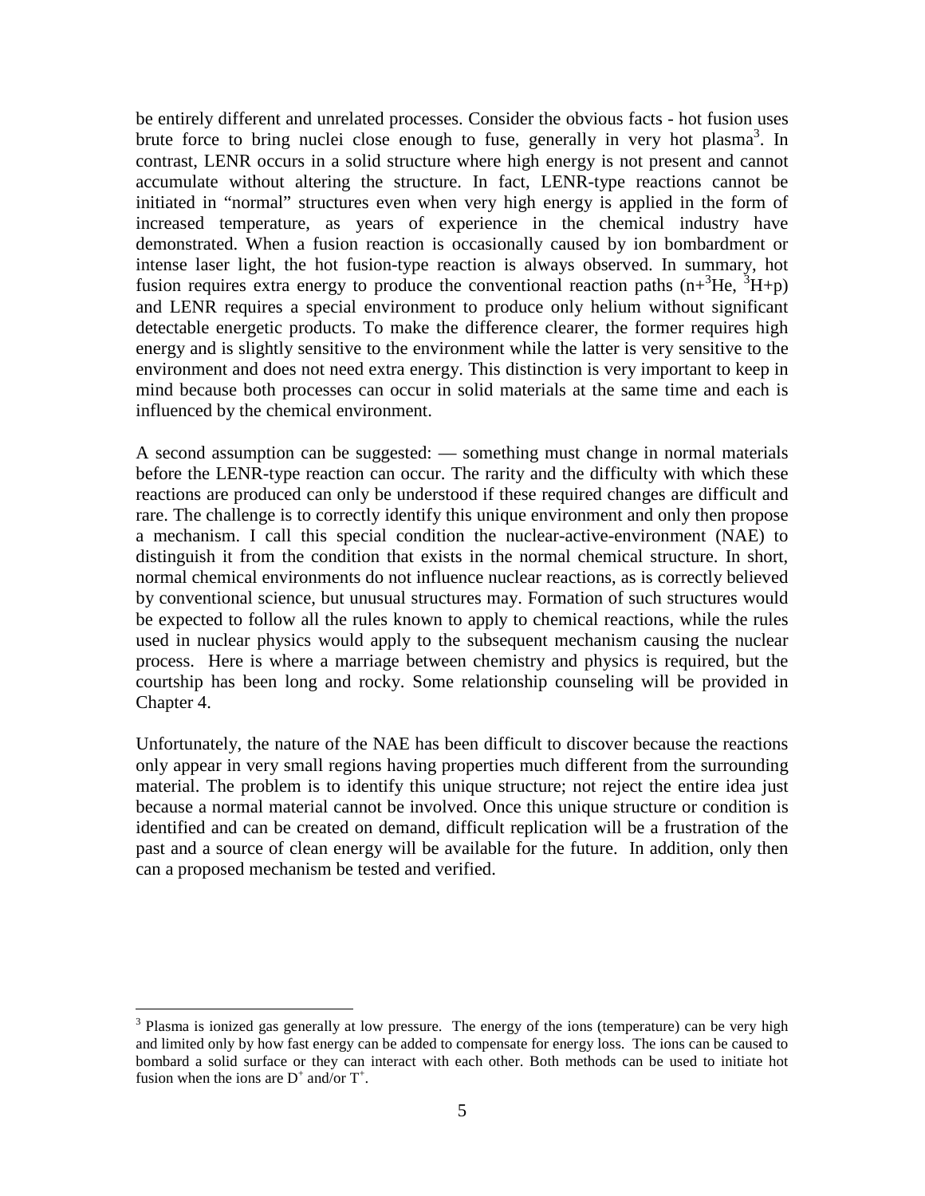be entirely different and unrelated processes. Consider the obvious facts - hot fusion uses brute force to bring nuclei close enough to fuse, generally in very hot plasma[3]. In contrast, LENR occurs in a solid structure where high energy is not present and cannot accumulate without altering the structure. In fact, LENR-type reactions cannot be initiated in "normal" structures even when very high energy is applied in the form of increased temperature, as years of experience in the chemical industry have demonstrated. When a fusion reaction is occasionally caused by ion bombardment or intense laser light, the hot fusion-type reaction is always observed. In summary, hot fusion requires extra energy to produce the conventional reaction paths ($n+{}^{3}He$, ${}^{3}H+p$) and LENR requires a special environment to produce only helium without significant detectable energetic products. To make the difference clearer, the former requires high energy and is slightly sensitive to the environment while the latter is very sensitive to the environment and does not need extra energy. This distinction is very important to keep in mind because both processes can occur in solid materials at the same time and each is influenced by the chemical environment.

A second assumption can be suggested: — something must change in normal materials before the LENR-type reaction can occur. The rarity and the difficulty with which these reactions are produced can only be understood if these required changes are difficult and rare. The challenge is to correctly identify this unique environment and only then propose a mechanism. I call this special condition the nuclear-active-environment (NAE) to distinguish it from the condition that exists in the normal chemical structure. In short, normal chemical environments do not influence nuclear reactions, as is correctly believed by conventional science, but unusual structures may. Formation of such structures would be expected to follow all the rules known to apply to chemical reactions, while the rules used in nuclear physics would apply to the subsequent mechanism causing the nuclear process. Here is where a marriage between chemistry and physics is required, but the courtship has been long and rocky. Some relationship counseling will be provided in Chapter 4.

Unfortunately, the nature of the NAE has been difficult to discover because the reactions only appear in very small regions having properties much different from the surrounding material. The problem is to identify this unique structure; not reject the entire idea just because a normal material cannot be involved. Once this unique structure or condition is identified and can be created on demand, difficult replication will be a frustration of the past and a source of clean energy will be available for the future. In addition, only then can a proposed mechanism be tested and verified.

---

[3] Plasma is ionized gas generally at low pressure. The energy of the ions (temperature) can be very high and limited only by how fast energy can be added to compensate for energy loss. The ions can be caused to bombard a solid surface or they can interact with each other. Both methods can be used to initiate hot fusion when the ions are $D^{+}$ and/or $T^{+}$.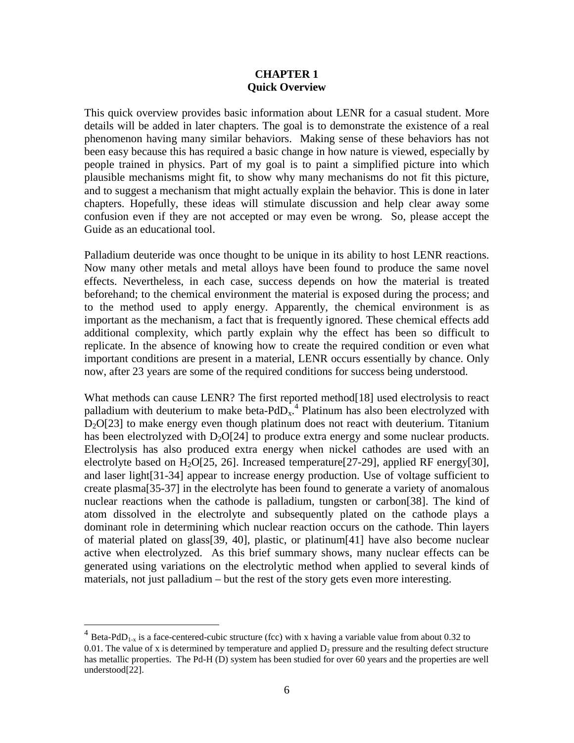# CHAPTER 1
## Quick Overview

This quick overview provides basic information about LENR for a casual student. More details will be added in later chapters. The goal is to demonstrate the existence of a real phenomenon having many similar behaviors. Making sense of these behaviors has not been easy because this has required a basic change in how nature is viewed, especially by people trained in physics. Part of my goal is to paint a simplified picture into which plausible mechanisms might fit, to show why many mechanisms do not fit this picture, and to suggest a mechanism that might actually explain the behavior. This is done in later chapters. Hopefully, these ideas will stimulate discussion and help clear away some confusion even if they are not accepted or may even be wrong. So, please accept the Guide as an educational tool.

Palladium deuteride was once thought to be unique in its ability to host LENR reactions. Now many other metals and metal alloys have been found to produce the same novel effects. Nevertheless, in each case, success depends on how the material is treated beforehand; to the chemical environment the material is exposed during the process; and to the method used to apply energy. Apparently, the chemical environment is as important as the mechanism, a fact that is frequently ignored. These chemical effects add additional complexity, which partly explain why the effect has been so difficult to replicate. In the absence of knowing how to create the required condition or even what important conditions are present in a material, LENR occurs essentially by chance. Only now, after 23 years are some of the required conditions for success being understood.

What methods can cause LENR? The first reported method[18] used electrolysis to react palladium with deuterium to make beta-$PdD_x$.[4] Platinum has also been electrolyzed with $D_2O$[23] to make energy even though platinum does not react with deuterium. Titanium has been electrolyzed with $D_2O$[24] to produce extra energy and some nuclear products. Electrolysis has also produced extra energy when nickel cathodes are used with an electrolyte based on $H_2O$[25, 26]. Increased temperature[27-29], applied RF energy[30], and laser light[31-34] appear to increase energy production. Use of voltage sufficient to create plasma[35-37] in the electrolyte has been found to generate a variety of anomalous nuclear reactions when the cathode is palladium, tungsten or carbon[38]. The kind of atom dissolved in the electrolyte and subsequently plated on the cathode plays a dominant role in determining which nuclear reaction occurs on the cathode. Thin layers of material plated on glass[39, 40], plastic, or platinum[41] have also become nuclear active when electrolyzed. As this brief summary shows, many nuclear effects can be generated using variations on the electrolytic method when applied to several kinds of materials, not just palladium – but the rest of the story gets even more interesting.

---

[4] Beta-$PdD_{1-x}$ is a face-centered-cubic structure (fcc) with x having a variable value from about 0.32 to 0.01. The value of x is determined by temperature and applied $D_2$ pressure and the resulting defect structure has metallic properties. The Pd-H (D) system has been studied for over 60 years and the properties are well understood[22].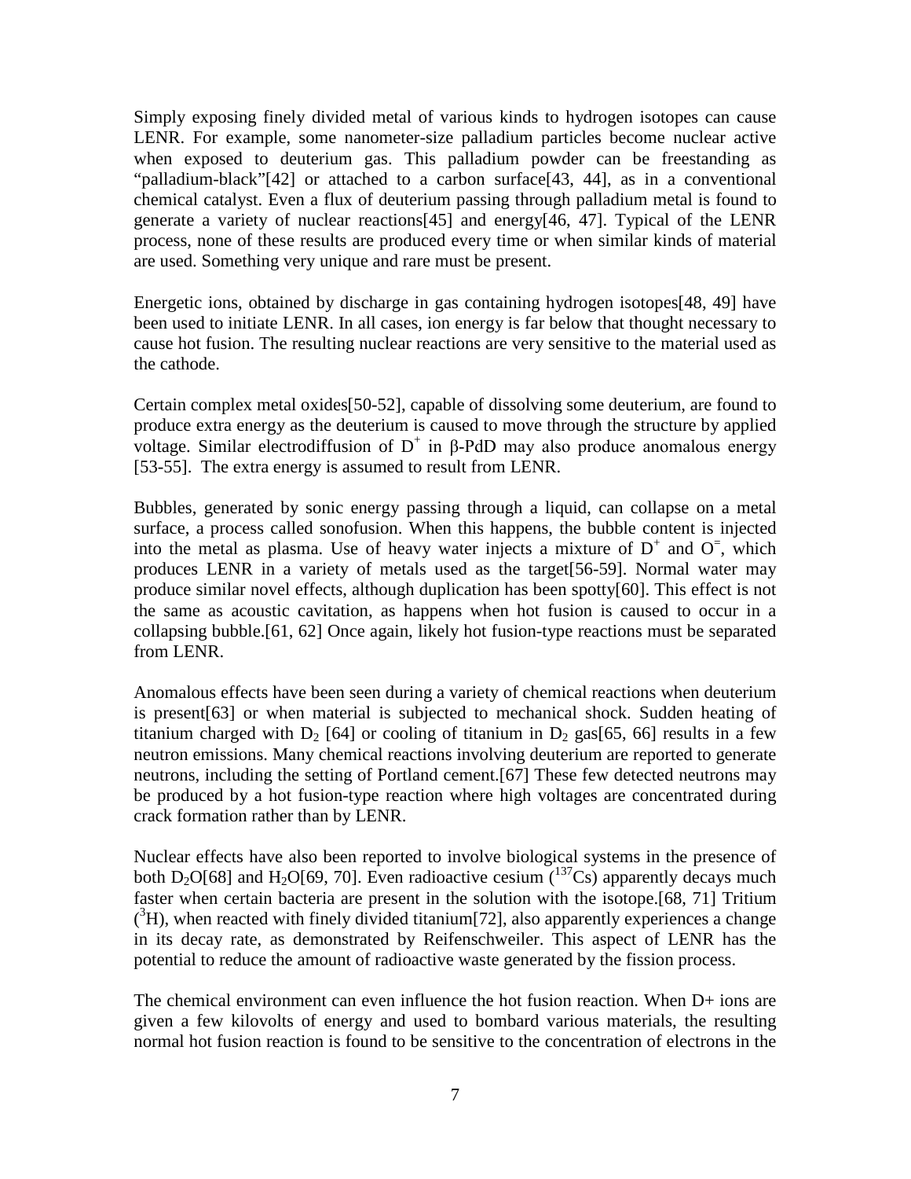Simply exposing finely divided metal of various kinds to hydrogen isotopes can cause LENR. For example, some nanometer-size palladium particles become nuclear active when exposed to deuterium gas. This palladium powder can be freestanding as "palladium-black"[42] or attached to a carbon surface[43, 44], as in a conventional chemical catalyst. Even a flux of deuterium passing through palladium metal is found to generate a variety of nuclear reactions[45] and energy[46, 47]. Typical of the LENR process, none of these results are produced every time or when similar kinds of material are used. Something very unique and rare must be present.

Energetic ions, obtained by discharge in gas containing hydrogen isotopes[48, 49] have been used to initiate LENR. In all cases, ion energy is far below that thought necessary to cause hot fusion. The resulting nuclear reactions are very sensitive to the material used as the cathode.

Certain complex metal oxides[50-52], capable of dissolving some deuterium, are found to produce extra energy as the deuterium is caused to move through the structure by applied voltage. Similar electrodiffusion of $D^+$ in β-PdD may also produce anomalous energy [53-55]. The extra energy is assumed to result from LENR.

Bubbles, generated by sonic energy passing through a liquid, can collapse on a metal surface, a process called sonofusion. When this happens, the bubble content is injected into the metal as plasma. Use of heavy water injects a mixture of $D^+$ and $O^=$, which produces LENR in a variety of metals used as the target[56-59]. Normal water may produce similar novel effects, although duplication has been spotty[60]. This effect is not the same as acoustic cavitation, as happens when hot fusion is caused to occur in a collapsing bubble.[61, 62] Once again, likely hot fusion-type reactions must be separated from LENR.

Anomalous effects have been seen during a variety of chemical reactions when deuterium is present[63] or when material is subjected to mechanical shock. Sudden heating of titanium charged with $D_2$ [64] or cooling of titanium in $D_2$ gas[65, 66] results in a few neutron emissions. Many chemical reactions involving deuterium are reported to generate neutrons, including the setting of Portland cement.[67] These few detected neutrons may be produced by a hot fusion-type reaction where high voltages are concentrated during crack formation rather than by LENR.

Nuclear effects have also been reported to involve biological systems in the presence of both $D_2O$[68] and $H_2O$[69, 70]. Even radioactive cesium ($^{137}Cs$) apparently decays much faster when certain bacteria are present in the solution with the isotope.[68, 71] Tritium ($^3H$), when reacted with finely divided titanium[72], also apparently experiences a change in its decay rate, as demonstrated by Reifenschweiler. This aspect of LENR has the potential to reduce the amount of radioactive waste generated by the fission process.

The chemical environment can even influence the hot fusion reaction. When D+ ions are given a few kilovolts of energy and used to bombard various materials, the resulting normal hot fusion reaction is found to be sensitive to the concentration of electrons in the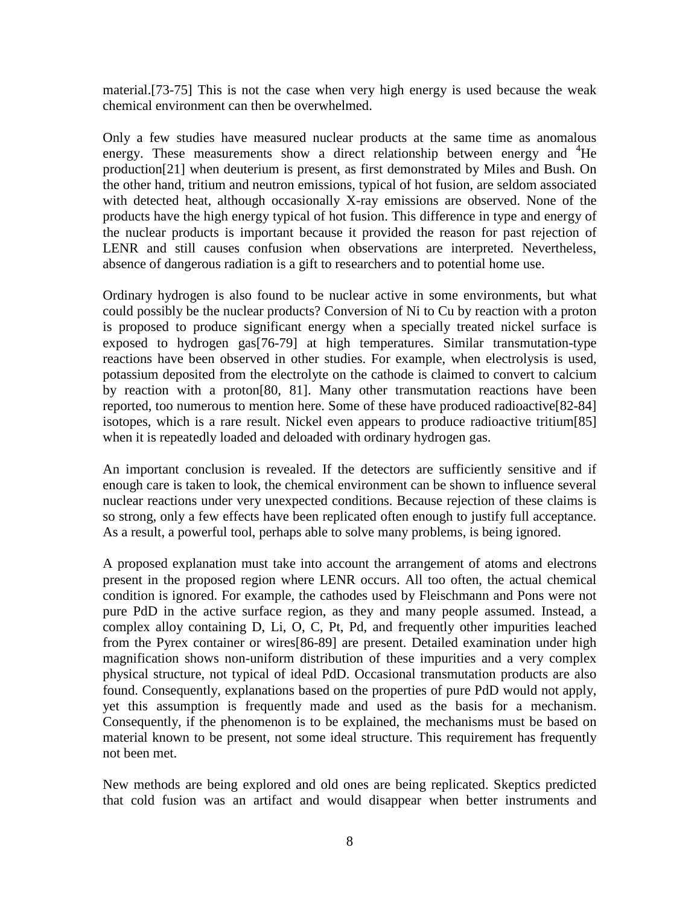material.[73-75] This is not the case when very high energy is used because the weak chemical environment can then be overwhelmed.

Only a few studies have measured nuclear products at the same time as anomalous energy. These measurements show a direct relationship between energy and $^4$He production[21] when deuterium is present, as first demonstrated by Miles and Bush. On the other hand, tritium and neutron emissions, typical of hot fusion, are seldom associated with detected heat, although occasionally X-ray emissions are observed. None of the products have the high energy typical of hot fusion. This difference in type and energy of the nuclear products is important because it provided the reason for past rejection of LENR and still causes confusion when observations are interpreted. Nevertheless, absence of dangerous radiation is a gift to researchers and to potential home use.

Ordinary hydrogen is also found to be nuclear active in some environments, but what could possibly be the nuclear products? Conversion of Ni to Cu by reaction with a proton is proposed to produce significant energy when a specially treated nickel surface is exposed to hydrogen gas[76-79] at high temperatures. Similar transmutation-type reactions have been observed in other studies. For example, when electrolysis is used, potassium deposited from the electrolyte on the cathode is claimed to convert to calcium by reaction with a proton[80, 81]. Many other transmutation reactions have been reported, too numerous to mention here. Some of these have produced radioactive[82-84] isotopes, which is a rare result. Nickel even appears to produce radioactive tritium[85] when it is repeatedly loaded and deloaded with ordinary hydrogen gas.

An important conclusion is revealed. If the detectors are sufficiently sensitive and if enough care is taken to look, the chemical environment can be shown to influence several nuclear reactions under very unexpected conditions. Because rejection of these claims is so strong, only a few effects have been replicated often enough to justify full acceptance. As a result, a powerful tool, perhaps able to solve many problems, is being ignored.

A proposed explanation must take into account the arrangement of atoms and electrons present in the proposed region where LENR occurs. All too often, the actual chemical condition is ignored. For example, the cathodes used by Fleischmann and Pons were not pure PdD in the active surface region, as they and many people assumed. Instead, a complex alloy containing D, Li, O, C, Pt, Pd, and frequently other impurities leached from the Pyrex container or wires[86-89] are present. Detailed examination under high magnification shows non-uniform distribution of these impurities and a very complex physical structure, not typical of ideal PdD. Occasional transmutation products are also found. Consequently, explanations based on the properties of pure PdD would not apply, yet this assumption is frequently made and used as the basis for a mechanism. Consequently, if the phenomenon is to be explained, the mechanisms must be based on material known to be present, not some ideal structure. This requirement has frequently not been met.

New methods are being explored and old ones are being replicated. Skeptics predicted that cold fusion was an artifact and would disappear when better instruments and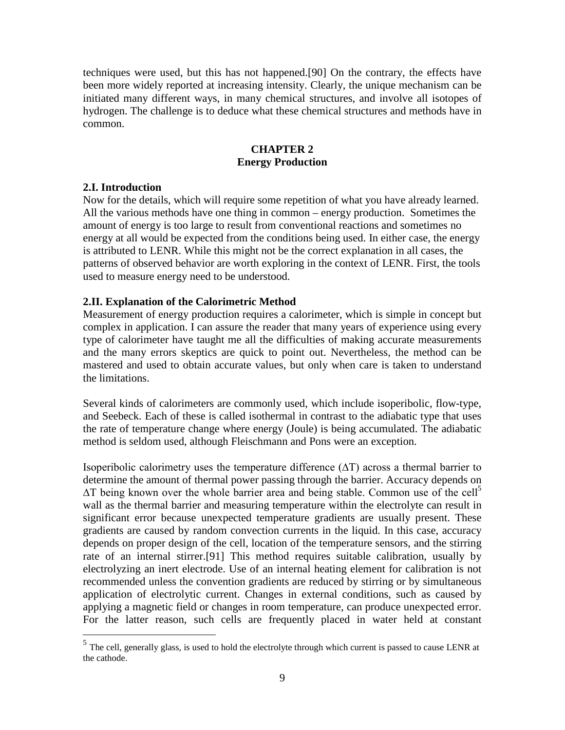techniques were used, but this has not happened.[90] On the contrary, the effects have been more widely reported at increasing intensity. Clearly, the unique mechanism can be initiated many different ways, in many chemical structures, and involve all isotopes of hydrogen. The challenge is to deduce what these chemical structures and methods have in common.

## CHAPTER 2
## Energy Production

### 2.I. Introduction

Now for the details, which will require some repetition of what you have already learned. All the various methods have one thing in common – energy production. Sometimes the amount of energy is too large to result from conventional reactions and sometimes no energy at all would be expected from the conditions being used. In either case, the energy is attributed to LENR. While this might not be the correct explanation in all cases, the patterns of observed behavior are worth exploring in the context of LENR. First, the tools used to measure energy need to be understood.

### 2.II. Explanation of the Calorimetric Method

Measurement of energy production requires a calorimeter, which is simple in concept but complex in application. I can assure the reader that many years of experience using every type of calorimeter have taught me all the difficulties of making accurate measurements and the many errors skeptics are quick to point out. Nevertheless, the method can be mastered and used to obtain accurate values, but only when care is taken to understand the limitations.

Several kinds of calorimeters are commonly used, which include isoperibolic, flow-type, and Seebeck. Each of these is called isothermal in contrast to the adiabatic type that uses the rate of temperature change where energy (Joule) is being accumulated. The adiabatic method is seldom used, although Fleischmann and Pons were an exception.

Isoperibolic calorimetry uses the temperature difference ($\Delta T$) across a thermal barrier to determine the amount of thermal power passing through the barrier. Accuracy depends on $\Delta T$ being known over the whole barrier area and being stable. Common use of the cell[5] wall as the thermal barrier and measuring temperature within the electrolyte can result in significant error because unexpected temperature gradients are usually present. These gradients are caused by random convection currents in the liquid. In this case, accuracy depends on proper design of the cell, location of the temperature sensors, and the stirring rate of an internal stirrer.[91] This method requires suitable calibration, usually by electrolyzing an inert electrode. Use of an internal heating element for calibration is not recommended unless the convention gradients are reduced by stirring or by simultaneous application of electrolytic current. Changes in external conditions, such as caused by applying a magnetic field or changes in room temperature, can produce unexpected error. For the latter reason, such cells are frequently placed in water held at constant

---

[5] The cell, generally glass, is used to hold the electrolyte through which current is passed to cause LENR at the cathode.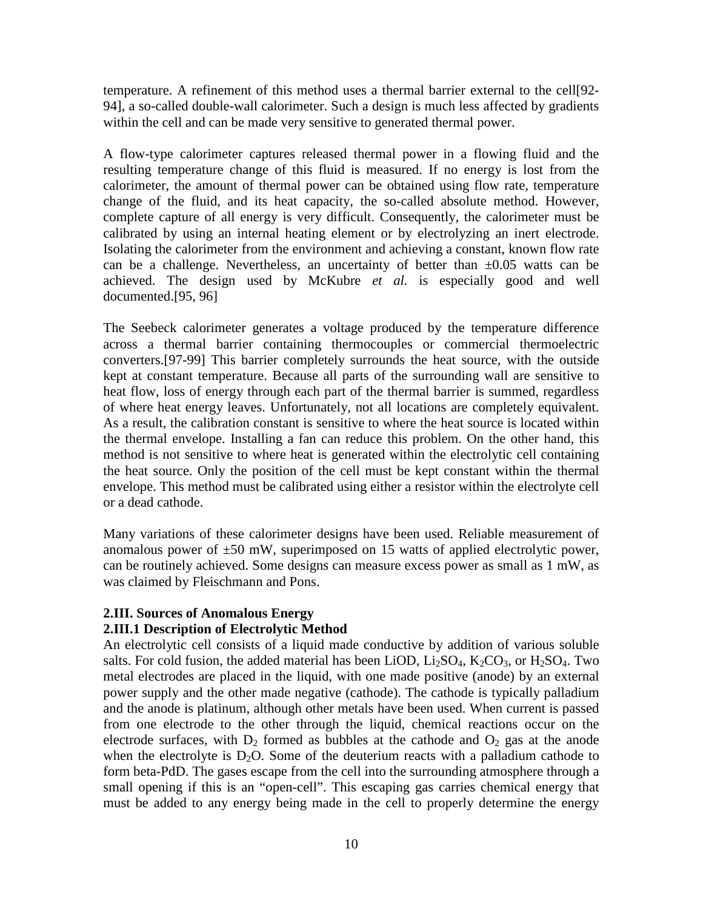temperature. A refinement of this method uses a thermal barrier external to the cell[92-94], a so-called double-wall calorimeter. Such a design is much less affected by gradients within the cell and can be made very sensitive to generated thermal power.

A flow-type calorimeter captures released thermal power in a flowing fluid and the resulting temperature change of this fluid is measured. If no energy is lost from the calorimeter, the amount of thermal power can be obtained using flow rate, temperature change of the fluid, and its heat capacity, the so-called absolute method. However, complete capture of all energy is very difficult. Consequently, the calorimeter must be calibrated by using an internal heating element or by electrolyzing an inert electrode. Isolating the calorimeter from the environment and achieving a constant, known flow rate can be a challenge. Nevertheless, an uncertainty of better than $\pm 0.05$ watts can be achieved. The design used by McKubre *et al.* is especially good and well documented.[95, 96]

The Seebeck calorimeter generates a voltage produced by the temperature difference across a thermal barrier containing thermocouples or commercial thermoelectric converters.[97-99] This barrier completely surrounds the heat source, with the outside kept at constant temperature. Because all parts of the surrounding wall are sensitive to heat flow, loss of energy through each part of the thermal barrier is summed, regardless of where heat energy leaves. Unfortunately, not all locations are completely equivalent. As a result, the calibration constant is sensitive to where the heat source is located within the thermal envelope. Installing a fan can reduce this problem. On the other hand, this method is not sensitive to where heat is generated within the electrolytic cell containing the heat source. Only the position of the cell must be kept constant within the thermal envelope. This method must be calibrated using either a resistor within the electrolyte cell or a dead cathode.

Many variations of these calorimeter designs have been used. Reliable measurement of anomalous power of $\pm 50$ mW, superimposed on 15 watts of applied electrolytic power, can be routinely achieved. Some designs can measure excess power as small as 1 mW, as was claimed by Fleischmann and Pons.

## 2.III. Sources of Anomalous Energy

### 2.III.1 Description of Electrolytic Method

An electrolytic cell consists of a liquid made conductive by addition of various soluble salts. For cold fusion, the added material has been LiOD, $Li_2SO_4$, $K_2CO_3$, or $H_2SO_4$. Two metal electrodes are placed in the liquid, with one made positive (anode) by an external power supply and the other made negative (cathode). The cathode is typically palladium and the anode is platinum, although other metals have been used. When current is passed from one electrode to the other through the liquid, chemical reactions occur on the electrode surfaces, with $D_2$ formed as bubbles at the cathode and $O_2$ gas at the anode when the electrolyte is $D_2O$. Some of the deuterium reacts with a palladium cathode to form beta-PdD. The gases escape from the cell into the surrounding atmosphere through a small opening if this is an "open-cell". This escaping gas carries chemical energy that must be added to any energy being made in the cell to properly determine the energy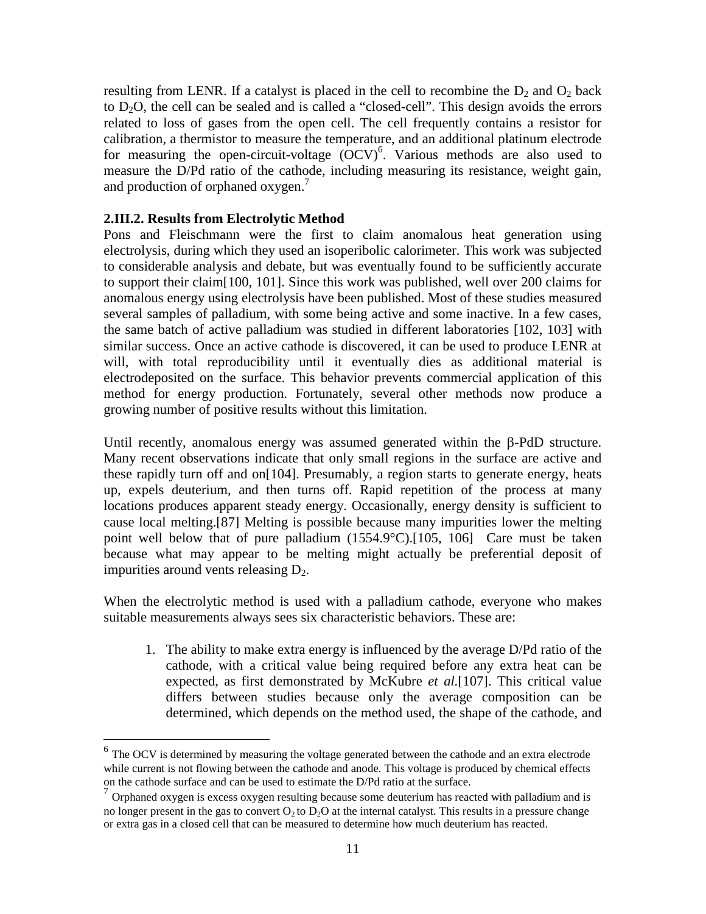resulting from LENR. If a catalyst is placed in the cell to recombine the $D_2$ and $O_2$ back to $D_2O$, the cell can be sealed and is called a "closed-cell". This design avoids the errors related to loss of gases from the open cell. The cell frequently contains a resistor for calibration, a thermistor to measure the temperature, and an additional platinum electrode for measuring the open-circuit-voltage (OCV)[6]. Various methods are also used to measure the D/Pd ratio of the cathode, including measuring its resistance, weight gain, and production of orphaned oxygen.[7]

**2.III.2. Results from Electrolytic Method**

Pons and Fleischmann were the first to claim anomalous heat generation using electrolysis, during which they used an isoperibolic calorimeter. This work was subjected to considerable analysis and debate, but was eventually found to be sufficiently accurate to support their claim[100, 101]. Since this work was published, well over 200 claims for anomalous energy using electrolysis have been published. Most of these studies measured several samples of palladium, with some being active and some inactive. In a few cases, the same batch of active palladium was studied in different laboratories [102, 103] with similar success. Once an active cathode is discovered, it can be used to produce LENR at will, with total reproducibility until it eventually dies as additional material is electrodeposited on the surface. This behavior prevents commercial application of this method for energy production. Fortunately, several other methods now produce a growing number of positive results without this limitation.

Until recently, anomalous energy was assumed generated within the $\beta$-PdD structure. Many recent observations indicate that only small regions in the surface are active and these rapidly turn off and on[104]. Presumably, a region starts to generate energy, heats up, expels deuterium, and then turns off. Rapid repetition of the process at many locations produces apparent steady energy. Occasionally, energy density is sufficient to cause local melting.[87] Melting is possible because many impurities lower the melting point well below that of pure palladium (1554.9°C).[105, 106] Care must be taken because what may appear to be melting might actually be preferential deposit of impurities around vents releasing $D_2$.

When the electrolytic method is used with a palladium cathode, everyone who makes suitable measurements always sees six characteristic behaviors. These are:

1. The ability to make extra energy is influenced by the average D/Pd ratio of the cathode, with a critical value being required before any extra heat can be expected, as first demonstrated by McKubre *et al.*[107]. This critical value differs between studies because only the average composition can be determined, which depends on the method used, the shape of the cathode, and

---

[6] The OCV is determined by measuring the voltage generated between the cathode and an extra electrode while current is not flowing between the cathode and anode. This voltage is produced by chemical effects on the cathode surface and can be used to estimate the D/Pd ratio at the surface.

[7] Orphaned oxygen is excess oxygen resulting because some deuterium has reacted with palladium and is no longer present in the gas to convert $O_2$ to $D_2O$ at the internal catalyst. This results in a pressure change or extra gas in a closed cell that can be measured to determine how much deuterium has reacted.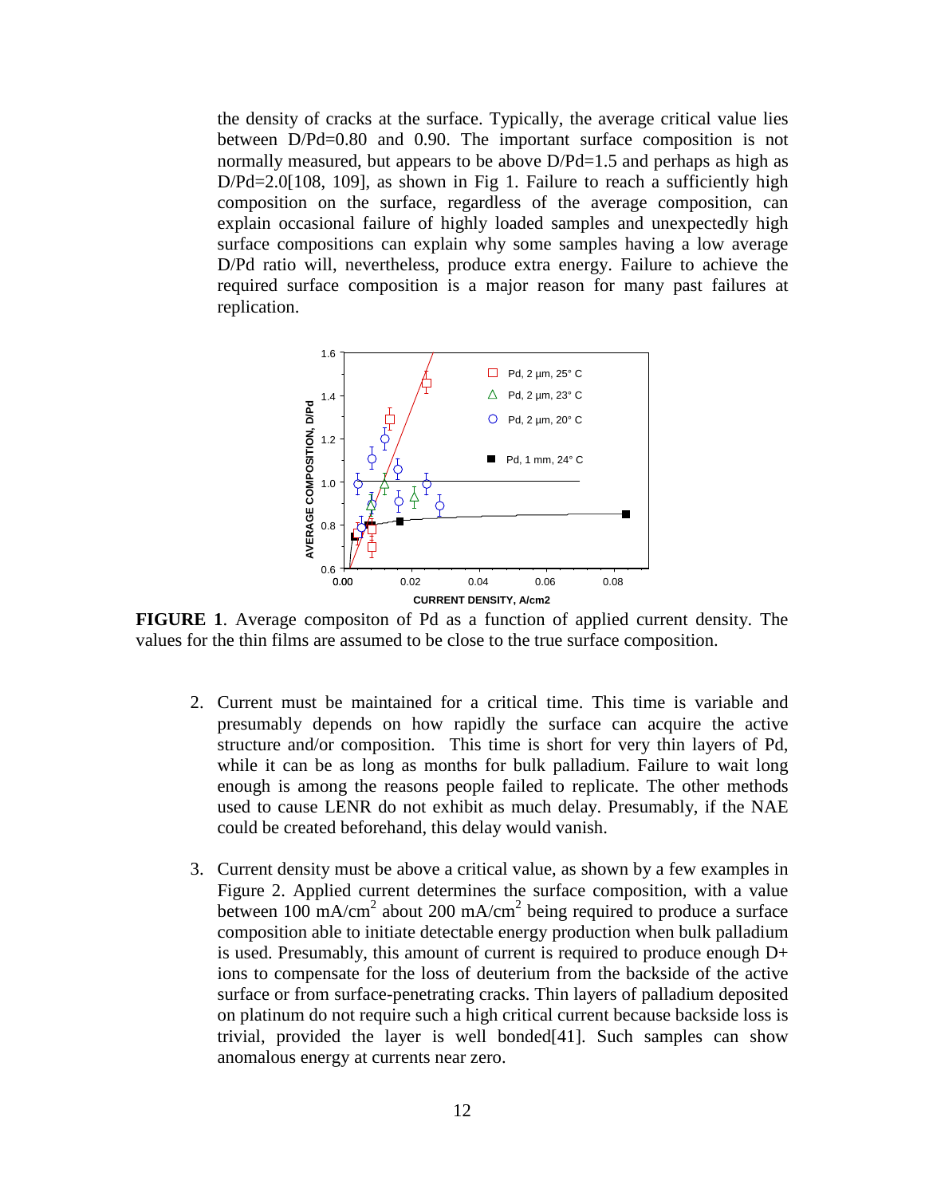the density of cracks at the surface. Typically, the average critical value lies between D/Pd=0.80 and 0.90. The important surface composition is not normally measured, but appears to be above D/Pd=1.5 and perhaps as high as D/Pd=2.0[108, 109], as shown in Fig 1. Failure to reach a sufficiently high composition on the surface, regardless of the average composition, can explain occasional failure of highly loaded samples and unexpectedly high surface compositions can explain why some samples having a low average D/Pd ratio will, nevertheless, produce extra energy. Failure to achieve the required surface composition is a major reason for many past failures at replication.

**FIGURE 1**. Average compositon of Pd as a function of applied current density. The values for the thin films are assumed to be close to the true surface composition.

2. Current must be maintained for a critical time. This time is variable and presumably depends on how rapidly the surface can acquire the active structure and/or composition. This time is short for very thin layers of Pd, while it can be as long as months for bulk palladium. Failure to wait long enough is among the reasons people failed to replicate. The other methods used to cause LENR do not exhibit as much delay. Presumably, if the NAE could be created beforehand, this delay would vanish.

3. Current density must be above a critical value, as shown by a few examples in Figure 2. Applied current determines the surface composition, with a value between 100 $mA/cm^2$ about 200 $mA/cm^2$ being required to produce a surface composition able to initiate detectable energy production when bulk palladium is used. Presumably, this amount of current is required to produce enough $D^+$ ions to compensate for the loss of deuterium from the backside of the active surface or from surface-penetrating cracks. Thin layers of palladium deposited on platinum do not require such a high critical current because backside loss is trivial, provided the layer is well bonded[41]. Such samples can show anomalous energy at currents near zero.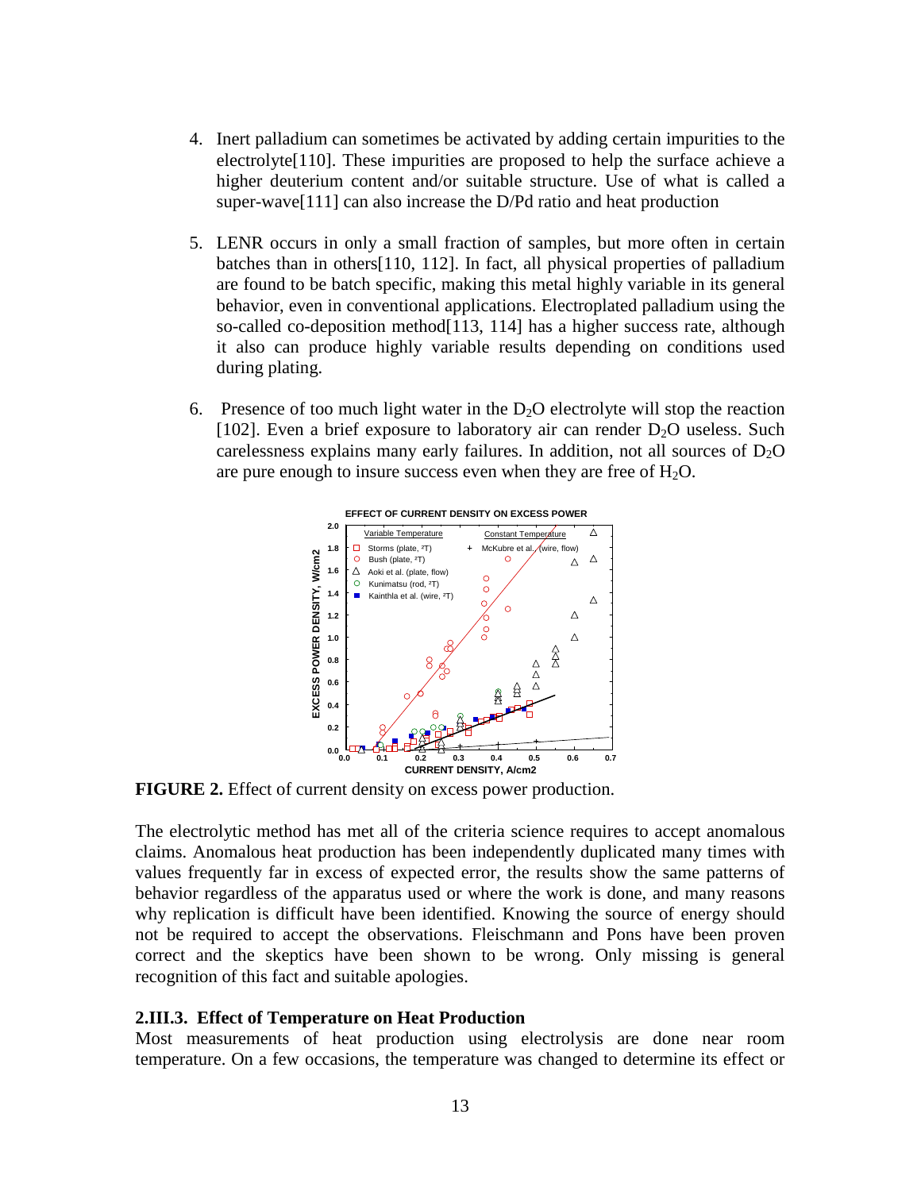4. Inert palladium can sometimes be activated by adding certain impurities to the electrolyte[110]. These impurities are proposed to help the surface achieve a higher deuterium content and/or suitable structure. Use of what is called a super-wave[111] can also increase the D/Pd ratio and heat production

5. LENR occurs in only a small fraction of samples, but more often in certain batches than in others[110, 112]. In fact, all physical properties of palladium are found to be batch specific, making this metal highly variable in its general behavior, even in conventional applications. Electroplated palladium using the so-called co-deposition method[113, 114] has a higher success rate, although it also can produce highly variable results depending on conditions used during plating.

6. Presence of too much light water in the $D_2O$ electrolyte will stop the reaction [102]. Even a brief exposure to laboratory air can render $D_2O$ useless. Such carelessness explains many early failures. In addition, not all sources of $D_2O$ are pure enough to insure success even when they are free of $H_2O$.

**FIGURE 2.** Effect of current density on excess power production.

The electrolytic method has met all of the criteria science requires to accept anomalous claims. Anomalous heat production has been independently duplicated many times with values frequently far in excess of expected error, the results show the same patterns of behavior regardless of the apparatus used or where the work is done, and many reasons why replication is difficult have been identified. Knowing the source of energy should not be required to accept the observations. Fleischmann and Pons have been proven correct and the skeptics have been shown to be wrong. Only missing is general recognition of this fact and suitable apologies.

### 2.III.3. Effect of Temperature on Heat Production

Most measurements of heat production using electrolysis are done near room temperature. On a few occasions, the temperature was changed to determine its effect or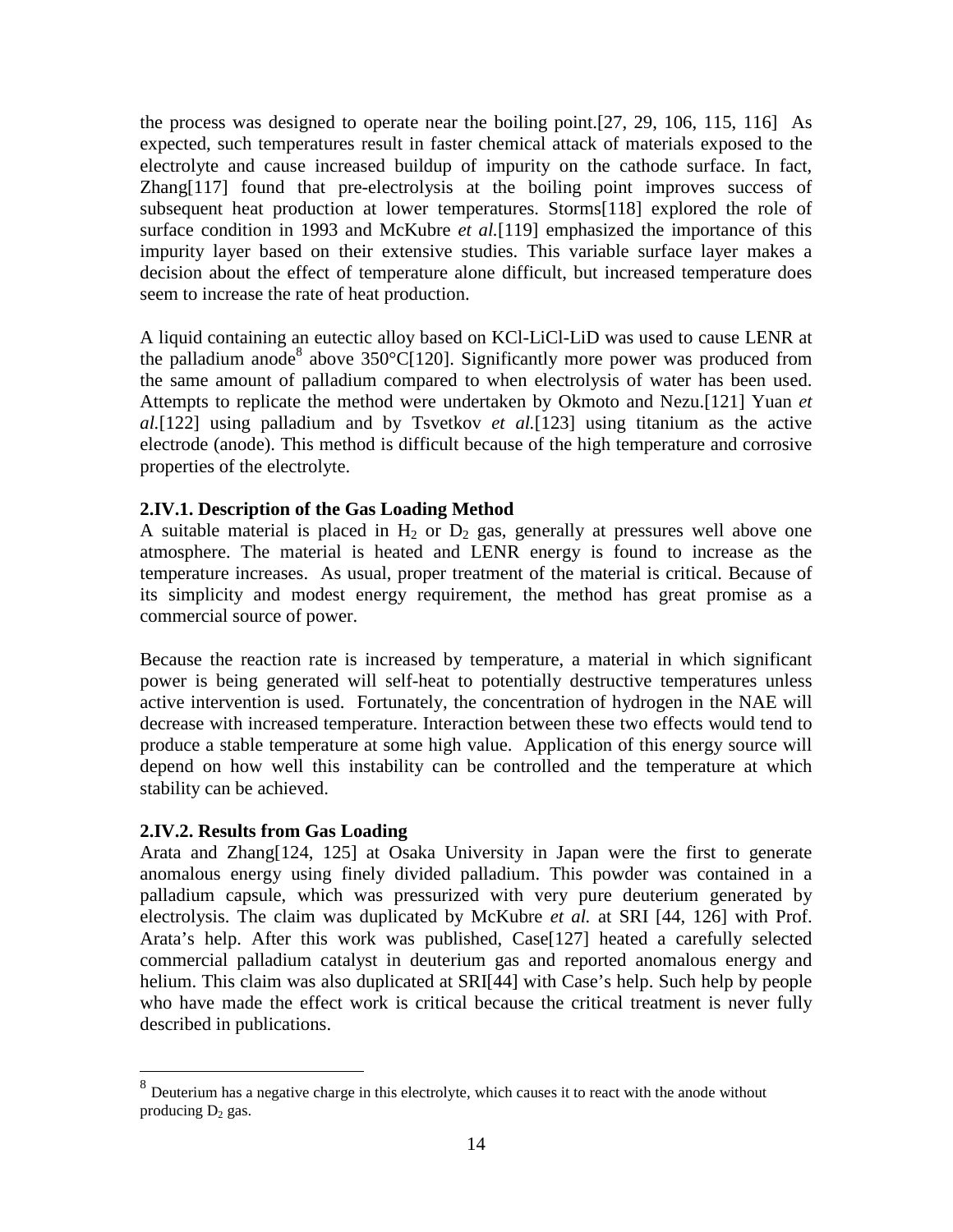the process was designed to operate near the boiling point.[27, 29, 106, 115, 116] As expected, such temperatures result in faster chemical attack of materials exposed to the electrolyte and cause increased buildup of impurity on the cathode surface. In fact, Zhang[117] found that pre-electrolysis at the boiling point improves success of subsequent heat production at lower temperatures. Storms[118] explored the role of surface condition in 1993 and McKubre *et al.*[119] emphasized the importance of this impurity layer based on their extensive studies. This variable surface layer makes a decision about the effect of temperature alone difficult, but increased temperature does seem to increase the rate of heat production.

A liquid containing an eutectic alloy based on KCl-LiCl-LiD was used to cause LENR at the palladium anode[8] above 350°C[120]. Significantly more power was produced from the same amount of palladium compared to when electrolysis of water has been used. Attempts to replicate the method were undertaken by Okmoto and Nezu.[121] Yuan *et al.*[122] using palladium and by Tsvetkov *et al.*[123] using titanium as the active electrode (anode). This method is difficult because of the high temperature and corrosive properties of the electrolyte.

### 2.IV.1. Description of the Gas Loading Method

A suitable material is placed in $H_2$ or $D_2$ gas, generally at pressures well above one atmosphere. The material is heated and LENR energy is found to increase as the temperature increases. As usual, proper treatment of the material is critical. Because of its simplicity and modest energy requirement, the method has great promise as a commercial source of power.

Because the reaction rate is increased by temperature, a material in which significant power is being generated will self-heat to potentially destructive temperatures unless active intervention is used. Fortunately, the concentration of hydrogen in the NAE will decrease with increased temperature. Interaction between these two effects would tend to produce a stable temperature at some high value. Application of this energy source will depend on how well this instability can be controlled and the temperature at which stability can be achieved.

### 2.IV.2. Results from Gas Loading

Arata and Zhang[124, 125] at Osaka University in Japan were the first to generate anomalous energy using finely divided palladium. This powder was contained in a palladium capsule, which was pressurized with very pure deuterium generated by electrolysis. The claim was duplicated by McKubre *et al.* at SRI [44, 126] with Prof. Arata's help. After this work was published, Case[127] heated a carefully selected commercial palladium catalyst in deuterium gas and reported anomalous energy and helium. This claim was also duplicated at SRI[44] with Case's help. Such help by people who have made the effect work is critical because the critical treatment is never fully described in publications.

---

[8] Deuterium has a negative charge in this electrolyte, which causes it to react with the anode without producing $D_2$ gas.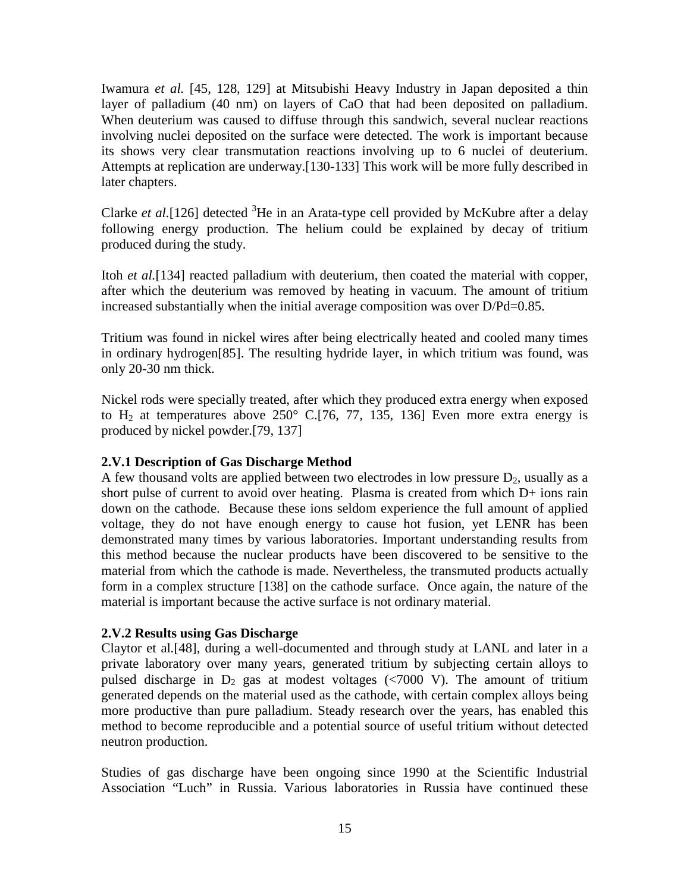Iwamura *et al.* [45, 128, 129] at Mitsubishi Heavy Industry in Japan deposited a thin layer of palladium (40 nm) on layers of CaO that had been deposited on palladium. When deuterium was caused to diffuse through this sandwich, several nuclear reactions involving nuclei deposited on the surface were detected. The work is important because its shows very clear transmutation reactions involving up to 6 nuclei of deuterium. Attempts at replication are underway.[130-133] This work will be more fully described in later chapters.

Clarke *et al.*[126] detected $^3$He in an Arata-type cell provided by McKubre after a delay following energy production. The helium could be explained by decay of tritium produced during the study.

Itoh *et al.*[134] reacted palladium with deuterium, then coated the material with copper, after which the deuterium was removed by heating in vacuum. The amount of tritium increased substantially when the initial average composition was over D/Pd=0.85.

Tritium was found in nickel wires after being electrically heated and cooled many times in ordinary hydrogen[85]. The resulting hydride layer, in which tritium was found, was only 20-30 nm thick.

Nickel rods were specially treated, after which they produced extra energy when exposed to $H_2$ at temperatures above 250° C.[76, 77, 135, 136] Even more extra energy is produced by nickel powder.[79, 137]

### 2.V.1 Description of Gas Discharge Method

A few thousand volts are applied between two electrodes in low pressure $D_2$, usually as a short pulse of current to avoid over heating. Plasma is created from which D+ ions rain down on the cathode. Because these ions seldom experience the full amount of applied voltage, they do not have enough energy to cause hot fusion, yet LENR has been demonstrated many times by various laboratories. Important understanding results from this method because the nuclear products have been discovered to be sensitive to the material from which the cathode is made. Nevertheless, the transmuted products actually form in a complex structure [138] on the cathode surface. Once again, the nature of the material is important because the active surface is not ordinary material.

### 2.V.2 Results using Gas Discharge

Claytor et al.[48], during a well-documented and through study at LANL and later in a private laboratory over many years, generated tritium by subjecting certain alloys to pulsed discharge in $D_2$ gas at modest voltages (<7000 V). The amount of tritium generated depends on the material used as the cathode, with certain complex alloys being more productive than pure palladium. Steady research over the years, has enabled this method to become reproducible and a potential source of useful tritium without detected neutron production.

Studies of gas discharge have been ongoing since 1990 at the Scientific Industrial Association "Luch" in Russia. Various laboratories in Russia have continued these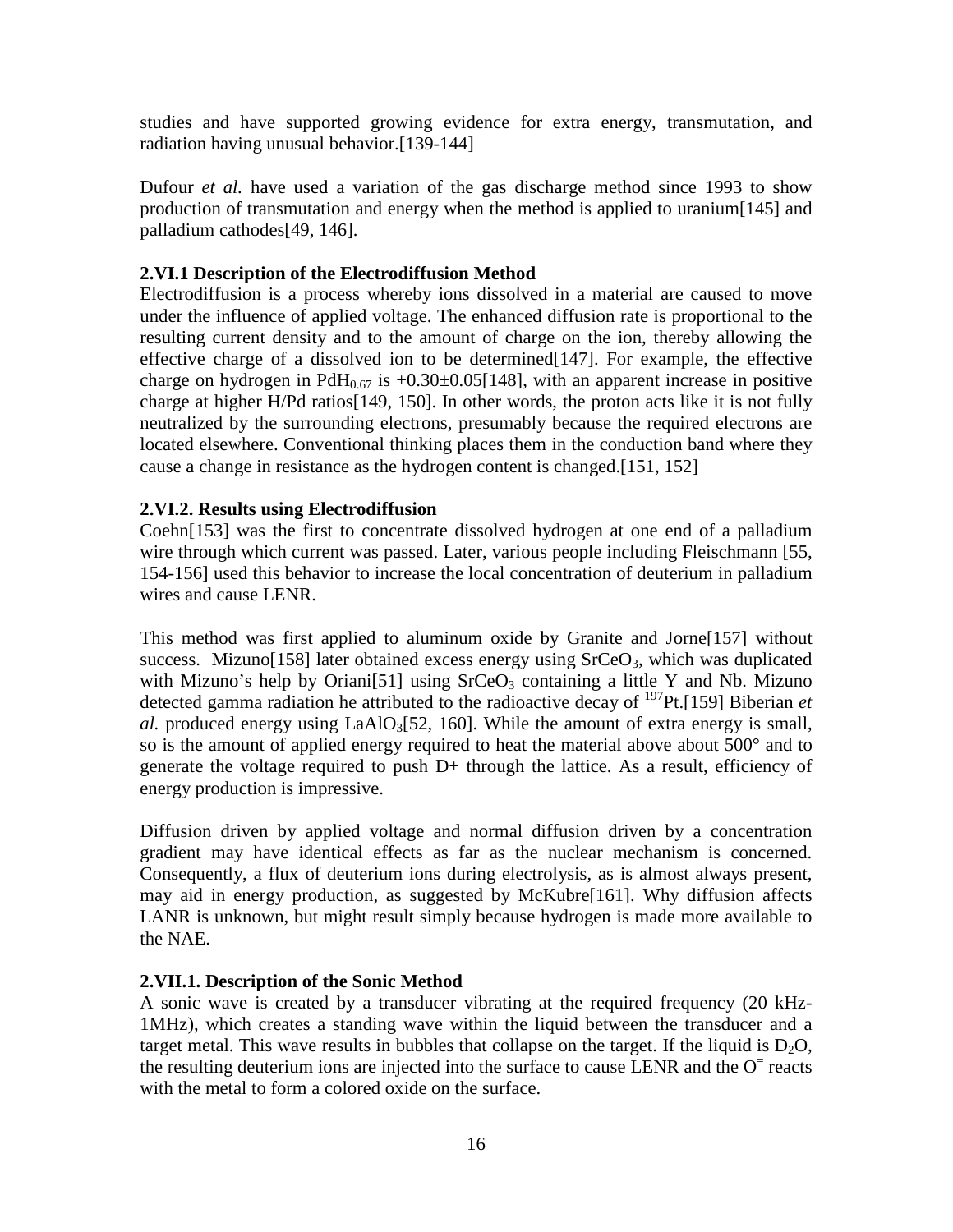studies and have supported growing evidence for extra energy, transmutation, and radiation having unusual behavior.[139-144]

Dufour *et al.* have used a variation of the gas discharge method since 1993 to show production of transmutation and energy when the method is applied to uranium[145] and palladium cathodes[49, 146].

### 2.VI.1 Description of the Electrodiffusion Method

Electrodiffusion is a process whereby ions dissolved in a material are caused to move under the influence of applied voltage. The enhanced diffusion rate is proportional to the resulting current density and to the amount of charge on the ion, thereby allowing the effective charge of a dissolved ion to be determined[147]. For example, the effective charge on hydrogen in $PdH_{0.67}$ is $+0.30\pm0.05$[148], with an apparent increase in positive charge at higher H/Pd ratios[149, 150]. In other words, the proton acts like it is not fully neutralized by the surrounding electrons, presumably because the required electrons are located elsewhere. Conventional thinking places them in the conduction band where they cause a change in resistance as the hydrogen content is changed.[151, 152]

### 2.VI.2. Results using Electrodiffusion

Coehn[153] was the first to concentrate dissolved hydrogen at one end of a palladium wire through which current was passed. Later, various people including Fleischmann [55, 154-156] used this behavior to increase the local concentration of deuterium in palladium wires and cause LENR.

This method was first applied to aluminum oxide by Granite and Jorne[157] without success. Mizuno[158] later obtained excess energy using $SrCeO_3$, which was duplicated with Mizuno's help by Oriani[51] using $SrCeO_3$ containing a little Y and Nb. Mizuno detected gamma radiation he attributed to the radioactive decay of $^{197}$Pt.[159] Biberian *et al.* produced energy using $LaAlO_3$[52, 160]. While the amount of extra energy is small, so is the amount of applied energy required to heat the material above about 500° and to generate the voltage required to push D+ through the lattice. As a result, efficiency of energy production is impressive.

Diffusion driven by applied voltage and normal diffusion driven by a concentration gradient may have identical effects as far as the nuclear mechanism is concerned. Consequently, a flux of deuterium ions during electrolysis, as is almost always present, may aid in energy production, as suggested by McKubre[161]. Why diffusion affects LANR is unknown, but might result simply because hydrogen is made more available to the NAE.

### 2.VII.1. Description of the Sonic Method

A sonic wave is created by a transducer vibrating at the required frequency (20 kHz-1MHz), which creates a standing wave within the liquid between the transducer and a target metal. This wave results in bubbles that collapse on the target. If the liquid is $D_2O$, the resulting deuterium ions are injected into the surface to cause LENR and the $O^{=}$ reacts with the metal to form a colored oxide on the surface.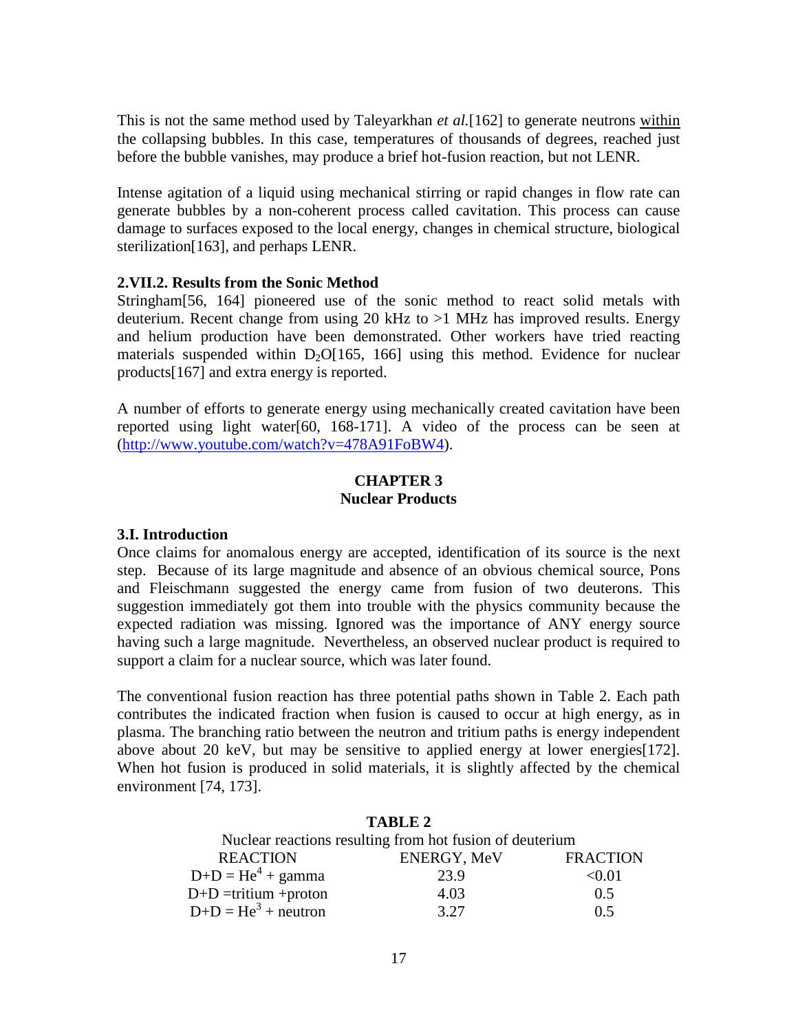This is not the same method used by Taleyarkhan *et al.*[162] to generate neutrons within the collapsing bubbles. In this case, temperatures of thousands of degrees, reached just before the bubble vanishes, may produce a brief hot-fusion reaction, but not LENR.

Intense agitation of a liquid using mechanical stirring or rapid changes in flow rate can generate bubbles by a non-coherent process called cavitation. This process can cause damage to surfaces exposed to the local energy, changes in chemical structure, biological sterilization[163], and perhaps LENR.

### 2.VII.2. Results from the Sonic Method

Stringham[56, 164] pioneered use of the sonic method to react solid metals with deuterium. Recent change from using 20 kHz to >1 MHz has improved results. Energy and helium production have been demonstrated. Other workers have tried reacting materials suspended within $D_2O$[165, 166] using this method. Evidence for nuclear products[167] and extra energy is reported.

A number of efforts to generate energy using mechanically created cavitation have been reported using light water[60, 168-171]. A video of the process can be seen at (http://www.youtube.com/watch?v=478A91FoBW4).

## CHAPTER 3
## Nuclear Products

### 3.I. Introduction

Once claims for anomalous energy are accepted, identification of its source is the next step. Because of its large magnitude and absence of an obvious chemical source, Pons and Fleischmann suggested the energy came from fusion of two deuterons. This suggestion immediately got them into trouble with the physics community because the expected radiation was missing. Ignored was the importance of ANY energy source having such a large magnitude. Nevertheless, an observed nuclear product is required to support a claim for a nuclear source, which was later found.

The conventional fusion reaction has three potential paths shown in Table 2. Each path contributes the indicated fraction when fusion is caused to occur at high energy, as in plasma. The branching ratio between the neutron and tritium paths is energy independent above about 20 keV, but may be sensitive to applied energy at lower energies[172]. When hot fusion is produced in solid materials, it is slightly affected by the chemical environment [74, 173].

**TABLE 2**

Nuclear reactions resulting from hot fusion of deuterium

| REACTION | ENERGY, MeV | FRACTION |
|---|---|---|
| D+D = $He^4$ + gamma | 23.9 | <0.01 |
| D+D =tritium +proton | 4.03 | 0.5 |
| D+D = $He^3$ + neutron | 3.27 | 0.5 |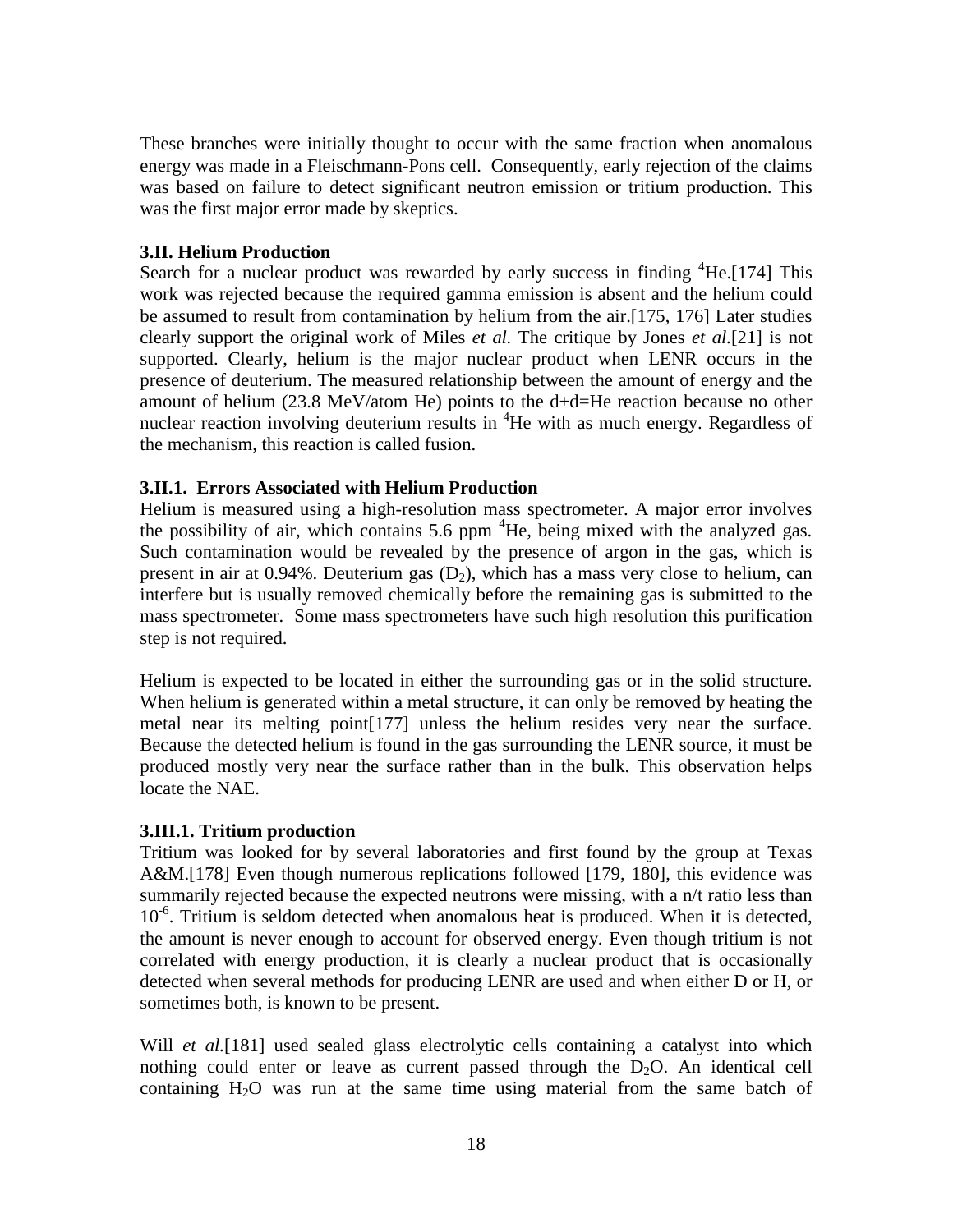These branches were initially thought to occur with the same fraction when anomalous energy was made in a Fleischmann-Pons cell. Consequently, early rejection of the claims was based on failure to detect significant neutron emission or tritium production. This was the first major error made by skeptics.

### 3.II. Helium Production

Search for a nuclear product was rewarded by early success in finding $^4$He.[174] This work was rejected because the required gamma emission is absent and the helium could be assumed to result from contamination by helium from the air.[175, 176] Later studies clearly support the original work of Miles *et al.* The critique by Jones *et al.*[21] is not supported. Clearly, helium is the major nuclear product when LENR occurs in the presence of deuterium. The measured relationship between the amount of energy and the amount of helium (23.8 MeV/atom He) points to the d+d=He reaction because no other nuclear reaction involving deuterium results in $^4$He with as much energy. Regardless of the mechanism, this reaction is called fusion.

### 3.II.1. Errors Associated with Helium Production

Helium is measured using a high-resolution mass spectrometer. A major error involves the possibility of air, which contains 5.6 ppm $^4$He, being mixed with the analyzed gas. Such contamination would be revealed by the presence of argon in the gas, which is present in air at 0.94%. Deuterium gas ($D_2$), which has a mass very close to helium, can interfere but is usually removed chemically before the remaining gas is submitted to the mass spectrometer. Some mass spectrometers have such high resolution this purification step is not required.

Helium is expected to be located in either the surrounding gas or in the solid structure. When helium is generated within a metal structure, it can only be removed by heating the metal near its melting point[177] unless the helium resides very near the surface. Because the detected helium is found in the gas surrounding the LENR source, it must be produced mostly very near the surface rather than in the bulk. This observation helps locate the NAE.

### 3.III.1. Tritium production

Tritium was looked for by several laboratories and first found by the group at Texas A&M.[178] Even though numerous replications followed [179, 180], this evidence was summarily rejected because the expected neutrons were missing, with a n/t ratio less than $10^{-6}$. Tritium is seldom detected when anomalous heat is produced. When it is detected, the amount is never enough to account for observed energy. Even though tritium is not correlated with energy production, it is clearly a nuclear product that is occasionally detected when several methods for producing LENR are used and when either D or H, or sometimes both, is known to be present.

Will *et al.*[181] used sealed glass electrolytic cells containing a catalyst into which nothing could enter or leave as current passed through the $D_2O$. An identical cell containing $H_2O$ was run at the same time using material from the same batch of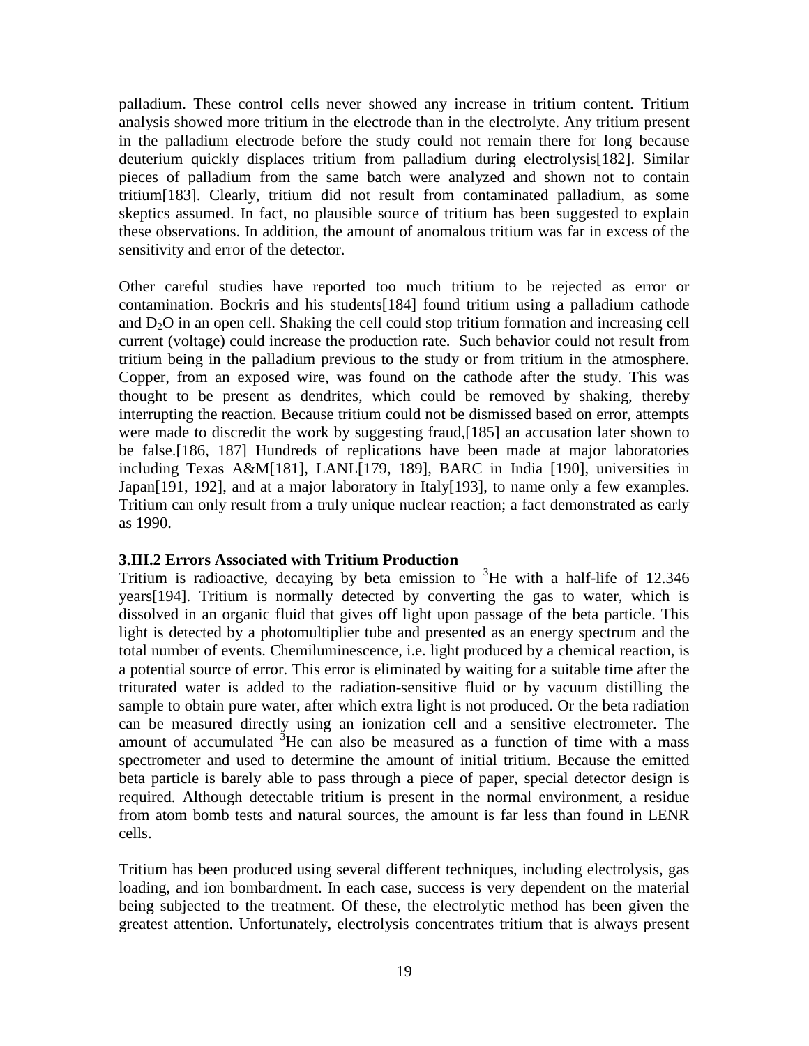palladium. These control cells never showed any increase in tritium content. Tritium analysis showed more tritium in the electrode than in the electrolyte. Any tritium present in the palladium electrode before the study could not remain there for long because deuterium quickly displaces tritium from palladium during electrolysis[182]. Similar pieces of palladium from the same batch were analyzed and shown not to contain tritium[183]. Clearly, tritium did not result from contaminated palladium, as some skeptics assumed. In fact, no plausible source of tritium has been suggested to explain these observations. In addition, the amount of anomalous tritium was far in excess of the sensitivity and error of the detector.

Other careful studies have reported too much tritium to be rejected as error or contamination. Bockris and his students[184] found tritium using a palladium cathode and $D_2O$ in an open cell. Shaking the cell could stop tritium formation and increasing cell current (voltage) could increase the production rate. Such behavior could not result from tritium being in the palladium previous to the study or from tritium in the atmosphere. Copper, from an exposed wire, was found on the cathode after the study. This was thought to be present as dendrites, which could be removed by shaking, thereby interrupting the reaction. Because tritium could not be dismissed based on error, attempts were made to discredit the work by suggesting fraud,[185] an accusation later shown to be false.[186, 187] Hundreds of replications have been made at major laboratories including Texas A&M[181], LANL[179, 189], BARC in India [190], universities in Japan[191, 192], and at a major laboratory in Italy[193], to name only a few examples. Tritium can only result from a truly unique nuclear reaction; a fact demonstrated as early as 1990.

### 3.III.2 Errors Associated with Tritium Production

Tritium is radioactive, decaying by beta emission to $^3He$ with a half-life of 12.346 years[194]. Tritium is normally detected by converting the gas to water, which is dissolved in an organic fluid that gives off light upon passage of the beta particle. This light is detected by a photomultiplier tube and presented as an energy spectrum and the total number of events. Chemiluminescence, i.e. light produced by a chemical reaction, is a potential source of error. This error is eliminated by waiting for a suitable time after the triturated water is added to the radiation-sensitive fluid or by vacuum distilling the sample to obtain pure water, after which extra light is not produced. Or the beta radiation can be measured directly using an ionization cell and a sensitive electrometer. The amount of accumulated $^3He$ can also be measured as a function of time with a mass spectrometer and used to determine the amount of initial tritium. Because the emitted beta particle is barely able to pass through a piece of paper, special detector design is required. Although detectable tritium is present in the normal environment, a residue from atom bomb tests and natural sources, the amount is far less than found in LENR cells.

Tritium has been produced using several different techniques, including electrolysis, gas loading, and ion bombardment. In each case, success is very dependent on the material being subjected to the treatment. Of these, the electrolytic method has been given the greatest attention. Unfortunately, electrolysis concentrates tritium that is always present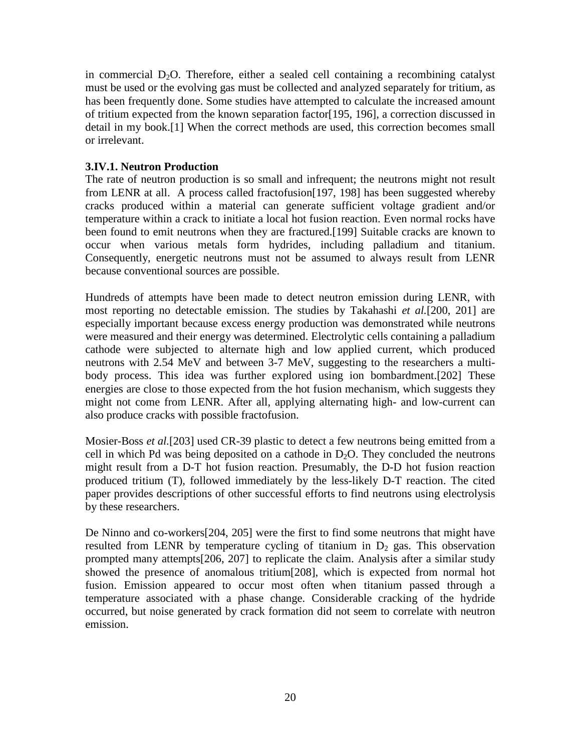in commercial $D_2O$. Therefore, either a sealed cell containing a recombining catalyst must be used or the evolving gas must be collected and analyzed separately for tritium, as has been frequently done. Some studies have attempted to calculate the increased amount of tritium expected from the known separation factor[195, 196], a correction discussed in detail in my book.[1] When the correct methods are used, this correction becomes small or irrelevant.

### 3.IV.1. Neutron Production

The rate of neutron production is so small and infrequent; the neutrons might not result from LENR at all. A process called fractofusion[197, 198] has been suggested whereby cracks produced within a material can generate sufficient voltage gradient and/or temperature within a crack to initiate a local hot fusion reaction. Even normal rocks have been found to emit neutrons when they are fractured.[199] Suitable cracks are known to occur when various metals form hydrides, including palladium and titanium. Consequently, energetic neutrons must not be assumed to always result from LENR because conventional sources are possible.

Hundreds of attempts have been made to detect neutron emission during LENR, with most reporting no detectable emission. The studies by Takahashi *et al.*[200, 201] are especially important because excess energy production was demonstrated while neutrons were measured and their energy was determined. Electrolytic cells containing a palladium cathode were subjected to alternate high and low applied current, which produced neutrons with 2.54 MeV and between 3-7 MeV, suggesting to the researchers a multi-body process. This idea was further explored using ion bombardment.[202] These energies are close to those expected from the hot fusion mechanism, which suggests they might not come from LENR. After all, applying alternating high- and low-current can also produce cracks with possible fractofusion.

Mosier-Boss *et al.*[203] used CR-39 plastic to detect a few neutrons being emitted from a cell in which Pd was being deposited on a cathode in $D_2O$. They concluded the neutrons might result from a D-T hot fusion reaction. Presumably, the D-D hot fusion reaction produced tritium (T), followed immediately by the less-likely D-T reaction. The cited paper provides descriptions of other successful efforts to find neutrons using electrolysis by these researchers.

De Ninno and co-workers[204, 205] were the first to find some neutrons that might have resulted from LENR by temperature cycling of titanium in $D_2$ gas. This observation prompted many attempts[206, 207] to replicate the claim. Analysis after a similar study showed the presence of anomalous tritium[208], which is expected from normal hot fusion. Emission appeared to occur most often when titanium passed through a temperature associated with a phase change. Considerable cracking of the hydride occurred, but noise generated by crack formation did not seem to correlate with neutron emission.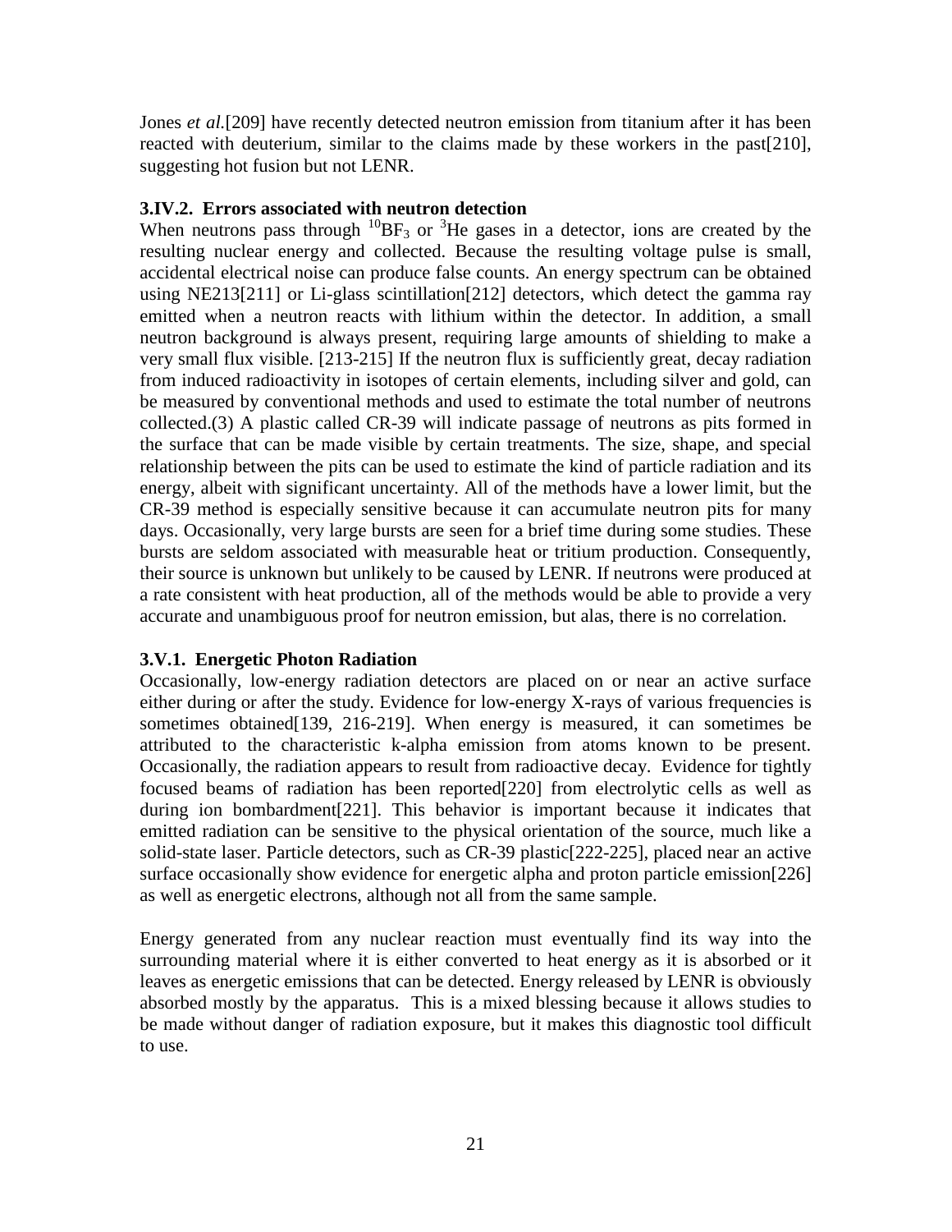Jones *et al.*[209] have recently detected neutron emission from titanium after it has been reacted with deuterium, similar to the claims made by these workers in the past[210], suggesting hot fusion but not LENR.

### 3.IV.2. Errors associated with neutron detection

When neutrons pass through $^{10}BF_3$ or $^{3}He$ gases in a detector, ions are created by the resulting nuclear energy and collected. Because the resulting voltage pulse is small, accidental electrical noise can produce false counts. An energy spectrum can be obtained using NE213[211] or Li-glass scintillation[212] detectors, which detect the gamma ray emitted when a neutron reacts with lithium within the detector. In addition, a small neutron background is always present, requiring large amounts of shielding to make a very small flux visible. [213-215] If the neutron flux is sufficiently great, decay radiation from induced radioactivity in isotopes of certain elements, including silver and gold, can be measured by conventional methods and used to estimate the total number of neutrons collected.(3) A plastic called CR-39 will indicate passage of neutrons as pits formed in the surface that can be made visible by certain treatments. The size, shape, and special relationship between the pits can be used to estimate the kind of particle radiation and its energy, albeit with significant uncertainty. All of the methods have a lower limit, but the CR-39 method is especially sensitive because it can accumulate neutron pits for many days. Occasionally, very large bursts are seen for a brief time during some studies. These bursts are seldom associated with measurable heat or tritium production. Consequently, their source is unknown but unlikely to be caused by LENR. If neutrons were produced at a rate consistent with heat production, all of the methods would be able to provide a very accurate and unambiguous proof for neutron emission, but alas, there is no correlation.

### 3.V.1. Energetic Photon Radiation

Occasionally, low-energy radiation detectors are placed on or near an active surface either during or after the study. Evidence for low-energy X-rays of various frequencies is sometimes obtained[139, 216-219]. When energy is measured, it can sometimes be attributed to the characteristic k-alpha emission from atoms known to be present. Occasionally, the radiation appears to result from radioactive decay. Evidence for tightly focused beams of radiation has been reported[220] from electrolytic cells as well as during ion bombardment[221]. This behavior is important because it indicates that emitted radiation can be sensitive to the physical orientation of the source, much like a solid-state laser. Particle detectors, such as CR-39 plastic[222-225], placed near an active surface occasionally show evidence for energetic alpha and proton particle emission[226] as well as energetic electrons, although not all from the same sample.

Energy generated from any nuclear reaction must eventually find its way into the surrounding material where it is either converted to heat energy as it is absorbed or it leaves as energetic emissions that can be detected. Energy released by LENR is obviously absorbed mostly by the apparatus. This is a mixed blessing because it allows studies to be made without danger of radiation exposure, but it makes this diagnostic tool difficult to use.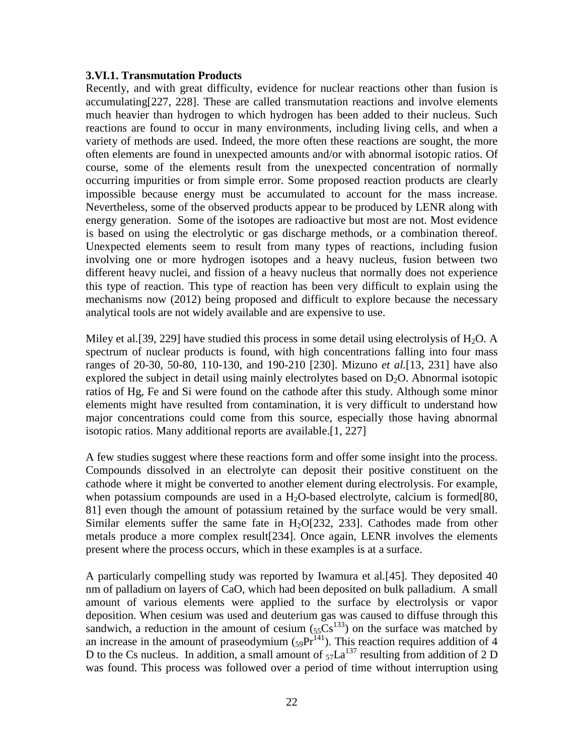### 3.VI.1. Transmutation Products

Recently, and with great difficulty, evidence for nuclear reactions other than fusion is accumulating[227, 228]. These are called transmutation reactions and involve elements much heavier than hydrogen to which hydrogen has been added to their nucleus. Such reactions are found to occur in many environments, including living cells, and when a variety of methods are used. Indeed, the more often these reactions are sought, the more often elements are found in unexpected amounts and/or with abnormal isotopic ratios. Of course, some of the elements result from the unexpected concentration of normally occurring impurities or from simple error. Some proposed reaction products are clearly impossible because energy must be accumulated to account for the mass increase. Nevertheless, some of the observed products appear to be produced by LENR along with energy generation. Some of the isotopes are radioactive but most are not. Most evidence is based on using the electrolytic or gas discharge methods, or a combination thereof. Unexpected elements seem to result from many types of reactions, including fusion involving one or more hydrogen isotopes and a heavy nucleus, fusion between two different heavy nuclei, and fission of a heavy nucleus that normally does not experience this type of reaction. This type of reaction has been very difficult to explain using the mechanisms now (2012) being proposed and difficult to explore because the necessary analytical tools are not widely available and are expensive to use.

Miley et al.[39, 229] have studied this process in some detail using electrolysis of $H_2O$. A spectrum of nuclear products is found, with high concentrations falling into four mass ranges of 20-30, 50-80, 110-130, and 190-210 [230]. Mizuno *et al.*[13, 231] have also explored the subject in detail using mainly electrolytes based on $D_2O$. Abnormal isotopic ratios of Hg, Fe and Si were found on the cathode after this study. Although some minor elements might have resulted from contamination, it is very difficult to understand how major concentrations could come from this source, especially those having abnormal isotopic ratios. Many additional reports are available.[1, 227]

A few studies suggest where these reactions form and offer some insight into the process. Compounds dissolved in an electrolyte can deposit their positive constituent on the cathode where it might be converted to another element during electrolysis. For example, when potassium compounds are used in a $H_2O$-based electrolyte, calcium is formed[80, 81] even though the amount of potassium retained by the surface would be very small. Similar elements suffer the same fate in $H_2O$[232, 233]. Cathodes made from other metals produce a more complex result[234]. Once again, LENR involves the elements present where the process occurs, which in these examples is at a surface.

A particularly compelling study was reported by Iwamura et al.[45]. They deposited 40 nm of palladium on layers of CaO, which had been deposited on bulk palladium. A small amount of various elements were applied to the surface by electrolysis or vapor deposition. When cesium was used and deuterium gas was caused to diffuse through this sandwich, a reduction in the amount of cesium (${}_{55}Cs^{133}$) on the surface was matched by an increase in the amount of praseodymium (${}_{59}Pr^{141}$). This reaction requires addition of 4 D to the Cs nucleus. In addition, a small amount of ${}_{57}La^{137}$ resulting from addition of 2 D was found. This process was followed over a period of time without interruption using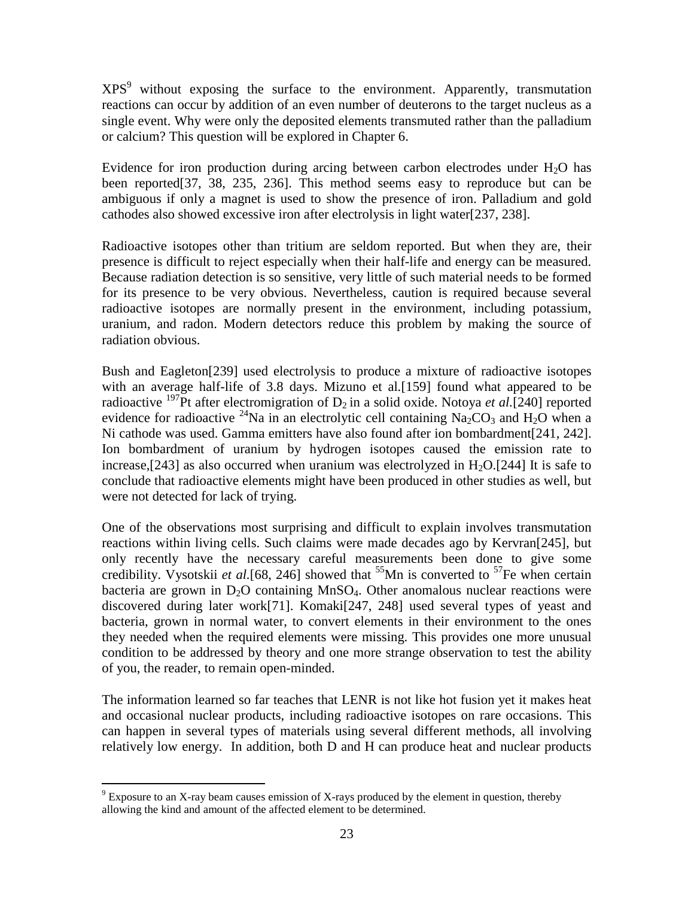XPS[9] without exposing the surface to the environment. Apparently, transmutation reactions can occur by addition of an even number of deuterons to the target nucleus as a single event. Why were only the deposited elements transmuted rather than the palladium or calcium? This question will be explored in Chapter 6.

Evidence for iron production during arcing between carbon electrodes under $H_2O$ has been reported[37, 38, 235, 236]. This method seems easy to reproduce but can be ambiguous if only a magnet is used to show the presence of iron. Palladium and gold cathodes also showed excessive iron after electrolysis in light water[237, 238].

Radioactive isotopes other than tritium are seldom reported. But when they are, their presence is difficult to reject especially when their half-life and energy can be measured. Because radiation detection is so sensitive, very little of such material needs to be formed for its presence to be very obvious. Nevertheless, caution is required because several radioactive isotopes are normally present in the environment, including potassium, uranium, and radon. Modern detectors reduce this problem by making the source of radiation obvious.

Bush and Eagleton[239] used electrolysis to produce a mixture of radioactive isotopes with an average half-life of 3.8 days. Mizuno et al.[159] found what appeared to be radioactive $^{197}Pt$ after electromigration of $D_2$ in a solid oxide. Notoya *et al.*[240] reported evidence for radioactive $^{24}Na$ in an electrolytic cell containing $Na_2CO_3$ and $H_2O$ when a Ni cathode was used. Gamma emitters have also found after ion bombardment[241, 242]. Ion bombardment of uranium by hydrogen isotopes caused the emission rate to increase,[243] as also occurred when uranium was electrolyzed in $H_2O$.[244] It is safe to conclude that radioactive elements might have been produced in other studies as well, but were not detected for lack of trying.

One of the observations most surprising and difficult to explain involves transmutation reactions within living cells. Such claims were made decades ago by Kervran[245], but only recently have the necessary careful measurements been done to give some credibility. Vysotskii *et al*.[68, 246] showed that $^{55}Mn$ is converted to $^{57}Fe$ when certain bacteria are grown in $D_2O$ containing $MnSO_4$. Other anomalous nuclear reactions were discovered during later work[71]. Komaki[247, 248] used several types of yeast and bacteria, grown in normal water, to convert elements in their environment to the ones they needed when the required elements were missing. This provides one more unusual condition to be addressed by theory and one more strange observation to test the ability of you, the reader, to remain open-minded.

The information learned so far teaches that LENR is not like hot fusion yet it makes heat and occasional nuclear products, including radioactive isotopes on rare occasions. This can happen in several types of materials using several different methods, all involving relatively low energy. In addition, both D and H can produce heat and nuclear products

[9] Exposure to an X-ray beam causes emission of X-rays produced by the element in question, thereby allowing the kind and amount of the affected element to be determined.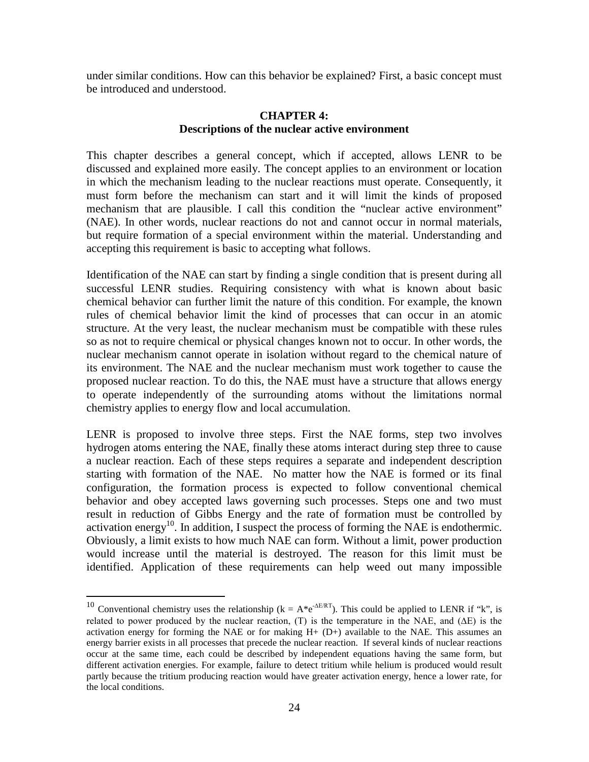under similar conditions. How can this behavior be explained? First, a basic concept must be introduced and understood.

## CHAPTER 4:
## Descriptions of the nuclear active environment

This chapter describes a general concept, which if accepted, allows LENR to be discussed and explained more easily. The concept applies to an environment or location in which the mechanism leading to the nuclear reactions must operate. Consequently, it must form before the mechanism can start and it will limit the kinds of proposed mechanism that are plausible. I call this condition the "nuclear active environment" (NAE). In other words, nuclear reactions do not and cannot occur in normal materials, but require formation of a special environment within the material. Understanding and accepting this requirement is basic to accepting what follows.

Identification of the NAE can start by finding a single condition that is present during all successful LENR studies. Requiring consistency with what is known about basic chemical behavior can further limit the nature of this condition. For example, the known rules of chemical behavior limit the kind of processes that can occur in an atomic structure. At the very least, the nuclear mechanism must be compatible with these rules so as not to require chemical or physical changes known not to occur. In other words, the nuclear mechanism cannot operate in isolation without regard to the chemical nature of its environment. The NAE and the nuclear mechanism must work together to cause the proposed nuclear reaction. To do this, the NAE must have a structure that allows energy to operate independently of the surrounding atoms without the limitations normal chemistry applies to energy flow and local accumulation.

LENR is proposed to involve three steps. First the NAE forms, step two involves hydrogen atoms entering the NAE, finally these atoms interact during step three to cause a nuclear reaction. Each of these steps requires a separate and independent description starting with formation of the NAE. No matter how the NAE is formed or its final configuration, the formation process is expected to follow conventional chemical behavior and obey accepted laws governing such processes. Steps one and two must result in reduction of Gibbs Energy and the rate of formation must be controlled by activation energy[10]. In addition, I suspect the process of forming the NAE is endothermic. Obviously, a limit exists to how much NAE can form. Without a limit, power production would increase until the material is destroyed. The reason for this limit must be identified. Application of these requirements can help weed out many impossible

---

[10] Conventional chemistry uses the relationship ($k = A*e^{-\Delta E/RT}$). This could be applied to LENR if "k", is related to power produced by the nuclear reaction, (T) is the temperature in the NAE, and ($\Delta E$) is the activation energy for forming the NAE or for making $H+$ ($D+$) available to the NAE. This assumes an energy barrier exists in all processes that precede the nuclear reaction. If several kinds of nuclear reactions occur at the same time, each could be described by independent equations having the same form, but different activation energies. For example, failure to detect tritium while helium is produced would result partly because the tritium producing reaction would have greater activation energy, hence a lower rate, for the local conditions.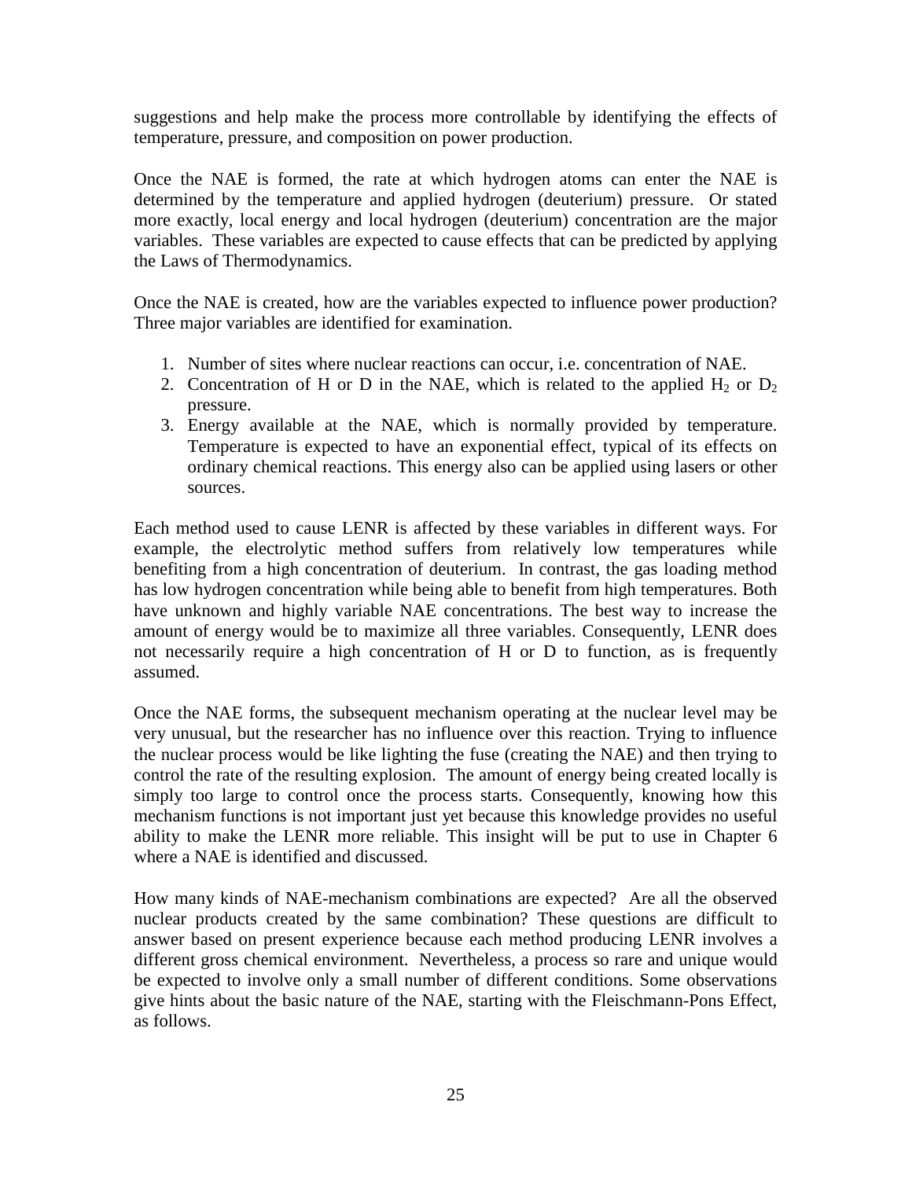suggestions and help make the process more controllable by identifying the effects of temperature, pressure, and composition on power production.

Once the NAE is formed, the rate at which hydrogen atoms can enter the NAE is determined by the temperature and applied hydrogen (deuterium) pressure. Or stated more exactly, local energy and local hydrogen (deuterium) concentration are the major variables. These variables are expected to cause effects that can be predicted by applying the Laws of Thermodynamics.

Once the NAE is created, how are the variables expected to influence power production? Three major variables are identified for examination.

1. Number of sites where nuclear reactions can occur, i.e. concentration of NAE.
2. Concentration of H or D in the NAE, which is related to the applied $H_2$ or $D_2$ pressure.
3. Energy available at the NAE, which is normally provided by temperature. Temperature is expected to have an exponential effect, typical of its effects on ordinary chemical reactions. This energy also can be applied using lasers or other sources.

Each method used to cause LENR is affected by these variables in different ways. For example, the electrolytic method suffers from relatively low temperatures while benefiting from a high concentration of deuterium. In contrast, the gas loading method has low hydrogen concentration while being able to benefit from high temperatures. Both have unknown and highly variable NAE concentrations. The best way to increase the amount of energy would be to maximize all three variables. Consequently, LENR does not necessarily require a high concentration of H or D to function, as is frequently assumed.

Once the NAE forms, the subsequent mechanism operating at the nuclear level may be very unusual, but the researcher has no influence over this reaction. Trying to influence the nuclear process would be like lighting the fuse (creating the NAE) and then trying to control the rate of the resulting explosion. The amount of energy being created locally is simply too large to control once the process starts. Consequently, knowing how this mechanism functions is not important just yet because this knowledge provides no useful ability to make the LENR more reliable. This insight will be put to use in Chapter 6 where a NAE is identified and discussed.

How many kinds of NAE-mechanism combinations are expected? Are all the observed nuclear products created by the same combination? These questions are difficult to answer based on present experience because each method producing LENR involves a different gross chemical environment. Nevertheless, a process so rare and unique would be expected to involve only a small number of different conditions. Some observations give hints about the basic nature of the NAE, starting with the Fleischmann-Pons Effect, as follows.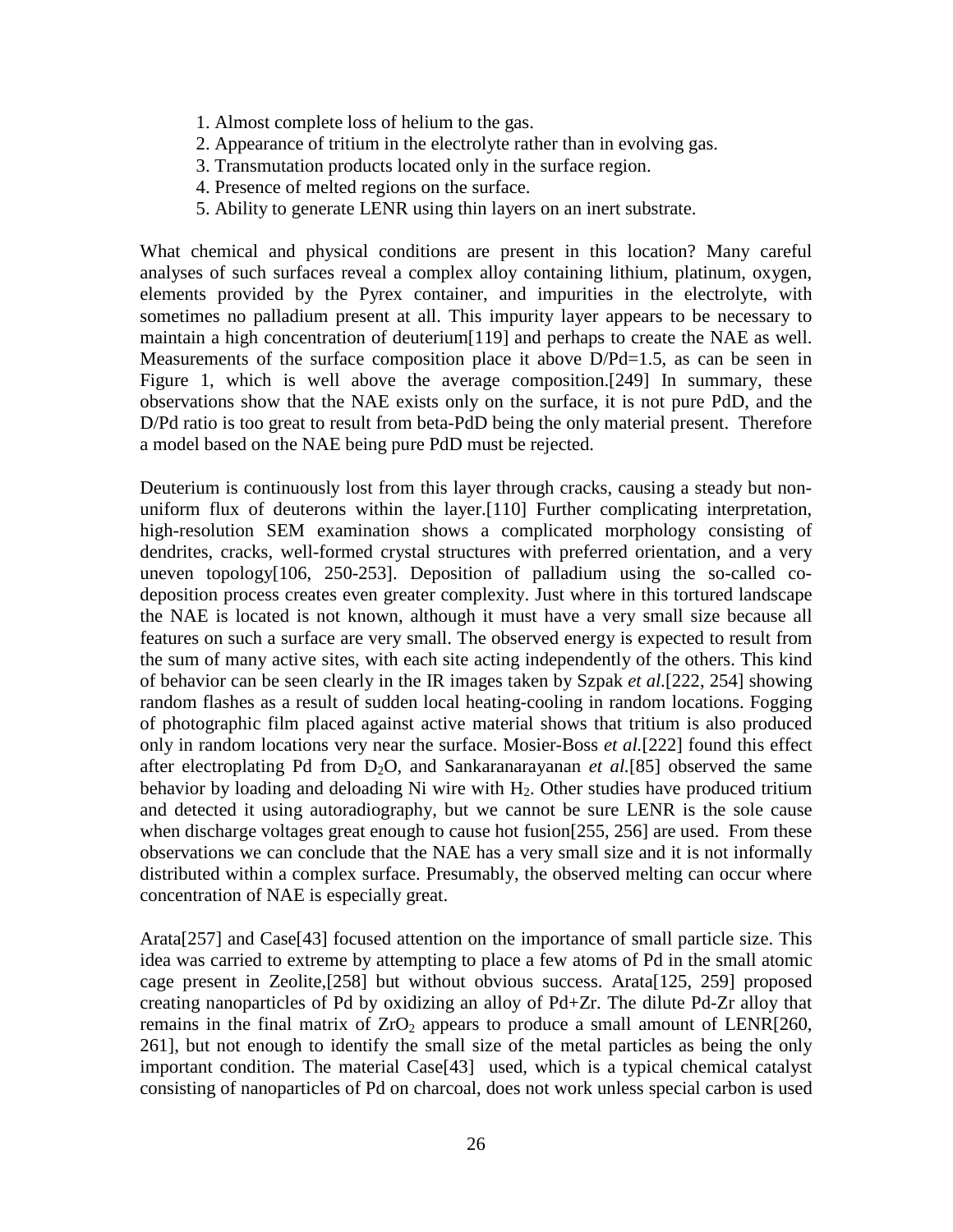1. Almost complete loss of helium to the gas.
2. Appearance of tritium in the electrolyte rather than in evolving gas.
3. Transmutation products located only in the surface region.
4. Presence of melted regions on the surface.
5. Ability to generate LENR using thin layers on an inert substrate.

What chemical and physical conditions are present in this location? Many careful analyses of such surfaces reveal a complex alloy containing lithium, platinum, oxygen, elements provided by the Pyrex container, and impurities in the electrolyte, with sometimes no palladium present at all. This impurity layer appears to be necessary to maintain a high concentration of deuterium[119] and perhaps to create the NAE as well. Measurements of the surface composition place it above D/Pd=1.5, as can be seen in Figure 1, which is well above the average composition.[249] In summary, these observations show that the NAE exists only on the surface, it is not pure PdD, and the D/Pd ratio is too great to result from beta-PdD being the only material present. Therefore a model based on the NAE being pure PdD must be rejected.

Deuterium is continuously lost from this layer through cracks, causing a steady but non-uniform flux of deuterons within the layer.[110] Further complicating interpretation, high-resolution SEM examination shows a complicated morphology consisting of dendrites, cracks, well-formed crystal structures with preferred orientation, and a very uneven topology[106, 250-253]. Deposition of palladium using the so-called co-deposition process creates even greater complexity. Just where in this tortured landscape the NAE is located is not known, although it must have a very small size because all features on such a surface are very small. The observed energy is expected to result from the sum of many active sites, with each site acting independently of the others. This kind of behavior can be seen clearly in the IR images taken by Szpak *et al.*[222, 254] showing random flashes as a result of sudden local heating-cooling in random locations. Fogging of photographic film placed against active material shows that tritium is also produced only in random locations very near the surface. Mosier-Boss *et al.*[222] found this effect after electroplating Pd from $D_2O$, and Sankaranarayanan *et al.*[85] observed the same behavior by loading and deloading Ni wire with $H_2$. Other studies have produced tritium and detected it using autoradiography, but we cannot be sure LENR is the sole cause when discharge voltages great enough to cause hot fusion[255, 256] are used. From these observations we can conclude that the NAE has a very small size and it is not informally distributed within a complex surface. Presumably, the observed melting can occur where concentration of NAE is especially great.

Arata[257] and Case[43] focused attention on the importance of small particle size. This idea was carried to extreme by attempting to place a few atoms of Pd in the small atomic cage present in Zeolite,[258] but without obvious success. Arata[125, 259] proposed creating nanoparticles of Pd by oxidizing an alloy of Pd+Zr. The dilute Pd-Zr alloy that remains in the final matrix of $ZrO_2$ appears to produce a small amount of LENR[260, 261], but not enough to identify the small size of the metal particles as being the only important condition. The material Case[43] used, which is a typical chemical catalyst consisting of nanoparticles of Pd on charcoal, does not work unless special carbon is used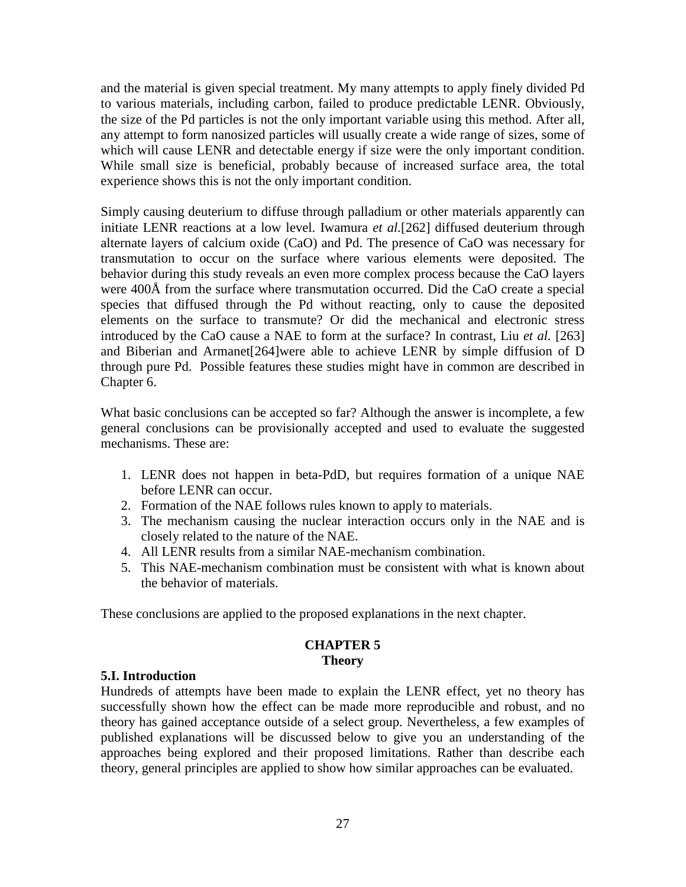and the material is given special treatment. My many attempts to apply finely divided Pd to various materials, including carbon, failed to produce predictable LENR. Obviously, the size of the Pd particles is not the only important variable using this method. After all, any attempt to form nanosized particles will usually create a wide range of sizes, some of which will cause LENR and detectable energy if size were the only important condition. While small size is beneficial, probably because of increased surface area, the total experience shows this is not the only important condition.

Simply causing deuterium to diffuse through palladium or other materials apparently can initiate LENR reactions at a low level. Iwamura *et al.*[262] diffused deuterium through alternate layers of calcium oxide (CaO) and Pd. The presence of CaO was necessary for transmutation to occur on the surface where various elements were deposited. The behavior during this study reveals an even more complex process because the CaO layers were 400Å from the surface where transmutation occurred. Did the CaO create a special species that diffused through the Pd without reacting, only to cause the deposited elements on the surface to transmute? Or did the mechanical and electronic stress introduced by the CaO cause a NAE to form at the surface? In contrast, Liu *et al.* [263] and Biberian and Armanet[264]were able to achieve LENR by simple diffusion of D through pure Pd. Possible features these studies might have in common are described in Chapter 6.

What basic conclusions can be accepted so far? Although the answer is incomplete, a few general conclusions can be provisionally accepted and used to evaluate the suggested mechanisms. These are:

1. LENR does not happen in beta-PdD, but requires formation of a unique NAE before LENR can occur.
2. Formation of the NAE follows rules known to apply to materials.
3. The mechanism causing the nuclear interaction occurs only in the NAE and is closely related to the nature of the NAE.
4. All LENR results from a similar NAE-mechanism combination.
5. This NAE-mechanism combination must be consistent with what is known about the behavior of materials.

These conclusions are applied to the proposed explanations in the next chapter.

# CHAPTER 5
# Theory

### 5.I. Introduction

Hundreds of attempts have been made to explain the LENR effect, yet no theory has successfully shown how the effect can be made more reproducible and robust, and no theory has gained acceptance outside of a select group. Nevertheless, a few examples of published explanations will be discussed below to give you an understanding of the approaches being explored and their proposed limitations. Rather than describe each theory, general principles are applied to show how similar approaches can be evaluated.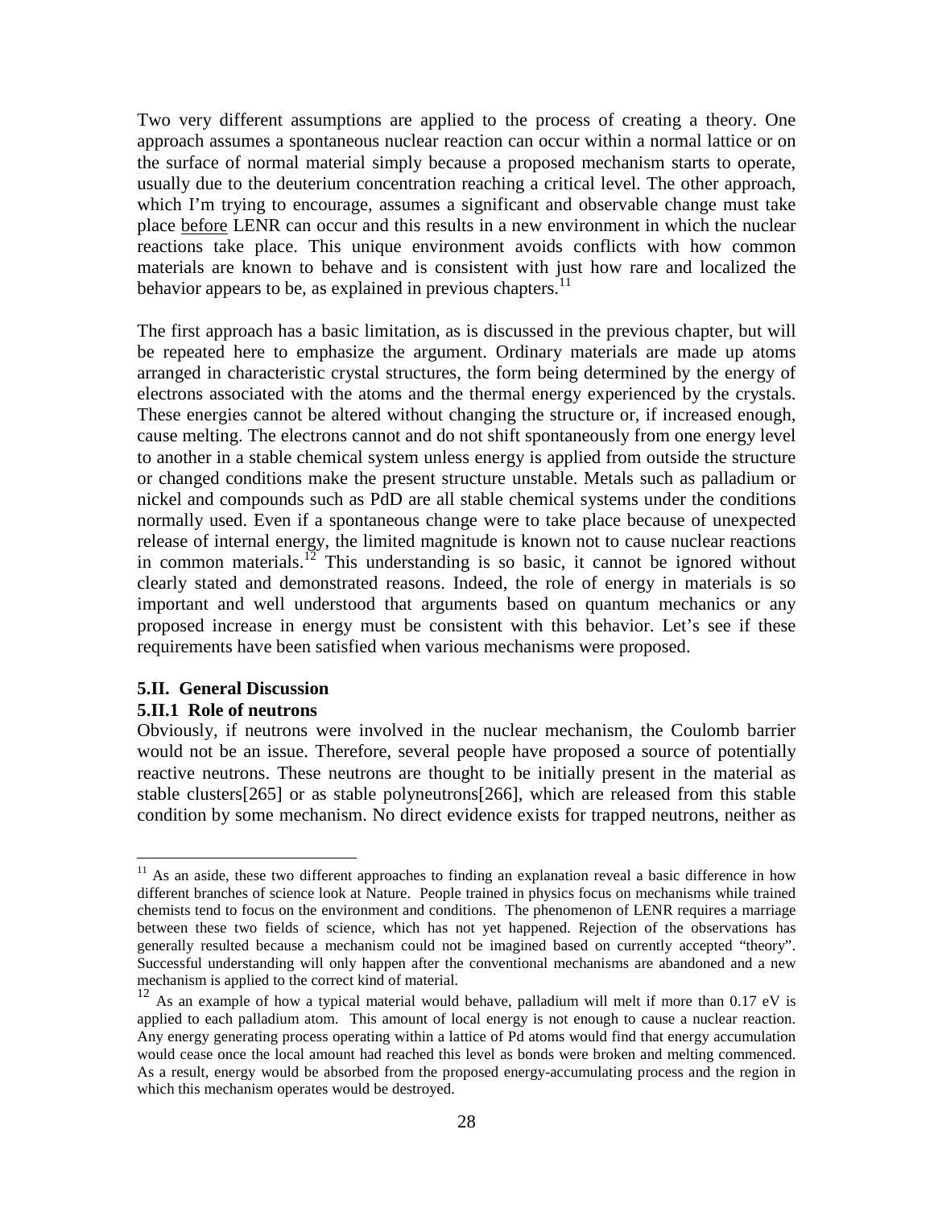Two very different assumptions are applied to the process of creating a theory. One approach assumes a spontaneous nuclear reaction can occur within a normal lattice or on the surface of normal material simply because a proposed mechanism starts to operate, usually due to the deuterium concentration reaching a critical level. The other approach, which I'm trying to encourage, assumes a significant and observable change must take place <u>before</u> LENR can occur and this results in a new environment in which the nuclear reactions take place. This unique environment avoids conflicts with how common materials are known to behave and is consistent with just how rare and localized the behavior appears to be, as explained in previous chapters.[11]

The first approach has a basic limitation, as is discussed in the previous chapter, but will be repeated here to emphasize the argument. Ordinary materials are made up atoms arranged in characteristic crystal structures, the form being determined by the energy of electrons associated with the atoms and the thermal energy experienced by the crystals. These energies cannot be altered without changing the structure or, if increased enough, cause melting. The electrons cannot and do not shift spontaneously from one energy level to another in a stable chemical system unless energy is applied from outside the structure or changed conditions make the present structure unstable. Metals such as palladium or nickel and compounds such as PdD are all stable chemical systems under the conditions normally used. Even if a spontaneous change were to take place because of unexpected release of internal energy, the limited magnitude is known not to cause nuclear reactions in common materials.[12] This understanding is so basic, it cannot be ignored without clearly stated and demonstrated reasons. Indeed, the role of energy in materials is so important and well understood that arguments based on quantum mechanics or any proposed increase in energy must be consistent with this behavior. Let's see if these requirements have been satisfied when various mechanisms were proposed.

### 5.II. General Discussion

#### 5.II.1 Role of neutrons

Obviously, if neutrons were involved in the nuclear mechanism, the Coulomb barrier would not be an issue. Therefore, several people have proposed a source of potentially reactive neutrons. These neutrons are thought to be initially present in the material as stable clusters[265] or as stable polyneutrons[266], which are released from this stable condition by some mechanism. No direct evidence exists for trapped neutrons, neither as

---

[11] As an aside, these two different approaches to finding an explanation reveal a basic difference in how different branches of science look at Nature. People trained in physics focus on mechanisms while trained chemists tend to focus on the environment and conditions. The phenomenon of LENR requires a marriage between these two fields of science, which has not yet happened. Rejection of the observations has generally resulted because a mechanism could not be imagined based on currently accepted "theory". Successful understanding will only happen after the conventional mechanisms are abandoned and a new mechanism is applied to the correct kind of material.

[12] As an example of how a typical material would behave, palladium will melt if more than 0.17 eV is applied to each palladium atom. This amount of local energy is not enough to cause a nuclear reaction. Any energy generating process operating within a lattice of Pd atoms would find that energy accumulation would cease once the local amount had reached this level as bonds were broken and melting commenced. As a result, energy would be absorbed from the proposed energy-accumulating process and the region in which this mechanism operates would be destroyed.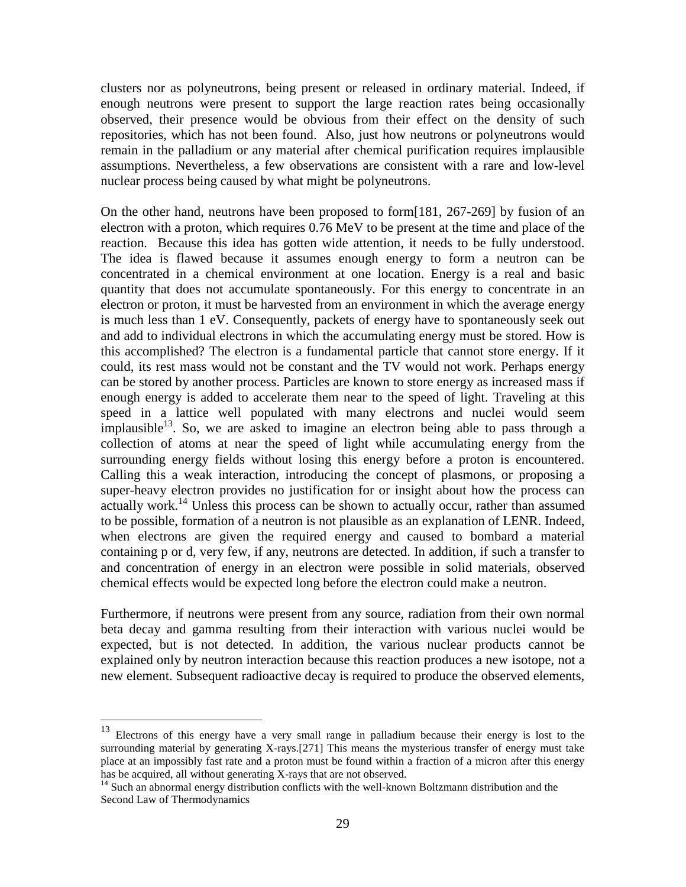clusters nor as polyneutrons, being present or released in ordinary material. Indeed, if enough neutrons were present to support the large reaction rates being occasionally observed, their presence would be obvious from their effect on the density of such repositories, which has not been found. Also, just how neutrons or polyneutrons would remain in the palladium or any material after chemical purification requires implausible assumptions. Nevertheless, a few observations are consistent with a rare and low-level nuclear process being caused by what might be polyneutrons.

On the other hand, neutrons have been proposed to form[181, 267-269] by fusion of an electron with a proton, which requires 0.76 MeV to be present at the time and place of the reaction. Because this idea has gotten wide attention, it needs to be fully understood. The idea is flawed because it assumes enough energy to form a neutron can be concentrated in a chemical environment at one location. Energy is a real and basic quantity that does not accumulate spontaneously. For this energy to concentrate in an electron or proton, it must be harvested from an environment in which the average energy is much less than 1 eV. Consequently, packets of energy have to spontaneously seek out and add to individual electrons in which the accumulating energy must be stored. How is this accomplished? The electron is a fundamental particle that cannot store energy. If it could, its rest mass would not be constant and the TV would not work. Perhaps energy can be stored by another process. Particles are known to store energy as increased mass if enough energy is added to accelerate them near to the speed of light. Traveling at this speed in a lattice well populated with many electrons and nuclei would seem implausible[13]. So, we are asked to imagine an electron being able to pass through a collection of atoms at near the speed of light while accumulating energy from the surrounding energy fields without losing this energy before a proton is encountered. Calling this a weak interaction, introducing the concept of plasmons, or proposing a super-heavy electron provides no justification for or insight about how the process can actually work.[14] Unless this process can be shown to actually occur, rather than assumed to be possible, formation of a neutron is not plausible as an explanation of LENR. Indeed, when electrons are given the required energy and caused to bombard a material containing p or d, very few, if any, neutrons are detected. In addition, if such a transfer to and concentration of energy in an electron were possible in solid materials, observed chemical effects would be expected long before the electron could make a neutron.

Furthermore, if neutrons were present from any source, radiation from their own normal beta decay and gamma resulting from their interaction with various nuclei would be expected, but is not detected. In addition, the various nuclear products cannot be explained only by neutron interaction because this reaction produces a new isotope, not a new element. Subsequent radioactive decay is required to produce the observed elements,

---

[13] Electrons of this energy have a very small range in palladium because their energy is lost to the surrounding material by generating X-rays.[271] This means the mysterious transfer of energy must take place at an impossibly fast rate and a proton must be found within a fraction of a micron after this energy has be acquired, all without generating X-rays that are not observed.

[14] Such an abnormal energy distribution conflicts with the well-known Boltzmann distribution and the Second Law of Thermodynamics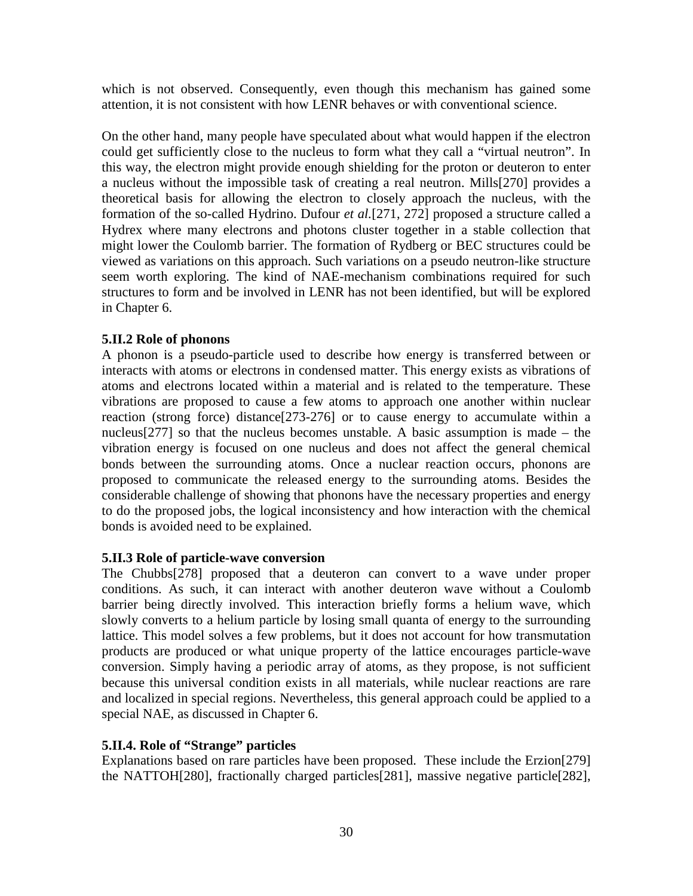which is not observed. Consequently, even though this mechanism has gained some attention, it is not consistent with how LENR behaves or with conventional science.

On the other hand, many people have speculated about what would happen if the electron could get sufficiently close to the nucleus to form what they call a "virtual neutron". In this way, the electron might provide enough shielding for the proton or deuteron to enter a nucleus without the impossible task of creating a real neutron. Mills[270] provides a theoretical basis for allowing the electron to closely approach the nucleus, with the formation of the so-called Hydrino. Dufour *et al.*[271, 272] proposed a structure called a Hydrex where many electrons and photons cluster together in a stable collection that might lower the Coulomb barrier. The formation of Rydberg or BEC structures could be viewed as variations on this approach. Such variations on a pseudo neutron-like structure seem worth exploring. The kind of NAE-mechanism combinations required for such structures to form and be involved in LENR has not been identified, but will be explored in Chapter 6.

### 5.II.2 Role of phonons

A phonon is a pseudo-particle used to describe how energy is transferred between or interacts with atoms or electrons in condensed matter. This energy exists as vibrations of atoms and electrons located within a material and is related to the temperature. These vibrations are proposed to cause a few atoms to approach one another within nuclear reaction (strong force) distance[273-276] or to cause energy to accumulate within a nucleus[277] so that the nucleus becomes unstable. A basic assumption is made – the vibration energy is focused on one nucleus and does not affect the general chemical bonds between the surrounding atoms. Once a nuclear reaction occurs, phonons are proposed to communicate the released energy to the surrounding atoms. Besides the considerable challenge of showing that phonons have the necessary properties and energy to do the proposed jobs, the logical inconsistency and how interaction with the chemical bonds is avoided need to be explained.

### 5.II.3 Role of particle-wave conversion

The Chubbs[278] proposed that a deuteron can convert to a wave under proper conditions. As such, it can interact with another deuteron wave without a Coulomb barrier being directly involved. This interaction briefly forms a helium wave, which slowly converts to a helium particle by losing small quanta of energy to the surrounding lattice. This model solves a few problems, but it does not account for how transmutation products are produced or what unique property of the lattice encourages particle-wave conversion. Simply having a periodic array of atoms, as they propose, is not sufficient because this universal condition exists in all materials, while nuclear reactions are rare and localized in special regions. Nevertheless, this general approach could be applied to a special NAE, as discussed in Chapter 6.

### 5.II.4. Role of "Strange" particles

Explanations based on rare particles have been proposed. These include the Erzion[279] the NATTOH[280], fractionally charged particles[281], massive negative particle[282],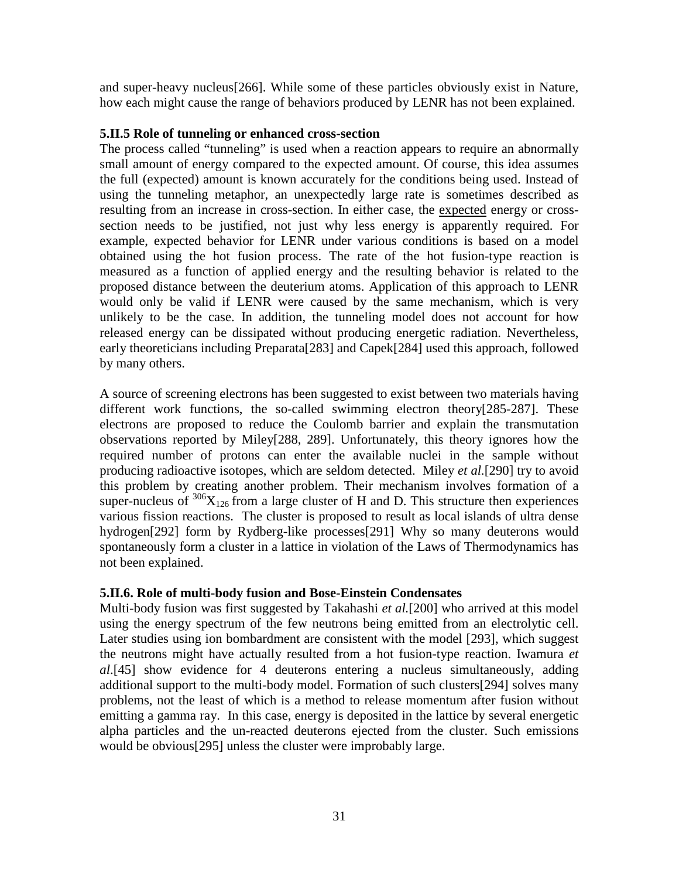and super-heavy nucleus[266]. While some of these particles obviously exist in Nature, how each might cause the range of behaviors produced by LENR has not been explained.

### 5.II.5 Role of tunneling or enhanced cross-section

The process called "tunneling" is used when a reaction appears to require an abnormally small amount of energy compared to the expected amount. Of course, this idea assumes the full (expected) amount is known accurately for the conditions being used. Instead of using the tunneling metaphor, an unexpectedly large rate is sometimes described as resulting from an increase in cross-section. In either case, the expected energy or cross-section needs to be justified, not just why less energy is apparently required. For example, expected behavior for LENR under various conditions is based on a model obtained using the hot fusion process. The rate of the hot fusion-type reaction is measured as a function of applied energy and the resulting behavior is related to the proposed distance between the deuterium atoms. Application of this approach to LENR would only be valid if LENR were caused by the same mechanism, which is very unlikely to be the case. In addition, the tunneling model does not account for how released energy can be dissipated without producing energetic radiation. Nevertheless, early theoreticians including Preparata[283] and Capek[284] used this approach, followed by many others.

A source of screening electrons has been suggested to exist between two materials having different work functions, the so-called swimming electron theory[285-287]. These electrons are proposed to reduce the Coulomb barrier and explain the transmutation observations reported by Miley[288, 289]. Unfortunately, this theory ignores how the required number of protons can enter the available nuclei in the sample without producing radioactive isotopes, which are seldom detected. Miley *et al.*[290] try to avoid this problem by creating another problem. Their mechanism involves formation of a super-nucleus of $^{306}X_{126}$ from a large cluster of H and D. This structure then experiences various fission reactions. The cluster is proposed to result as local islands of ultra dense hydrogen[292] form by Rydberg-like processes[291] Why so many deuterons would spontaneously form a cluster in a lattice in violation of the Laws of Thermodynamics has not been explained.

### 5.II.6. Role of multi-body fusion and Bose-Einstein Condensates

Multi-body fusion was first suggested by Takahashi *et al.*[200] who arrived at this model using the energy spectrum of the few neutrons being emitted from an electrolytic cell. Later studies using ion bombardment are consistent with the model [293], which suggest the neutrons might have actually resulted from a hot fusion-type reaction. Iwamura *et al*.[45] show evidence for 4 deuterons entering a nucleus simultaneously, adding additional support to the multi-body model. Formation of such clusters[294] solves many problems, not the least of which is a method to release momentum after fusion without emitting a gamma ray. In this case, energy is deposited in the lattice by several energetic alpha particles and the un-reacted deuterons ejected from the cluster. Such emissions would be obvious[295] unless the cluster were improbably large.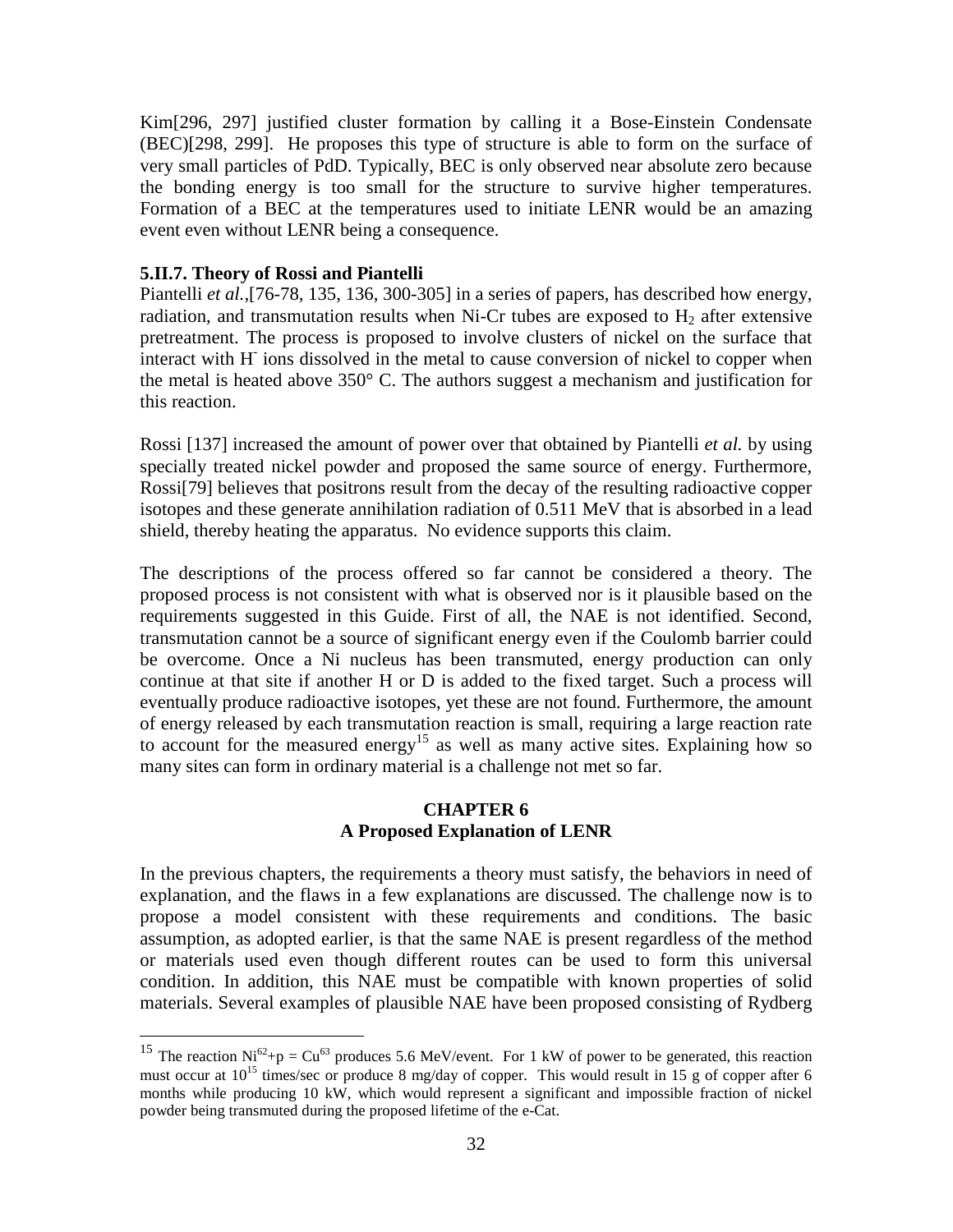Kim[296, 297] justified cluster formation by calling it a Bose-Einstein Condensate (BEC)[298, 299]. He proposes this type of structure is able to form on the surface of very small particles of PdD. Typically, BEC is only observed near absolute zero because the bonding energy is too small for the structure to survive higher temperatures. Formation of a BEC at the temperatures used to initiate LENR would be an amazing event even without LENR being a consequence.

**5.II.7. Theory of Rossi and Piantelli**

Piantelli *et al.*,[76-78, 135, 136, 300-305] in a series of papers, has described how energy, radiation, and transmutation results when Ni-Cr tubes are exposed to $H_2$ after extensive pretreatment. The process is proposed to involve clusters of nickel on the surface that interact with $H^-$ ions dissolved in the metal to cause conversion of nickel to copper when the metal is heated above 350° C. The authors suggest a mechanism and justification for this reaction.

Rossi [137] increased the amount of power over that obtained by Piantelli *et al.* by using specially treated nickel powder and proposed the same source of energy. Furthermore, Rossi[79] believes that positrons result from the decay of the resulting radioactive copper isotopes and these generate annihilation radiation of 0.511 MeV that is absorbed in a lead shield, thereby heating the apparatus. No evidence supports this claim.

The descriptions of the process offered so far cannot be considered a theory. The proposed process is not consistent with what is observed nor is it plausible based on the requirements suggested in this Guide. First of all, the NAE is not identified. Second, transmutation cannot be a source of significant energy even if the Coulomb barrier could be overcome. Once a Ni nucleus has been transmuted, energy production can only continue at that site if another H or D is added to the fixed target. Such a process will eventually produce radioactive isotopes, yet these are not found. Furthermore, the amount of energy released by each transmutation reaction is small, requiring a large reaction rate to account for the measured energy[15] as well as many active sites. Explaining how so many sites can form in ordinary material is a challenge not met so far.

## CHAPTER 6
## A Proposed Explanation of LENR

In the previous chapters, the requirements a theory must satisfy, the behaviors in need of explanation, and the flaws in a few explanations are discussed. The challenge now is to propose a model consistent with these requirements and conditions. The basic assumption, as adopted earlier, is that the same NAE is present regardless of the method or materials used even though different routes can be used to form this universal condition. In addition, this NAE must be compatible with known properties of solid materials. Several examples of plausible NAE have been proposed consisting of Rydberg

---

[15] The reaction $Ni^{62}+p = Cu^{63}$ produces 5.6 MeV/event. For 1 kW of power to be generated, this reaction must occur at $10^{15}$ times/sec or produce 8 mg/day of copper. This would result in 15 g of copper after 6 months while producing 10 kW, which would represent a significant and impossible fraction of nickel powder being transmuted during the proposed lifetime of the e-Cat.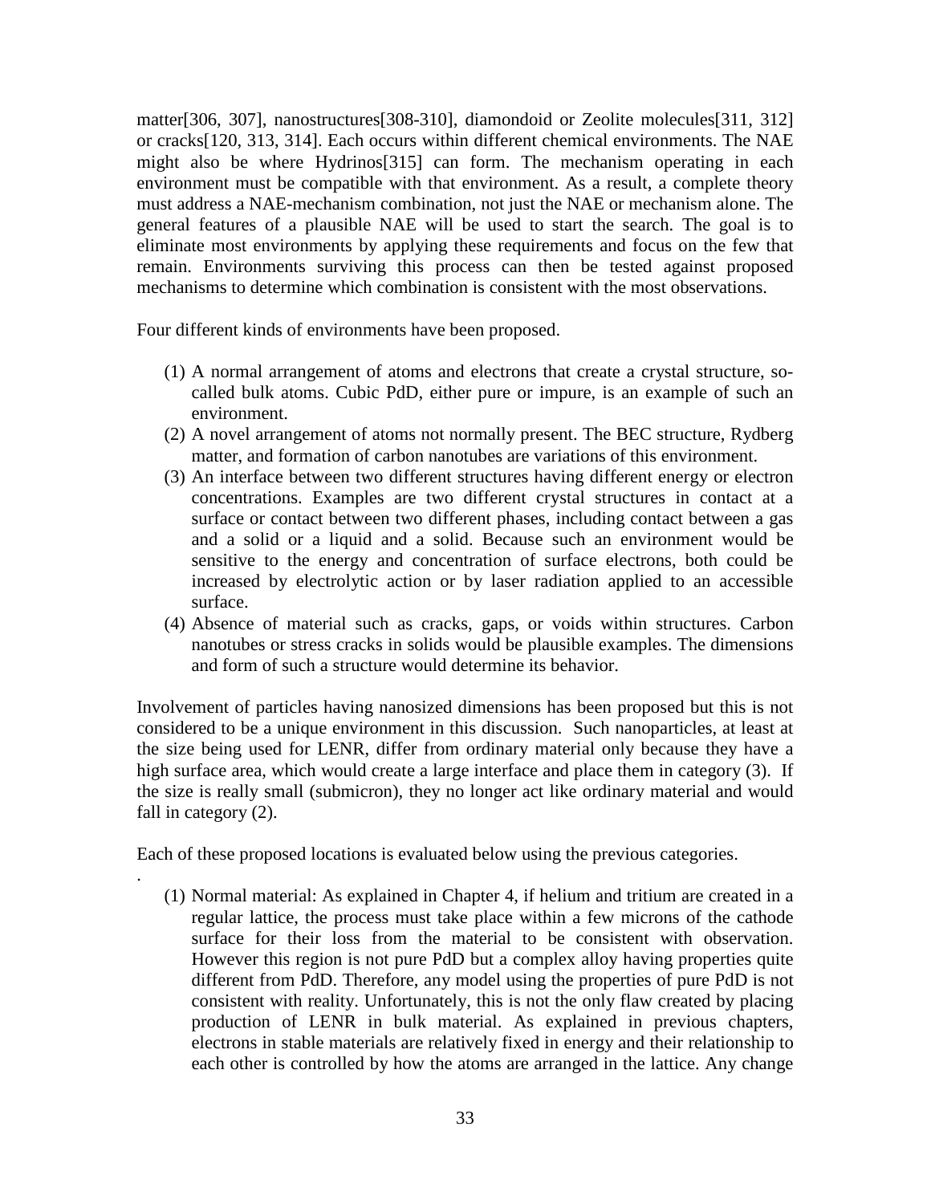matter[306, 307], nanostructures[308-310], diamondoid or Zeolite molecules[311, 312] or cracks[120, 313, 314]. Each occurs within different chemical environments. The NAE might also be where Hydrinos[315] can form. The mechanism operating in each environment must be compatible with that environment. As a result, a complete theory must address a NAE-mechanism combination, not just the NAE or mechanism alone. The general features of a plausible NAE will be used to start the search. The goal is to eliminate most environments by applying these requirements and focus on the few that remain. Environments surviving this process can then be tested against proposed mechanisms to determine which combination is consistent with the most observations.

Four different kinds of environments have been proposed.

(1) A normal arrangement of atoms and electrons that create a crystal structure, so-called bulk atoms. Cubic PdD, either pure or impure, is an example of such an environment.
(2) A novel arrangement of atoms not normally present. The BEC structure, Rydberg matter, and formation of carbon nanotubes are variations of this environment.
(3) An interface between two different structures having different energy or electron concentrations. Examples are two different crystal structures in contact at a surface or contact between two different phases, including contact between a gas and a solid or a liquid and a solid. Because such an environment would be sensitive to the energy and concentration of surface electrons, both could be increased by electrolytic action or by laser radiation applied to an accessible surface.
(4) Absence of material such as cracks, gaps, or voids within structures. Carbon nanotubes or stress cracks in solids would be plausible examples. The dimensions and form of such a structure would determine its behavior.

Involvement of particles having nanosized dimensions has been proposed but this is not considered to be a unique environment in this discussion. Such nanoparticles, at least at the size being used for LENR, differ from ordinary material only because they have a high surface area, which would create a large interface and place them in category (3). If the size is really small (submicron), they no longer act like ordinary material and would fall in category (2).

Each of these proposed locations is evaluated below using the previous categories.

.

(1) Normal material: As explained in Chapter 4, if helium and tritium are created in a regular lattice, the process must take place within a few microns of the cathode surface for their loss from the material to be consistent with observation. However this region is not pure PdD but a complex alloy having properties quite different from PdD. Therefore, any model using the properties of pure PdD is not consistent with reality. Unfortunately, this is not the only flaw created by placing production of LENR in bulk material. As explained in previous chapters, electrons in stable materials are relatively fixed in energy and their relationship to each other is controlled by how the atoms are arranged in the lattice. Any change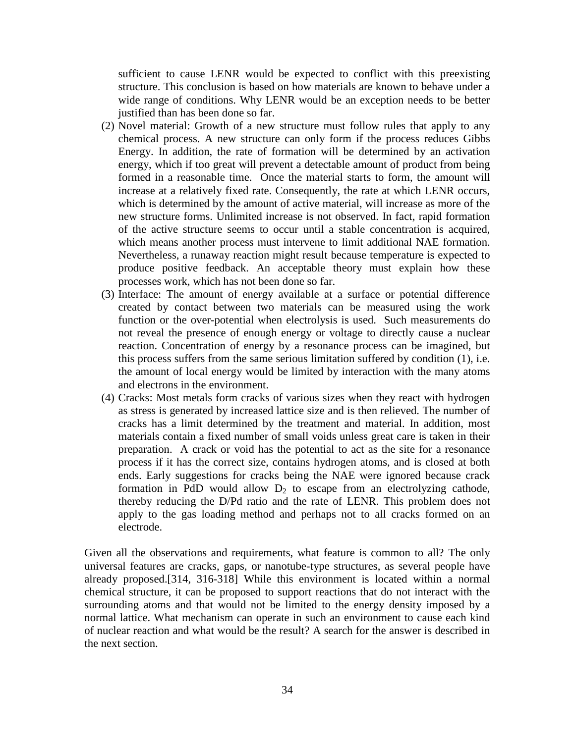sufficient to cause LENR would be expected to conflict with this preexisting structure. This conclusion is based on how materials are known to behave under a wide range of conditions. Why LENR would be an exception needs to be better justified than has been done so far.

(2) Novel material: Growth of a new structure must follow rules that apply to any chemical process. A new structure can only form if the process reduces Gibbs Energy. In addition, the rate of formation will be determined by an activation energy, which if too great will prevent a detectable amount of product from being formed in a reasonable time. Once the material starts to form, the amount will increase at a relatively fixed rate. Consequently, the rate at which LENR occurs, which is determined by the amount of active material, will increase as more of the new structure forms. Unlimited increase is not observed. In fact, rapid formation of the active structure seems to occur until a stable concentration is acquired, which means another process must intervene to limit additional NAE formation. Nevertheless, a runaway reaction might result because temperature is expected to produce positive feedback. An acceptable theory must explain how these processes work, which has not been done so far.

(3) Interface: The amount of energy available at a surface or potential difference created by contact between two materials can be measured using the work function or the over-potential when electrolysis is used. Such measurements do not reveal the presence of enough energy or voltage to directly cause a nuclear reaction. Concentration of energy by a resonance process can be imagined, but this process suffers from the same serious limitation suffered by condition (1), i.e. the amount of local energy would be limited by interaction with the many atoms and electrons in the environment.

(4) Cracks: Most metals form cracks of various sizes when they react with hydrogen as stress is generated by increased lattice size and is then relieved. The number of cracks has a limit determined by the treatment and material. In addition, most materials contain a fixed number of small voids unless great care is taken in their preparation. A crack or void has the potential to act as the site for a resonance process if it has the correct size, contains hydrogen atoms, and is closed at both ends. Early suggestions for cracks being the NAE were ignored because crack formation in PdD would allow $D_2$ to escape from an electrolyzing cathode, thereby reducing the D/Pd ratio and the rate of LENR. This problem does not apply to the gas loading method and perhaps not to all cracks formed on an electrode.

Given all the observations and requirements, what feature is common to all? The only universal features are cracks, gaps, or nanotube-type structures, as several people have already proposed.[314, 316-318] While this environment is located within a normal chemical structure, it can be proposed to support reactions that do not interact with the surrounding atoms and that would not be limited to the energy density imposed by a normal lattice. What mechanism can operate in such an environment to cause each kind of nuclear reaction and what would be the result? A search for the answer is described in the next section.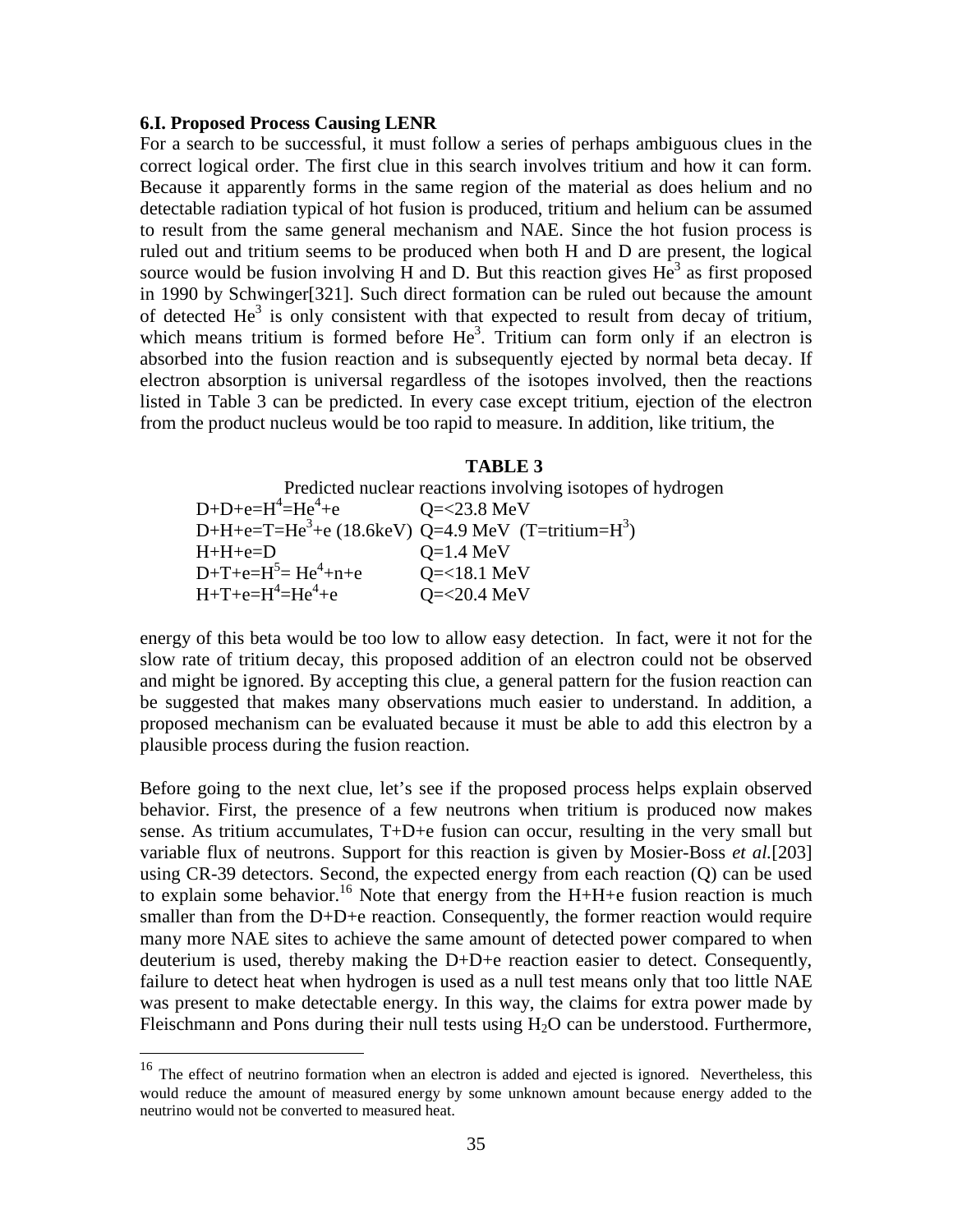### 6.I. Proposed Process Causing LENR

For a search to be successful, it must follow a series of perhaps ambiguous clues in the correct logical order. The first clue in this search involves tritium and how it can form. Because it apparently forms in the same region of the material as does helium and no detectable radiation typical of hot fusion is produced, tritium and helium can be assumed to result from the same general mechanism and NAE. Since the hot fusion process is ruled out and tritium seems to be produced when both H and D are present, the logical source would be fusion involving H and D. But this reaction gives $He^3$ as first proposed in 1990 by Schwinger[321]. Such direct formation can be ruled out because the amount of detected $He^3$ is only consistent with that expected to result from decay of tritium, which means tritium is formed before $He^3$. Tritium can form only if an electron is absorbed into the fusion reaction and is subsequently ejected by normal beta decay. If electron absorption is universal regardless of the isotopes involved, then the reactions listed in Table 3 can be predicted. In every case except tritium, ejection of the electron from the product nucleus would be too rapid to measure. In addition, like tritium, the energy of this beta would be too low to allow easy detection. In fact, were it not for the slow rate of tritium decay, this proposed addition of an electron could not be observed and might be ignored. By accepting this clue, a general pattern for the fusion reaction can be suggested that makes many observations much easier to understand. In addition, a proposed mechanism can be evaluated because it must be able to add this electron by a plausible process during the fusion reaction.

**TABLE 3**

Predicted nuclear reactions involving isotopes of hydrogen

| Reaction | Q |
|---|---|
| $D+D+e=H^4=He^4+e$ | Q=<23.8 MeV |
| $D+H+e=T=He^3+e$ (18.6keV) | Q=4.9 MeV (T=tritium=$H^3$) |
| $H+H+e=D$ | Q=1.4 MeV |
| $D+T+e=H^5=He^4+n+e$ | Q=<18.1 MeV |
| $H+T+e=H^4=He^4+e$ | Q=<20.4 MeV |

Before going to the next clue, let's see if the proposed process helps explain observed behavior. First, the presence of a few neutrons when tritium is produced now makes sense. As tritium accumulates, T+D+e fusion can occur, resulting in the very small but variable flux of neutrons. Support for this reaction is given by Mosier-Boss *et al.*[203] using CR-39 detectors. Second, the expected energy from each reaction (Q) can be used to explain some behavior.[16] Note that energy from the H+H+e fusion reaction is much smaller than from the D+D+e reaction. Consequently, the former reaction would require many more NAE sites to achieve the same amount of detected power compared to when deuterium is used, thereby making the D+D+e reaction easier to detect. Consequently, failure to detect heat when hydrogen is used as a null test means only that too little NAE was present to make detectable energy. In this way, the claims for extra power made by Fleischmann and Pons during their null tests using $H_2O$ can be understood. Furthermore,

---

[16] The effect of neutrino formation when an electron is added and ejected is ignored. Nevertheless, this would reduce the amount of measured energy by some unknown amount because energy added to the neutrino would not be converted to measured heat.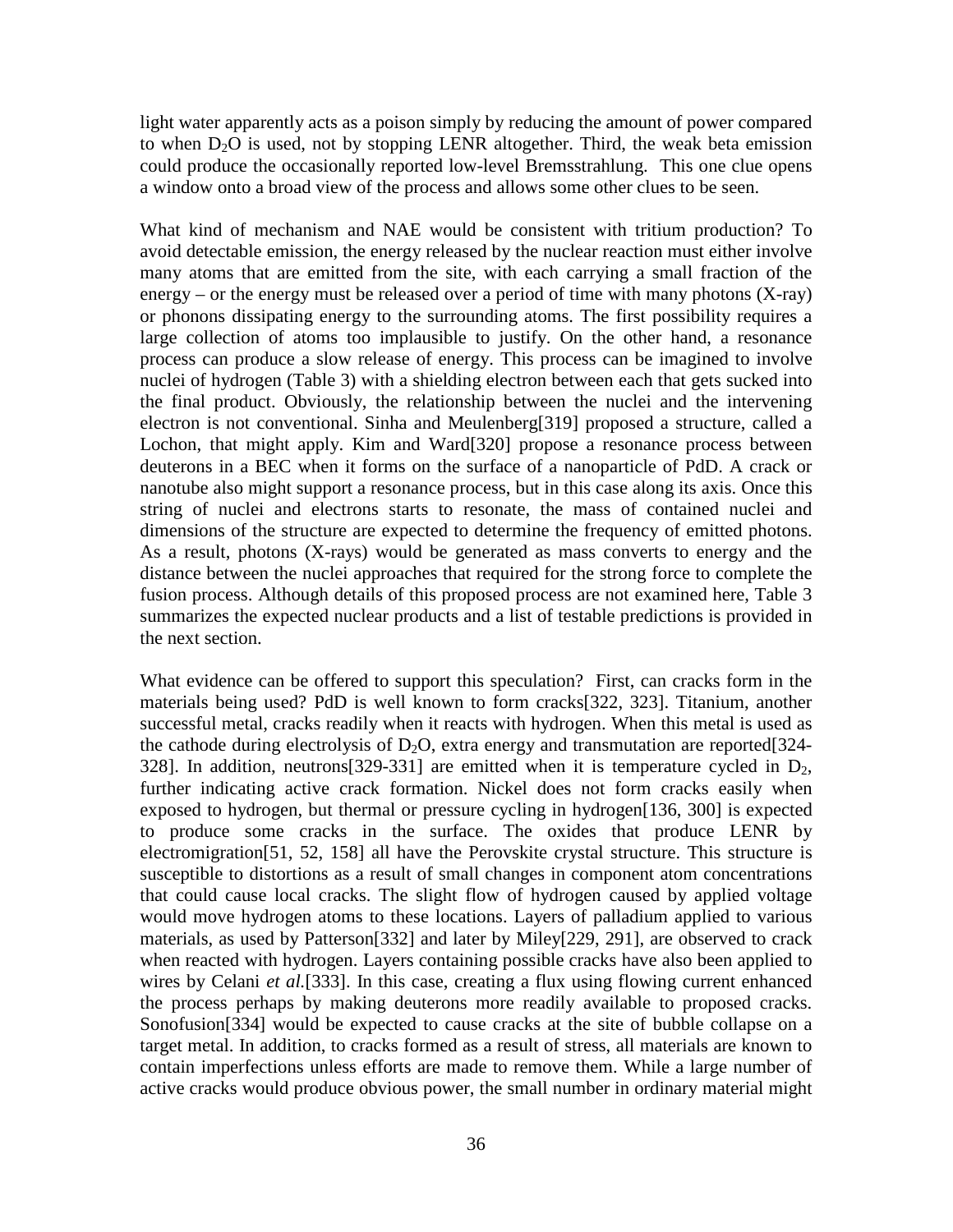light water apparently acts as a poison simply by reducing the amount of power compared to when $D_2O$ is used, not by stopping LENR altogether. Third, the weak beta emission could produce the occasionally reported low-level Bremsstrahlung. This one clue opens a window onto a broad view of the process and allows some other clues to be seen.

What kind of mechanism and NAE would be consistent with tritium production? To avoid detectable emission, the energy released by the nuclear reaction must either involve many atoms that are emitted from the site, with each carrying a small fraction of the energy – or the energy must be released over a period of time with many photons (X-ray) or phonons dissipating energy to the surrounding atoms. The first possibility requires a large collection of atoms too implausible to justify. On the other hand, a resonance process can produce a slow release of energy. This process can be imagined to involve nuclei of hydrogen (Table 3) with a shielding electron between each that gets sucked into the final product. Obviously, the relationship between the nuclei and the intervening electron is not conventional. Sinha and Meulenberg[319] proposed a structure, called a Lochon, that might apply. Kim and Ward[320] propose a resonance process between deuterons in a BEC when it forms on the surface of a nanoparticle of PdD. A crack or nanotube also might support a resonance process, but in this case along its axis. Once this string of nuclei and electrons starts to resonate, the mass of contained nuclei and dimensions of the structure are expected to determine the frequency of emitted photons. As a result, photons (X-rays) would be generated as mass converts to energy and the distance between the nuclei approaches that required for the strong force to complete the fusion process. Although details of this proposed process are not examined here, Table 3 summarizes the expected nuclear products and a list of testable predictions is provided in the next section.

What evidence can be offered to support this speculation? First, can cracks form in the materials being used? PdD is well known to form cracks[322, 323]. Titanium, another successful metal, cracks readily when it reacts with hydrogen. When this metal is used as the cathode during electrolysis of $D_2O$, extra energy and transmutation are reported[324-328]. In addition, neutrons[329-331] are emitted when it is temperature cycled in $D_2$, further indicating active crack formation. Nickel does not form cracks easily when exposed to hydrogen, but thermal or pressure cycling in hydrogen[136, 300] is expected to produce some cracks in the surface. The oxides that produce LENR by electromigration[51, 52, 158] all have the Perovskite crystal structure. This structure is susceptible to distortions as a result of small changes in component atom concentrations that could cause local cracks. The slight flow of hydrogen caused by applied voltage would move hydrogen atoms to these locations. Layers of palladium applied to various materials, as used by Patterson[332] and later by Miley[229, 291], are observed to crack when reacted with hydrogen. Layers containing possible cracks have also been applied to wires by Celani *et al.*[333]. In this case, creating a flux using flowing current enhanced the process perhaps by making deuterons more readily available to proposed cracks. Sonofusion[334] would be expected to cause cracks at the site of bubble collapse on a target metal. In addition, to cracks formed as a result of stress, all materials are known to contain imperfections unless efforts are made to remove them. While a large number of active cracks would produce obvious power, the small number in ordinary material might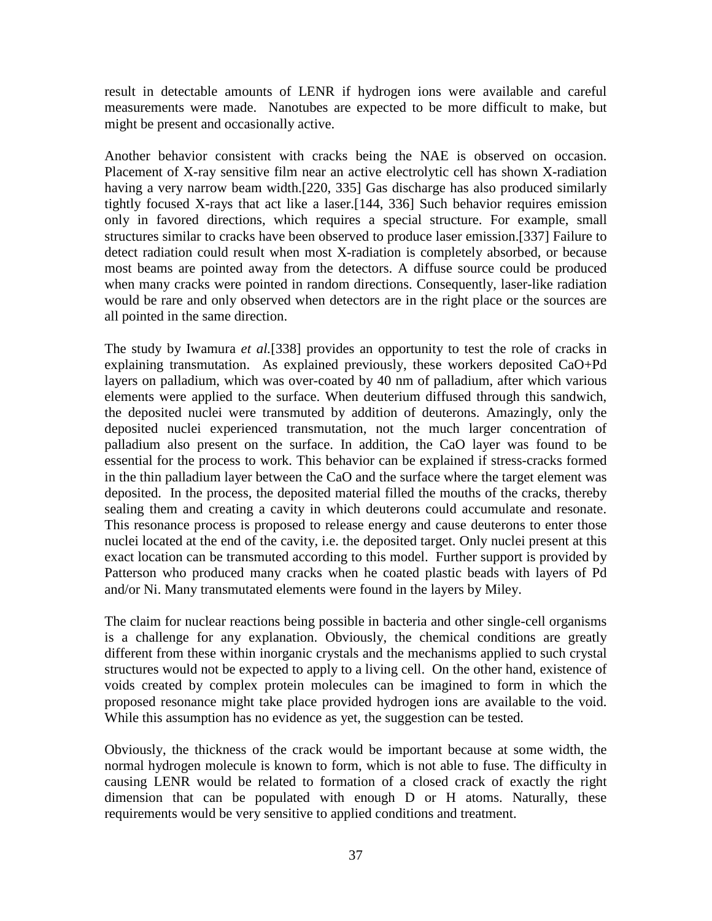result in detectable amounts of LENR if hydrogen ions were available and careful measurements were made. Nanotubes are expected to be more difficult to make, but might be present and occasionally active.

Another behavior consistent with cracks being the NAE is observed on occasion. Placement of X-ray sensitive film near an active electrolytic cell has shown X-radiation having a very narrow beam width.[220, 335] Gas discharge has also produced similarly tightly focused X-rays that act like a laser.[144, 336] Such behavior requires emission only in favored directions, which requires a special structure. For example, small structures similar to cracks have been observed to produce laser emission.[337] Failure to detect radiation could result when most X-radiation is completely absorbed, or because most beams are pointed away from the detectors. A diffuse source could be produced when many cracks were pointed in random directions. Consequently, laser-like radiation would be rare and only observed when detectors are in the right place or the sources are all pointed in the same direction.

The study by Iwamura *et al.*[338] provides an opportunity to test the role of cracks in explaining transmutation. As explained previously, these workers deposited CaO+Pd layers on palladium, which was over-coated by 40 nm of palladium, after which various elements were applied to the surface. When deuterium diffused through this sandwich, the deposited nuclei were transmuted by addition of deuterons. Amazingly, only the deposited nuclei experienced transmutation, not the much larger concentration of palladium also present on the surface. In addition, the CaO layer was found to be essential for the process to work. This behavior can be explained if stress-cracks formed in the thin palladium layer between the CaO and the surface where the target element was deposited. In the process, the deposited material filled the mouths of the cracks, thereby sealing them and creating a cavity in which deuterons could accumulate and resonate. This resonance process is proposed to release energy and cause deuterons to enter those nuclei located at the end of the cavity, i.e. the deposited target. Only nuclei present at this exact location can be transmuted according to this model. Further support is provided by Patterson who produced many cracks when he coated plastic beads with layers of Pd and/or Ni. Many transmutated elements were found in the layers by Miley.

The claim for nuclear reactions being possible in bacteria and other single-cell organisms is a challenge for any explanation. Obviously, the chemical conditions are greatly different from these within inorganic crystals and the mechanisms applied to such crystal structures would not be expected to apply to a living cell. On the other hand, existence of voids created by complex protein molecules can be imagined to form in which the proposed resonance might take place provided hydrogen ions are available to the void. While this assumption has no evidence as yet, the suggestion can be tested.

Obviously, the thickness of the crack would be important because at some width, the normal hydrogen molecule is known to form, which is not able to fuse. The difficulty in causing LENR would be related to formation of a closed crack of exactly the right dimension that can be populated with enough D or H atoms. Naturally, these requirements would be very sensitive to applied conditions and treatment.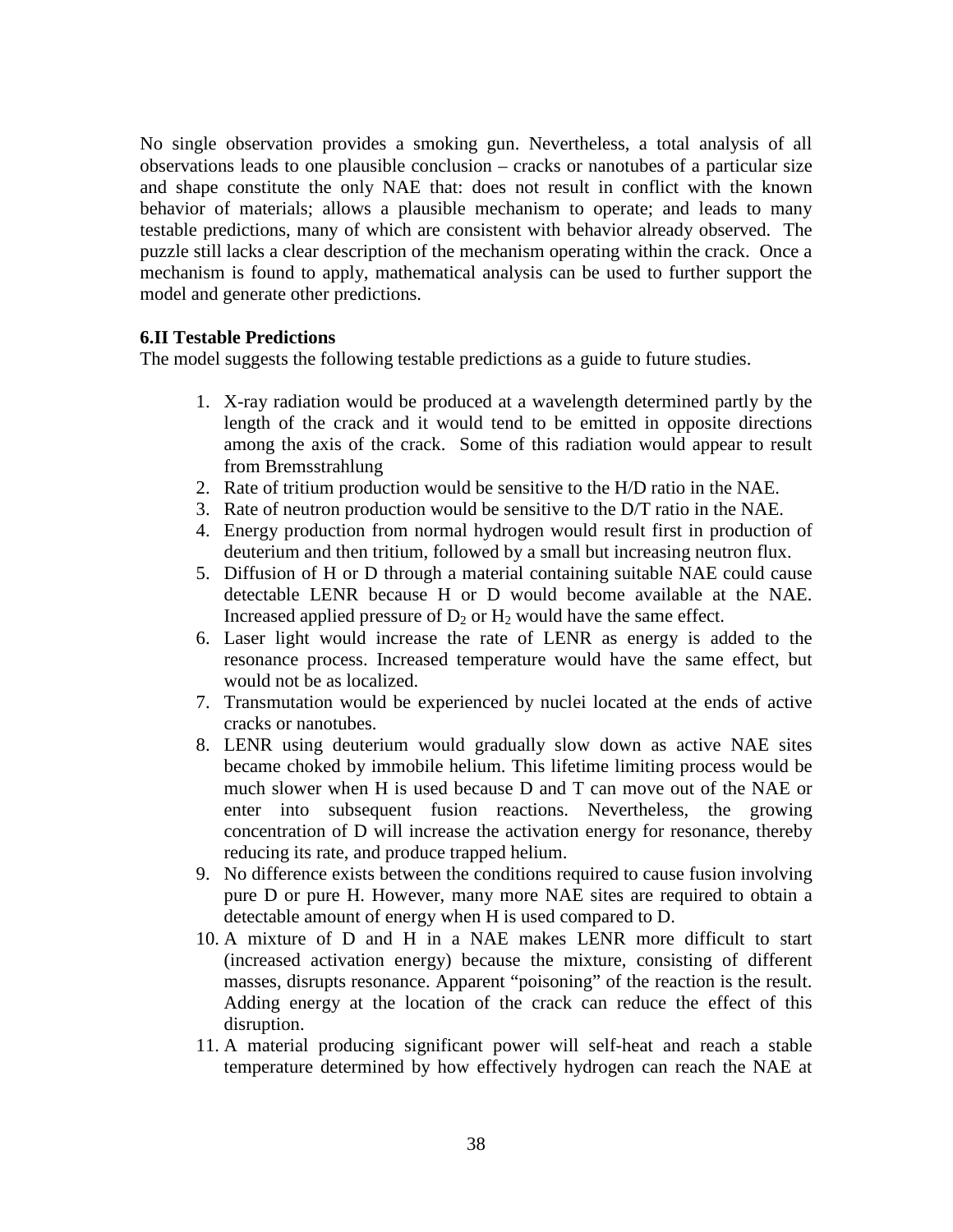No single observation provides a smoking gun. Nevertheless, a total analysis of all observations leads to one plausible conclusion – cracks or nanotubes of a particular size and shape constitute the only NAE that: does not result in conflict with the known behavior of materials; allows a plausible mechanism to operate; and leads to many testable predictions, many of which are consistent with behavior already observed. The puzzle still lacks a clear description of the mechanism operating within the crack. Once a mechanism is found to apply, mathematical analysis can be used to further support the model and generate other predictions.

**6.II Testable Predictions**

The model suggests the following testable predictions as a guide to future studies.

1. X-ray radiation would be produced at a wavelength determined partly by the length of the crack and it would tend to be emitted in opposite directions among the axis of the crack. Some of this radiation would appear to result from Bremsstrahlung
2. Rate of tritium production would be sensitive to the H/D ratio in the NAE.
3. Rate of neutron production would be sensitive to the D/T ratio in the NAE.
4. Energy production from normal hydrogen would result first in production of deuterium and then tritium, followed by a small but increasing neutron flux.
5. Diffusion of H or D through a material containing suitable NAE could cause detectable LENR because H or D would become available at the NAE. Increased applied pressure of $D_2$ or $H_2$ would have the same effect.
6. Laser light would increase the rate of LENR as energy is added to the resonance process. Increased temperature would have the same effect, but would not be as localized.
7. Transmutation would be experienced by nuclei located at the ends of active cracks or nanotubes.
8. LENR using deuterium would gradually slow down as active NAE sites became choked by immobile helium. This lifetime limiting process would be much slower when H is used because D and T can move out of the NAE or enter into subsequent fusion reactions. Nevertheless, the growing concentration of D will increase the activation energy for resonance, thereby reducing its rate, and produce trapped helium.
9. No difference exists between the conditions required to cause fusion involving pure D or pure H. However, many more NAE sites are required to obtain a detectable amount of energy when H is used compared to D.
10. A mixture of D and H in a NAE makes LENR more difficult to start (increased activation energy) because the mixture, consisting of different masses, disrupts resonance. Apparent "poisoning" of the reaction is the result. Adding energy at the location of the crack can reduce the effect of this disruption.
11. A material producing significant power will self-heat and reach a stable temperature determined by how effectively hydrogen can reach the NAE at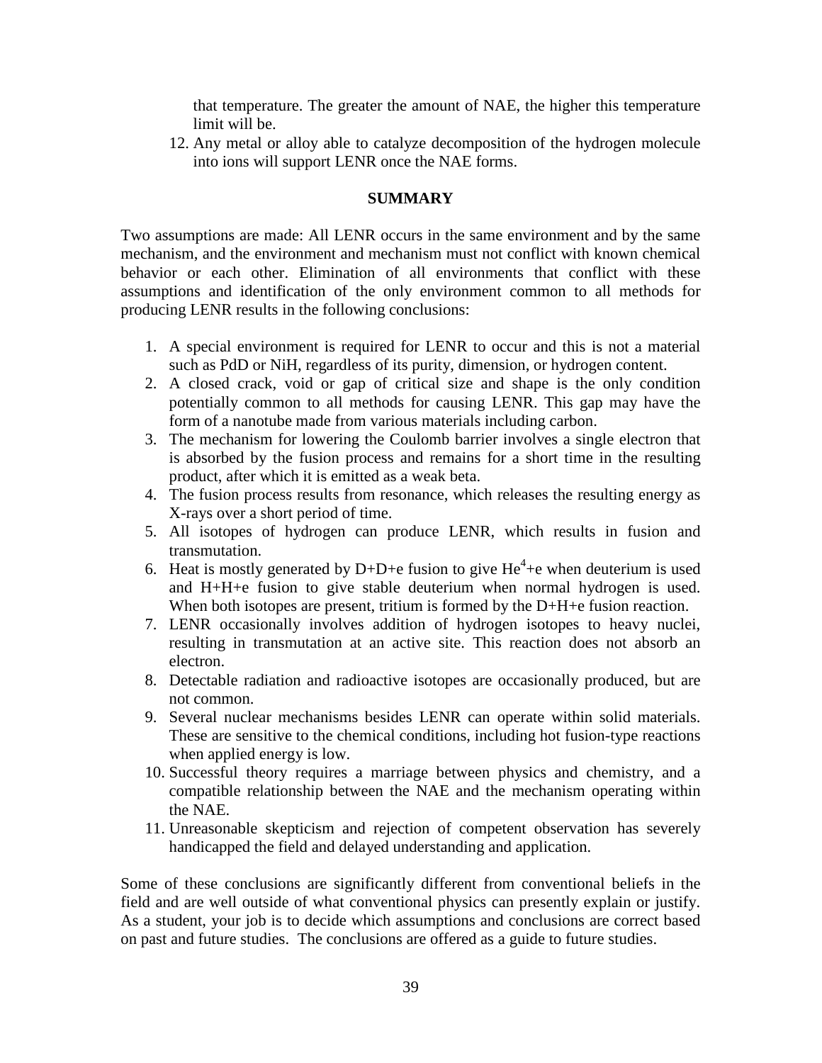that temperature. The greater the amount of NAE, the higher this temperature limit will be.

12. Any metal or alloy able to catalyze decomposition of the hydrogen molecule into ions will support LENR once the NAE forms.

## SUMMARY

Two assumptions are made: All LENR occurs in the same environment and by the same mechanism, and the environment and mechanism must not conflict with known chemical behavior or each other. Elimination of all environments that conflict with these assumptions and identification of the only environment common to all methods for producing LENR results in the following conclusions:

1. A special environment is required for LENR to occur and this is not a material such as PdD or NiH, regardless of its purity, dimension, or hydrogen content.
2. A closed crack, void or gap of critical size and shape is the only condition potentially common to all methods for causing LENR. This gap may have the form of a nanotube made from various materials including carbon.
3. The mechanism for lowering the Coulomb barrier involves a single electron that is absorbed by the fusion process and remains for a short time in the resulting product, after which it is emitted as a weak beta.
4. The fusion process results from resonance, which releases the resulting energy as X-rays over a short period of time.
5. All isotopes of hydrogen can produce LENR, which results in fusion and transmutation.
6. Heat is mostly generated by D+D+e fusion to give $He^4$+e when deuterium is used and H+H+e fusion to give stable deuterium when normal hydrogen is used. When both isotopes are present, tritium is formed by the D+H+e fusion reaction.
7. LENR occasionally involves addition of hydrogen isotopes to heavy nuclei, resulting in transmutation at an active site. This reaction does not absorb an electron.
8. Detectable radiation and radioactive isotopes are occasionally produced, but are not common.
9. Several nuclear mechanisms besides LENR can operate within solid materials. These are sensitive to the chemical conditions, including hot fusion-type reactions when applied energy is low.
10. Successful theory requires a marriage between physics and chemistry, and a compatible relationship between the NAE and the mechanism operating within the NAE.
11. Unreasonable skepticism and rejection of competent observation has severely handicapped the field and delayed understanding and application.

Some of these conclusions are significantly different from conventional beliefs in the field and are well outside of what conventional physics can presently explain or justify. As a student, your job is to decide which assumptions and conclusions are correct based on past and future studies. The conclusions are offered as a guide to future studies.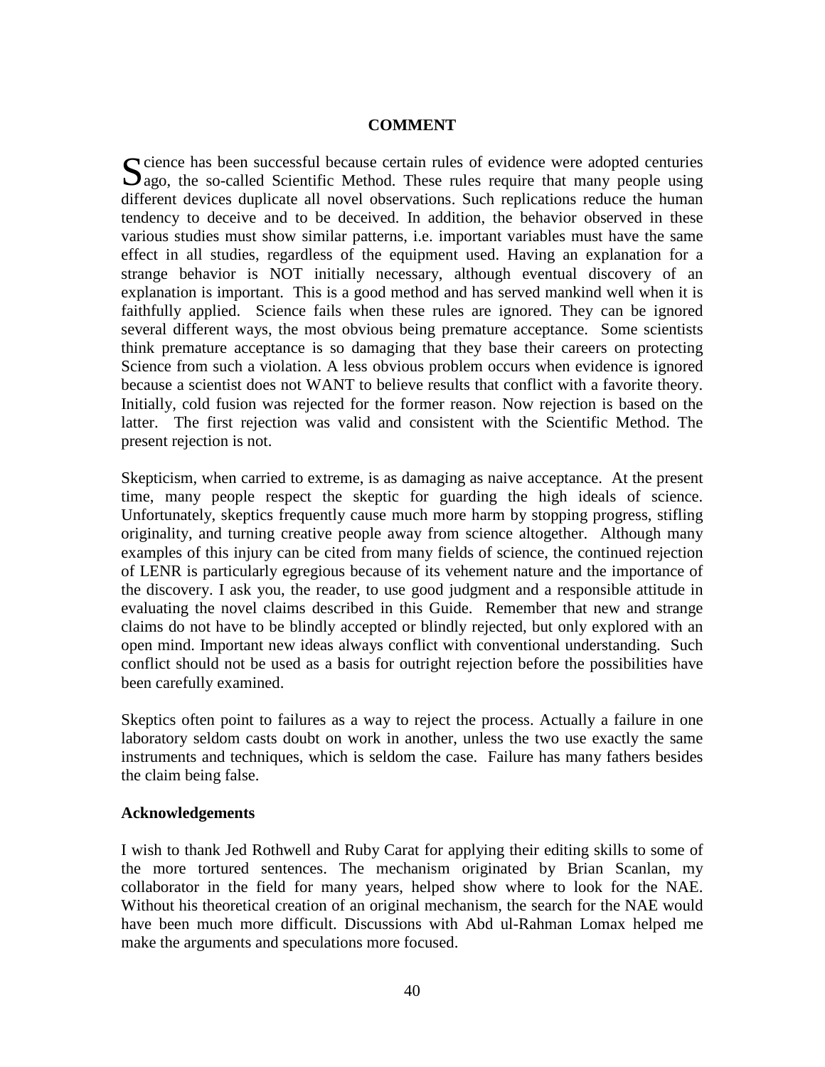## COMMENT

Science has been successful because certain rules of evidence were adopted centuries ago, the so-called Scientific Method. These rules require that many people using different devices duplicate all novel observations. Such replications reduce the human tendency to deceive and to be deceived. In addition, the behavior observed in these various studies must show similar patterns, i.e. important variables must have the same effect in all studies, regardless of the equipment used. Having an explanation for a strange behavior is NOT initially necessary, although eventual discovery of an explanation is important. This is a good method and has served mankind well when it is faithfully applied. Science fails when these rules are ignored. They can be ignored several different ways, the most obvious being premature acceptance. Some scientists think premature acceptance is so damaging that they base their careers on protecting Science from such a violation. A less obvious problem occurs when evidence is ignored because a scientist does not WANT to believe results that conflict with a favorite theory. Initially, cold fusion was rejected for the former reason. Now rejection is based on the latter. The first rejection was valid and consistent with the Scientific Method. The present rejection is not.

Skepticism, when carried to extreme, is as damaging as naive acceptance. At the present time, many people respect the skeptic for guarding the high ideals of science. Unfortunately, skeptics frequently cause much more harm by stopping progress, stifling originality, and turning creative people away from science altogether. Although many examples of this injury can be cited from many fields of science, the continued rejection of LENR is particularly egregious because of its vehement nature and the importance of the discovery. I ask you, the reader, to use good judgment and a responsible attitude in evaluating the novel claims described in this Guide. Remember that new and strange claims do not have to be blindly accepted or blindly rejected, but only explored with an open mind. Important new ideas always conflict with conventional understanding. Such conflict should not be used as a basis for outright rejection before the possibilities have been carefully examined.

Skeptics often point to failures as a way to reject the process. Actually a failure in one laboratory seldom casts doubt on work in another, unless the two use exactly the same instruments and techniques, which is seldom the case. Failure has many fathers besides the claim being false.

### Acknowledgements

I wish to thank Jed Rothwell and Ruby Carat for applying their editing skills to some of the more tortured sentences. The mechanism originated by Brian Scanlan, my collaborator in the field for many years, helped show where to look for the NAE. Without his theoretical creation of an original mechanism, the search for the NAE would have been much more difficult. Discussions with Abd ul-Rahman Lomax helped me make the arguments and speculations more focused.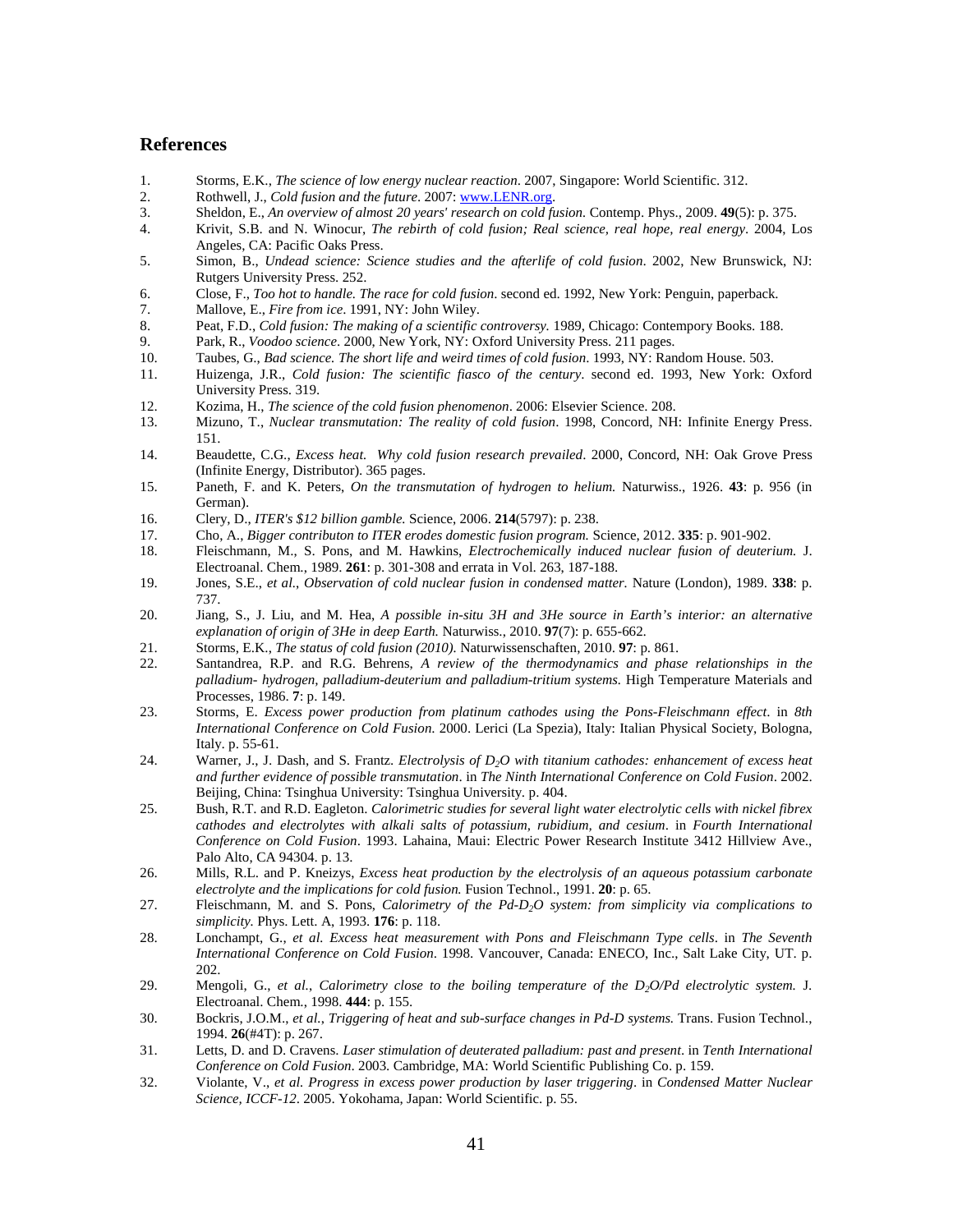## References

1. Storms, E.K., *The science of low energy nuclear reaction*. 2007, Singapore: World Scientific. 312.
2. Rothwell, J., *Cold fusion and the future*. 2007: www.LENR.org.
3. Sheldon, E., *An overview of almost 20 years' research on cold fusion*. Contemp. Phys., 2009. **49**(5): p. 375.
4. Krivit, S.B. and N. Winocur, *The rebirth of cold fusion; Real science, real hope, real energy*. 2004, Los Angeles, CA: Pacific Oaks Press.
5. Simon, B., *Undead science: Science studies and the afterlife of cold fusion*. 2002, New Brunswick, NJ: Rutgers University Press. 252.
6. Close, F., *Too hot to handle. The race for cold fusion*. second ed. 1992, New York: Penguin, paperback.
7. Mallove, E., *Fire from ice*. 1991, NY: John Wiley.
8. Peat, F.D., *Cold fusion: The making of a scientific controversy*. 1989, Chicago: Contempory Books. 188.
9. Park, R., *Voodoo science*. 2000, New York, NY: Oxford University Press. 211 pages.
10. Taubes, G., *Bad science. The short life and weird times of cold fusion*. 1993, NY: Random House. 503.
11. Huizenga, J.R., *Cold fusion: The scientific fiasco of the century*. second ed. 1993, New York: Oxford University Press. 319.
12. Kozima, H., *The science of the cold fusion phenomenon*. 2006: Elsevier Science. 208.
13. Mizuno, T., *Nuclear transmutation: The reality of cold fusion*. 1998, Concord, NH: Infinite Energy Press. 151.
14. Beaudette, C.G., *Excess heat. Why cold fusion research prevailed*. 2000, Concord, NH: Oak Grove Press (Infinite Energy, Distributor). 365 pages.
15. Paneth, F. and K. Peters, *On the transmutation of hydrogen to helium.* Naturwiss., 1926. **43**: p. 956 (in German).
16. Clery, D., *ITER's $12 billion gamble.* Science, 2006. **214**(5797): p. 238.
17. Cho, A., *Bigger contributon to ITER erodes domestic fusion program.* Science, 2012. **335**: p. 901-902.
18. Fleischmann, M., S. Pons, and M. Hawkins, *Electrochemically induced nuclear fusion of deuterium.* J. Electroanal. Chem., 1989. **261**: p. 301-308 and errata in Vol. 263, 187-188.
19. Jones, S.E., *et al.*, *Observation of cold nuclear fusion in condensed matter.* Nature (London), 1989. **338**: p. 737.
20. Jiang, S., J. Liu, and M. Hea, *A possible in-situ 3H and 3He source in Earth's interior: an alternative explanation of origin of 3He in deep Earth.* Naturwiss., 2010. **97**(7): p. 655-662.
21. Storms, E.K., *The status of cold fusion (2010).* Naturwissenschaften, 2010. **97**: p. 861.
22. Santandrea, R.P. and R.G. Behrens, *A review of the thermodynamics and phase relationships in the palladium- hydrogen, palladium-deuterium and palladium-tritium systems.* High Temperature Materials and Processes, 1986. **7**: p. 149.
23. Storms, E. *Excess power production from platinum cathodes using the Pons-Fleischmann effect*. in *8th International Conference on Cold Fusion*. 2000. Lerici (La Spezia), Italy: Italian Physical Society, Bologna, Italy. p. 55-61.
24. Warner, J., J. Dash, and S. Frantz. *Electrolysis of $D_2O$ with titanium cathodes: enhancement of excess heat and further evidence of possible transmutation*. in *The Ninth International Conference on Cold Fusion*. 2002. Beijing, China: Tsinghua University: Tsinghua University. p. 404.
25. Bush, R.T. and R.D. Eagleton. *Calorimetric studies for several light water electrolytic cells with nickel fibrex cathodes and electrolytes with alkali salts of potassium, rubidium, and cesium*. in *Fourth International Conference on Cold Fusion*. 1993. Lahaina, Maui: Electric Power Research Institute 3412 Hillview Ave., Palo Alto, CA 94304. p. 13.
26. Mills, R.L. and P. Kneizys, *Excess heat production by the electrolysis of an aqueous potassium carbonate electrolyte and the implications for cold fusion.* Fusion Technol., 1991. **20**: p. 65.
27. Fleischmann, M. and S. Pons, *Calorimetry of the Pd-$D_2O$ system: from simplicity via complications to simplicity.* Phys. Lett. A, 1993. **176**: p. 118.
28. Lonchampt, G., *et al. Excess heat measurement with Pons and Fleischmann Type cells*. in *The Seventh International Conference on Cold Fusion*. 1998. Vancouver, Canada: ENECO, Inc., Salt Lake City, UT. p. 202.
29. Mengoli, G., *et al.*, *Calorimetry close to the boiling temperature of the $D_2O$/Pd electrolytic system.* J. Electroanal. Chem., 1998. **444**: p. 155.
30. Bockris, J.O.M., *et al.*, *Triggering of heat and sub-surface changes in Pd-D systems.* Trans. Fusion Technol., 1994. **26**(#4T): p. 267.
31. Letts, D. and D. Cravens. *Laser stimulation of deuterated palladium: past and present*. in *Tenth International Conference on Cold Fusion*. 2003. Cambridge, MA: World Scientific Publishing Co. p. 159.
32. Violante, V., *et al. Progress in excess power production by laser triggering*. in *Condensed Matter Nuclear Science, ICCF-12*. 2005. Yokohama, Japan: World Scientific. p. 55.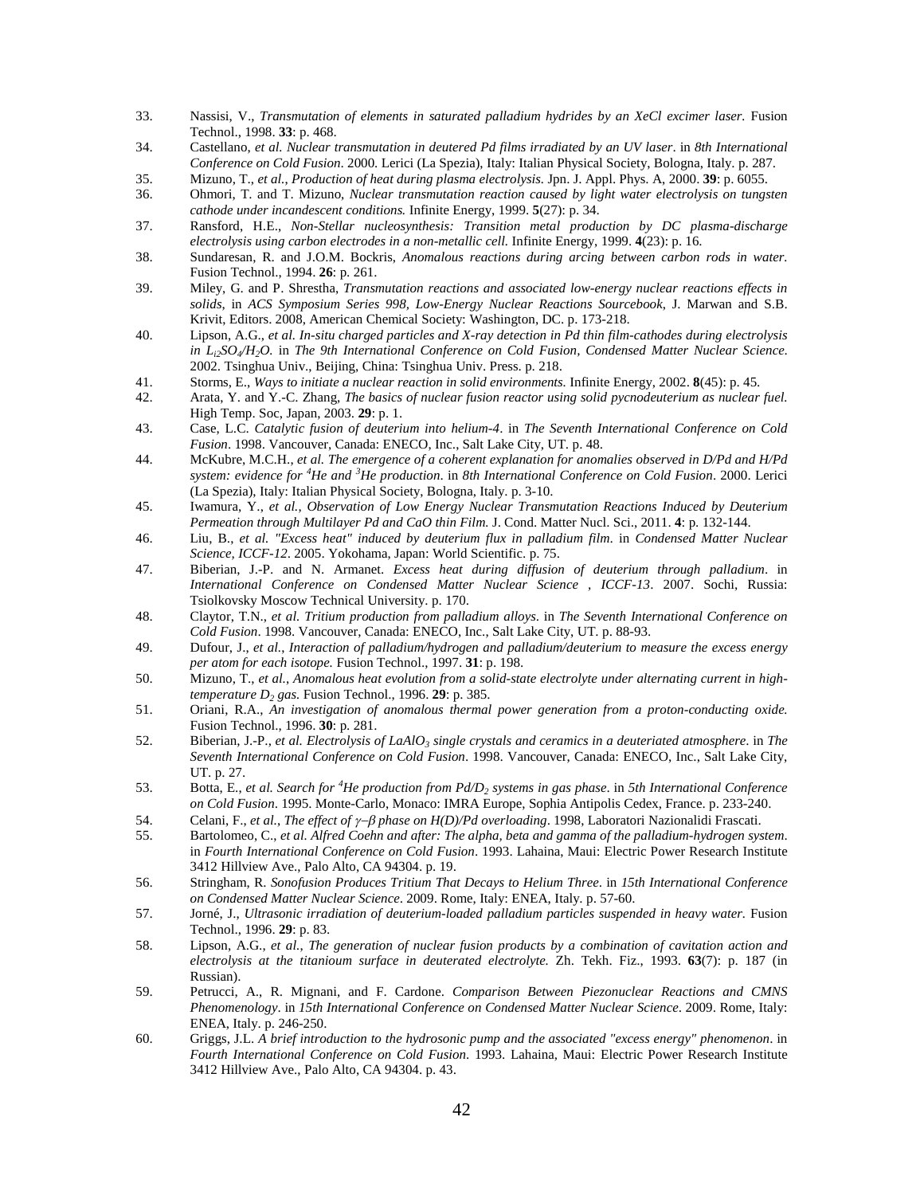33. Nassisi, V., *Transmutation of elements in saturated palladium hydrides by an XeCl excimer laser.* Fusion Technol., 1998. **33**: p. 468.
34. Castellano, *et al. Nuclear transmutation in deutered Pd films irradiated by an UV laser*. in *8th International Conference on Cold Fusion*. 2000. Lerici (La Spezia), Italy: Italian Physical Society, Bologna, Italy. p. 287.
35. Mizuno, T., *et al.*, *Production of heat during plasma electrolysis.* Jpn. J. Appl. Phys. A, 2000. **39**: p. 6055.
36. Ohmori, T. and T. Mizuno, *Nuclear transmutation reaction caused by light water electrolysis on tungsten cathode under incandescent conditions.* Infinite Energy, 1999. **5**(27): p. 34.
37. Ransford, H.E., *Non-Stellar nucleosynthesis: Transition metal production by DC plasma-discharge electrolysis using carbon electrodes in a non-metallic cell.* Infinite Energy, 1999. **4**(23): p. 16.
38. Sundaresan, R. and J.O.M. Bockris, *Anomalous reactions during arcing between carbon rods in water.* Fusion Technol., 1994. **26**: p. 261.
39. Miley, G. and P. Shrestha, *Transmutation reactions and associated low-energy nuclear reactions effects in solids*, in *ACS Symposium Series 998, Low-Energy Nuclear Reactions Sourcebook*, J. Marwan and S.B. Krivit, Editors. 2008, American Chemical Society: Washington, DC. p. 173-218.
40. Lipson, A.G., *et al. In-situ charged particles and X-ray detection in Pd thin film-cathodes during electrolysis in $Li_2SO_4/H_2O$.* in *The 9th International Conference on Cold Fusion, Condensed Matter Nuclear Science.* 2002. Tsinghua Univ., Beijing, China: Tsinghua Univ. Press. p. 218.
41. Storms, E., *Ways to initiate a nuclear reaction in solid environments.* Infinite Energy, 2002. **8**(45): p. 45.
42. Arata, Y. and Y.-C. Zhang, *The basics of nuclear fusion reactor using solid pycnodeuterium as nuclear fuel.* High Temp. Soc, Japan, 2003. **29**: p. 1.
43. Case, L.C. *Catalytic fusion of deuterium into helium-4*. in *The Seventh International Conference on Cold Fusion*. 1998. Vancouver, Canada: ENECO, Inc., Salt Lake City, UT. p. 48.
44. McKubre, M.C.H., *et al. The emergence of a coherent explanation for anomalies observed in D/Pd and H/Pd system: evidence for $^4$He and $^3$He production*. in *8th International Conference on Cold Fusion*. 2000. Lerici (La Spezia), Italy: Italian Physical Society, Bologna, Italy. p. 3-10.
45. Iwamura, Y., *et al.*, *Observation of Low Energy Nuclear Transmutation Reactions Induced by Deuterium Permeation through Multilayer Pd and CaO thin Film.* J. Cond. Matter Nucl. Sci., 2011. **4**: p. 132-144.
46. Liu, B., *et al. "Excess heat" induced by deuterium flux in palladium film*. in *Condensed Matter Nuclear Science, ICCF-12*. 2005. Yokohama, Japan: World Scientific. p. 75.
47. Biberian, J.-P. and N. Armanet. *Excess heat during diffusion of deuterium through palladium*. in *International Conference on Condensed Matter Nuclear Science , ICCF-13*. 2007. Sochi, Russia: Tsiolkovsky Moscow Technical University. p. 170.
48. Claytor, T.N., *et al. Tritium production from palladium alloys*. in *The Seventh International Conference on Cold Fusion*. 1998. Vancouver, Canada: ENECO, Inc., Salt Lake City, UT. p. 88-93.
49. Dufour, J., *et al.*, *Interaction of palladium/hydrogen and palladium/deuterium to measure the excess energy per atom for each isotope.* Fusion Technol., 1997. **31**: p. 198.
50. Mizuno, T., *et al.*, *Anomalous heat evolution from a solid-state electrolyte under alternating current in high-temperature $D_2$ gas.* Fusion Technol., 1996. **29**: p. 385.
51. Oriani, R.A., *An investigation of anomalous thermal power generation from a proton-conducting oxide.* Fusion Technol., 1996. **30**: p. 281.
52. Biberian, J.-P., *et al. Electrolysis of $LaAlO_3$ single crystals and ceramics in a deuteriated atmosphere*. in *The Seventh International Conference on Cold Fusion*. 1998. Vancouver, Canada: ENECO, Inc., Salt Lake City, UT. p. 27.
53. Botta, E., *et al. Search for $^4$He production from Pd/$D_2$ systems in gas phase*. in *5th International Conference on Cold Fusion*. 1995. Monte-Carlo, Monaco: IMRA Europe, Sophia Antipolis Cedex, France. p. 233-240.
54. Celani, F., *et al.*, *The effect of $\gamma$–$\beta$ phase on H(D)/Pd overloading*. 1998, Laboratori Nazionalidi Frascati.
55. Bartolomeo, C., *et al. Alfred Coehn and after: The alpha, beta and gamma of the palladium-hydrogen system*. in *Fourth International Conference on Cold Fusion*. 1993. Lahaina, Maui: Electric Power Research Institute 3412 Hillview Ave., Palo Alto, CA 94304. p. 19.
56. Stringham, R. *Sonofusion Produces Tritium That Decays to Helium Three*. in *15th International Conference on Condensed Matter Nuclear Science*. 2009. Rome, Italy: ENEA, Italy. p. 57-60.
57. Jorné, J., *Ultrasonic irradiation of deuterium-loaded palladium particles suspended in heavy water.* Fusion Technol., 1996. **29**: p. 83.
58. Lipson, A.G., *et al.*, *The generation of nuclear fusion products by a combination of cavitation action and electrolysis at the titanioum surface in deuterated electrolyte.* Zh. Tekh. Fiz., 1993. **63**(7): p. 187 (in Russian).
59. Petrucci, A., R. Mignani, and F. Cardone. *Comparison Between Piezonuclear Reactions and CMNS Phenomenology*. in *15th International Conference on Condensed Matter Nuclear Science*. 2009. Rome, Italy: ENEA, Italy. p. 246-250.
60. Griggs, J.L. *A brief introduction to the hydrosonic pump and the associated "excess energy" phenomenon*. in *Fourth International Conference on Cold Fusion*. 1993. Lahaina, Maui: Electric Power Research Institute 3412 Hillview Ave., Palo Alto, CA 94304. p. 43.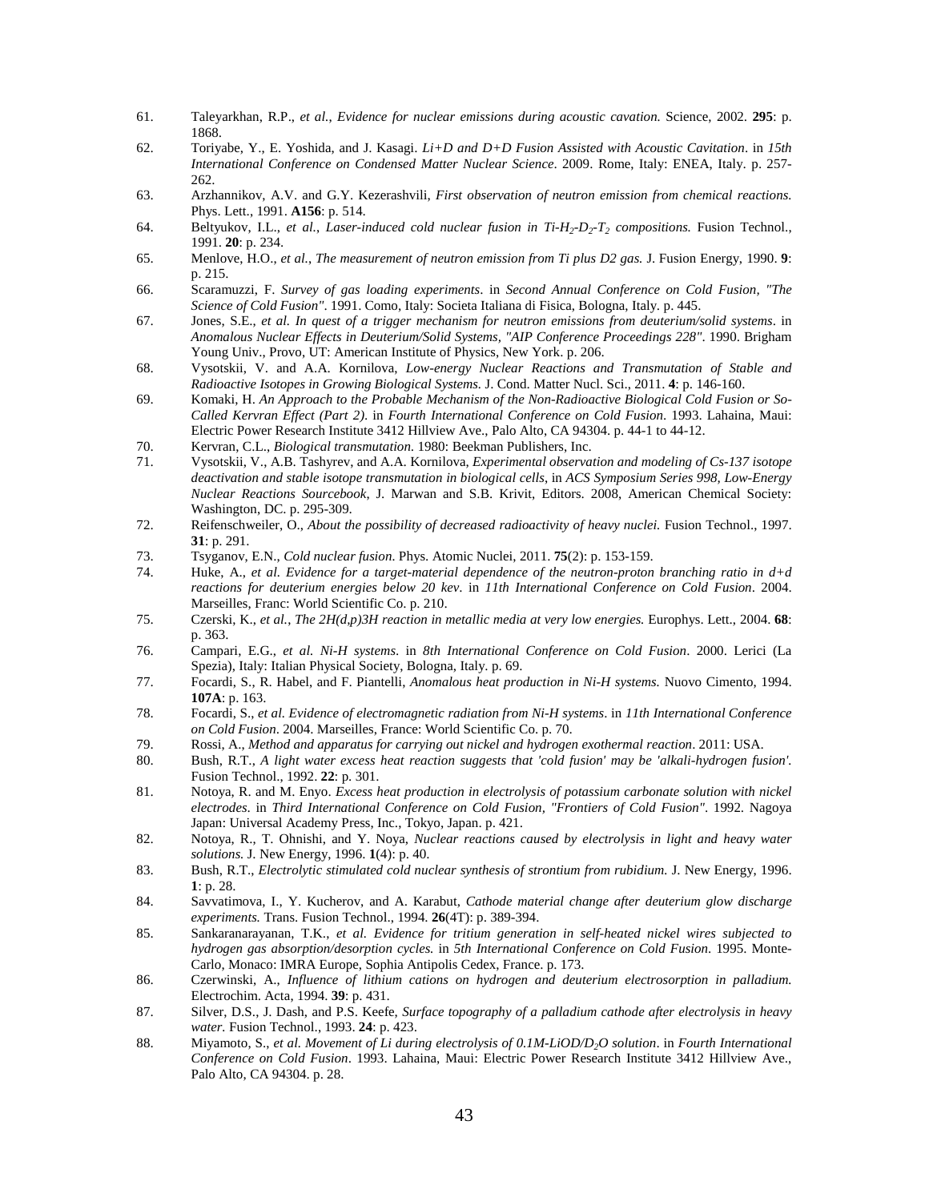61. Taleyarkhan, R.P., *et al., Evidence for nuclear emissions during acoustic cavation.* Science, 2002. **295**: p. 1868.
62. Toriyabe, Y., E. Yoshida, and J. Kasagi. *Li+D and D+D Fusion Assisted with Acoustic Cavitation*. in *15th International Conference on Condensed Matter Nuclear Science*. 2009. Rome, Italy: ENEA, Italy. p. 257-262.
63. Arzhannikov, A.V. and G.Y. Kezerashvili, *First observation of neutron emission from chemical reactions.* Phys. Lett., 1991. **A156**: p. 514.
64. Beltyukov, I.L., *et al., Laser-induced cold nuclear fusion in Ti-$H_2$-$D_2$-$T_2$ compositions.* Fusion Technol., 1991. **20**: p. 234.
65. Menlove, H.O., *et al., The measurement of neutron emission from Ti plus D2 gas.* J. Fusion Energy, 1990. **9**: p. 215.
66. Scaramuzzi, F. *Survey of gas loading experiments*. in *Second Annual Conference on Cold Fusion, "The Science of Cold Fusion"*. 1991. Como, Italy: Societa Italiana di Fisica, Bologna, Italy. p. 445.
67. Jones, S.E., *et al. In quest of a trigger mechanism for neutron emissions from deuterium/solid systems*. in *Anomalous Nuclear Effects in Deuterium/Solid Systems, "AIP Conference Proceedings 228"*. 1990. Brigham Young Univ., Provo, UT: American Institute of Physics, New York. p. 206.
68. Vysotskii, V. and A.A. Kornilova, *Low-energy Nuclear Reactions and Transmutation of Stable and Radioactive Isotopes in Growing Biological Systems.* J. Cond. Matter Nucl. Sci., 2011. **4**: p. 146-160.
69. Komaki, H. *An Approach to the Probable Mechanism of the Non-Radioactive Biological Cold Fusion or So-Called Kervran Effect (Part 2)*. in *Fourth International Conference on Cold Fusion*. 1993. Lahaina, Maui: Electric Power Research Institute 3412 Hillview Ave., Palo Alto, CA 94304. p. 44-1 to 44-12.
70. Kervran, C.L., *Biological transmutation.* 1980: Beekman Publishers, Inc.
71. Vysotskii, V., A.B. Tashyrev, and A.A. Kornilova, *Experimental observation and modeling of Cs-137 isotope deactivation and stable isotope transmutation in biological cells*, in *ACS Symposium Series 998, Low-Energy Nuclear Reactions Sourcebook*, J. Marwan and S.B. Krivit, Editors. 2008, American Chemical Society: Washington, DC. p. 295-309.
72. Reifenschweiler, O., *About the possibility of decreased radioactivity of heavy nuclei.* Fusion Technol., 1997. **31**: p. 291.
73. Tsyganov, E.N., *Cold nuclear fusion.* Phys. Atomic Nuclei, 2011. **75**(2): p. 153-159.
74. Huke, A., *et al. Evidence for a target-material dependence of the neutron-proton branching ratio in d+d reactions for deuterium energies below 20 kev*. in *11th International Conference on Cold Fusion*. 2004. Marseilles, Franc: World Scientific Co. p. 210.
75. Czerski, K., *et al., The 2H(d,p)3H reaction in metallic media at very low energies.* Europhys. Lett., 2004. **68**: p. 363.
76. Campari, E.G., *et al. Ni-H systems*. in *8th International Conference on Cold Fusion*. 2000. Lerici (La Spezia), Italy: Italian Physical Society, Bologna, Italy. p. 69.
77. Focardi, S., R. Habel, and F. Piantelli, *Anomalous heat production in Ni-H systems.* Nuovo Cimento, 1994. **107A**: p. 163.
78. Focardi, S., *et al. Evidence of electromagnetic radiation from Ni-H systems*. in *11th International Conference on Cold Fusion*. 2004. Marseilles, France: World Scientific Co. p. 70.
79. Rossi, A., *Method and apparatus for carrying out nickel and hydrogen exothermal reaction*. 2011: USA.
80. Bush, R.T., *A light water excess heat reaction suggests that 'cold fusion' may be 'alkali-hydrogen fusion'.* Fusion Technol., 1992. **22**: p. 301.
81. Notoya, R. and M. Enyo. *Excess heat production in electrolysis of potassium carbonate solution with nickel electrodes*. in *Third International Conference on Cold Fusion, "Frontiers of Cold Fusion"*. 1992. Nagoya Japan: Universal Academy Press, Inc., Tokyo, Japan. p. 421.
82. Notoya, R., T. Ohnishi, and Y. Noya, *Nuclear reactions caused by electrolysis in light and heavy water solutions.* J. New Energy, 1996. **1**(4): p. 40.
83. Bush, R.T., *Electrolytic stimulated cold nuclear synthesis of strontium from rubidium.* J. New Energy, 1996. **1**: p. 28.
84. Savvatimova, I., Y. Kucherov, and A. Karabut, *Cathode material change after deuterium glow discharge experiments.* Trans. Fusion Technol., 1994. **26**(4T): p. 389-394.
85. Sankaranarayanan, T.K., *et al. Evidence for tritium generation in self-heated nickel wires subjected to hydrogen gas absorption/desorption cycles*. in *5th International Conference on Cold Fusion*. 1995. Monte-Carlo, Monaco: IMRA Europe, Sophia Antipolis Cedex, France. p. 173.
86. Czerwinski, A., *Influence of lithium cations on hydrogen and deuterium electrosorption in palladium.* Electrochim. Acta, 1994. **39**: p. 431.
87. Silver, D.S., J. Dash, and P.S. Keefe, *Surface topography of a palladium cathode after electrolysis in heavy water.* Fusion Technol., 1993. **24**: p. 423.
88. Miyamoto, S., *et al. Movement of Li during electrolysis of 0.1M-LiOD/$D_2O$ solution*. in *Fourth International Conference on Cold Fusion*. 1993. Lahaina, Maui: Electric Power Research Institute 3412 Hillview Ave., Palo Alto, CA 94304. p. 28.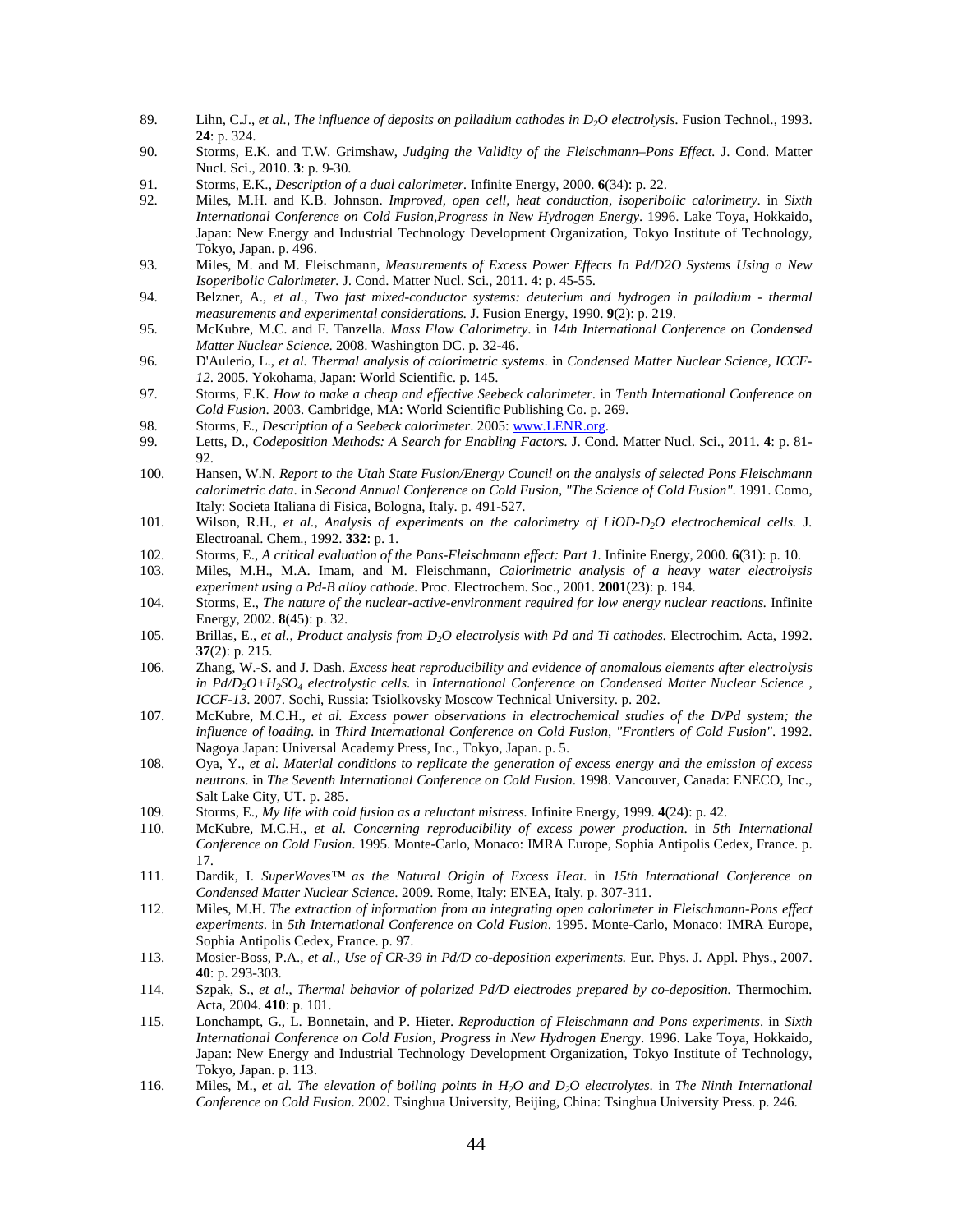89. Lihn, C.J., *et al.*, *The influence of deposits on palladium cathodes in $D_2O$ electrolysis.* Fusion Technol., 1993. **24**: p. 324.
90. Storms, E.K. and T.W. Grimshaw, *Judging the Validity of the Fleischmann–Pons Effect.* J. Cond. Matter Nucl. Sci., 2010. **3**: p. 9-30.
91. Storms, E.K., *Description of a dual calorimeter.* Infinite Energy, 2000. **6**(34): p. 22.
92. Miles, M.H. and K.B. Johnson. *Improved, open cell, heat conduction, isoperibolic calorimetry*. in *Sixth International Conference on Cold Fusion,Progress in New Hydrogen Energy*. 1996. Lake Toya, Hokkaido, Japan: New Energy and Industrial Technology Development Organization, Tokyo Institute of Technology, Tokyo, Japan. p. 496.
93. Miles, M. and M. Fleischmann, *Measurements of Excess Power Effects In Pd/D2O Systems Using a New Isoperibolic Calorimeter.* J. Cond. Matter Nucl. Sci., 2011. **4**: p. 45-55.
94. Belzner, A., *et al.*, *Two fast mixed-conductor systems: deuterium and hydrogen in palladium - thermal measurements and experimental considerations.* J. Fusion Energy, 1990. **9**(2): p. 219.
95. McKubre, M.C. and F. Tanzella. *Mass Flow Calorimetry*. in *14th International Conference on Condensed Matter Nuclear Science*. 2008. Washington DC. p. 32-46.
96. D'Aulerio, L., *et al. Thermal analysis of calorimetric systems*. in *Condensed Matter Nuclear Science, ICCF-12*. 2005. Yokohama, Japan: World Scientific. p. 145.
97. Storms, E.K. *How to make a cheap and effective Seebeck calorimeter*. in *Tenth International Conference on Cold Fusion*. 2003. Cambridge, MA: World Scientific Publishing Co. p. 269.
98. Storms, E., *Description of a Seebeck calorimeter*. 2005: www.LENR.org.
99. Letts, D., *Codeposition Methods: A Search for Enabling Factors.* J. Cond. Matter Nucl. Sci., 2011. **4**: p. 81-92.
100. Hansen, W.N. *Report to the Utah State Fusion/Energy Council on the analysis of selected Pons Fleischmann calorimetric data*. in *Second Annual Conference on Cold Fusion, "The Science of Cold Fusion"*. 1991. Como, Italy: Societa Italiana di Fisica, Bologna, Italy. p. 491-527.
101. Wilson, R.H., *et al.*, *Analysis of experiments on the calorimetry of LiOD-$D_2O$ electrochemical cells.* J. Electroanal. Chem., 1992. **332**: p. 1.
102. Storms, E., *A critical evaluation of the Pons-Fleischmann effect: Part 1.* Infinite Energy, 2000. **6**(31): p. 10.
103. Miles, M.H., M.A. Imam, and M. Fleischmann, *Calorimetric analysis of a heavy water electrolysis experiment using a Pd-B alloy cathode.* Proc. Electrochem. Soc., 2001. **2001**(23): p. 194.
104. Storms, E., *The nature of the nuclear-active-environment required for low energy nuclear reactions.* Infinite Energy, 2002. **8**(45): p. 32.
105. Brillas, E., *et al.*, *Product analysis from $D_2O$ electrolysis with Pd and Ti cathodes.* Electrochim. Acta, 1992. **37**(2): p. 215.
106. Zhang, W.-S. and J. Dash. *Excess heat reproducibility and evidence of anomalous elements after electrolysis in Pd/$D_2O$+$H_2SO_4$ electrolystic cells*. in *International Conference on Condensed Matter Nuclear Science , ICCF-13*. 2007. Sochi, Russia: Tsiolkovsky Moscow Technical University. p. 202.
107. McKubre, M.C.H., *et al. Excess power observations in electrochemical studies of the D/Pd system; the influence of loading*. in *Third International Conference on Cold Fusion, "Frontiers of Cold Fusion"*. 1992. Nagoya Japan: Universal Academy Press, Inc., Tokyo, Japan. p. 5.
108. Oya, Y., *et al. Material conditions to replicate the generation of excess energy and the emission of excess neutrons*. in *The Seventh International Conference on Cold Fusion*. 1998. Vancouver, Canada: ENECO, Inc., Salt Lake City, UT. p. 285.
109. Storms, E., *My life with cold fusion as a reluctant mistress.* Infinite Energy, 1999. **4**(24): p. 42.
110. McKubre, M.C.H., *et al. Concerning reproducibility of excess power production*. in *5th International Conference on Cold Fusion*. 1995. Monte-Carlo, Monaco: IMRA Europe, Sophia Antipolis Cedex, France. p. 17.
111. Dardik, I. *SuperWaves™ as the Natural Origin of Excess Heat*. in *15th International Conference on Condensed Matter Nuclear Science*. 2009. Rome, Italy: ENEA, Italy. p. 307-311.
112. Miles, M.H. *The extraction of information from an integrating open calorimeter in Fleischmann-Pons effect experiments*. in *5th International Conference on Cold Fusion*. 1995. Monte-Carlo, Monaco: IMRA Europe, Sophia Antipolis Cedex, France. p. 97.
113. Mosier-Boss, P.A., *et al.*, *Use of CR-39 in Pd/D co-deposition experiments.* Eur. Phys. J. Appl. Phys., 2007. **40**: p. 293-303.
114. Szpak, S., *et al.*, *Thermal behavior of polarized Pd/D electrodes prepared by co-deposition.* Thermochim. Acta, 2004. **410**: p. 101.
115. Lonchampt, G., L. Bonnetain, and P. Hieter. *Reproduction of Fleischmann and Pons experiments*. in *Sixth International Conference on Cold Fusion, Progress in New Hydrogen Energy*. 1996. Lake Toya, Hokkaido, Japan: New Energy and Industrial Technology Development Organization, Tokyo Institute of Technology, Tokyo, Japan. p. 113.
116. Miles, M., *et al. The elevation of boiling points in $H_2O$ and $D_2O$ electrolytes*. in *The Ninth International Conference on Cold Fusion*. 2002. Tsinghua University, Beijing, China: Tsinghua University Press. p. 246.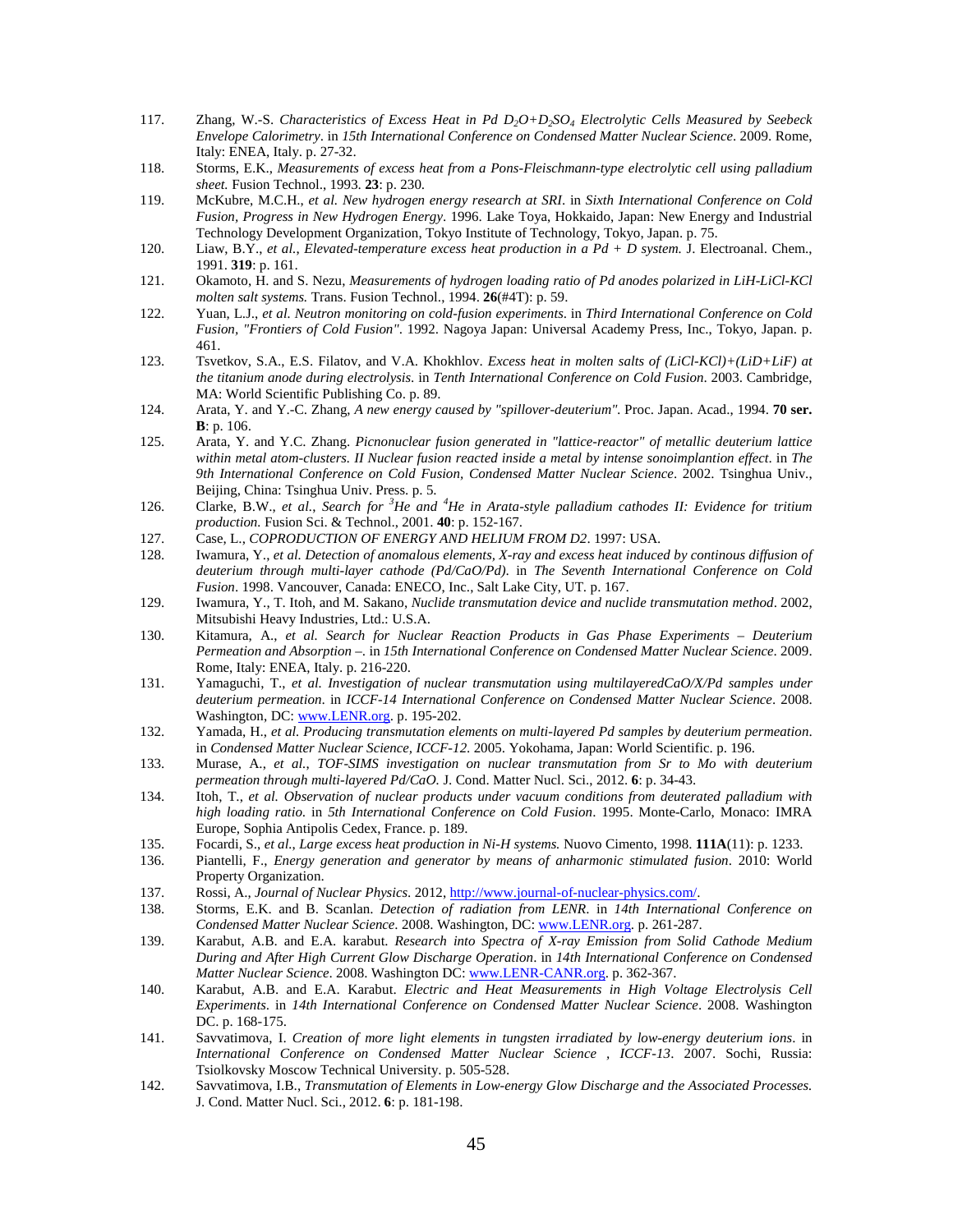117. Zhang, W.-S. *Characteristics of Excess Heat in Pd $D_2O+D_2SO_4$ Electrolytic Cells Measured by Seebeck Envelope Calorimetry*. in *15th International Conference on Condensed Matter Nuclear Science*. 2009. Rome, Italy: ENEA, Italy. p. 27-32.
118. Storms, E.K., *Measurements of excess heat from a Pons-Fleischmann-type electrolytic cell using palladium sheet.* Fusion Technol., 1993. **23**: p. 230.
119. McKubre, M.C.H., *et al. New hydrogen energy research at SRI*. in *Sixth International Conference on Cold Fusion, Progress in New Hydrogen Energy*. 1996. Lake Toya, Hokkaido, Japan: New Energy and Industrial Technology Development Organization, Tokyo Institute of Technology, Tokyo, Japan. p. 75.
120. Liaw, B.Y., *et al., Elevated-temperature excess heat production in a Pd + D system.* J. Electroanal. Chem., 1991. **319**: p. 161.
121. Okamoto, H. and S. Nezu, *Measurements of hydrogen loading ratio of Pd anodes polarized in LiH-LiCl-KCl molten salt systems.* Trans. Fusion Technol., 1994. **26**(#4T): p. 59.
122. Yuan, L.J., *et al. Neutron monitoring on cold-fusion experiments*. in *Third International Conference on Cold Fusion, "Frontiers of Cold Fusion"*. 1992. Nagoya Japan: Universal Academy Press, Inc., Tokyo, Japan. p. 461.
123. Tsvetkov, S.A., E.S. Filatov, and V.A. Khokhlov. *Excess heat in molten salts of (LiCl-KCl)+(LiD+LiF) at the titanium anode during electrolysis*. in *Tenth International Conference on Cold Fusion*. 2003. Cambridge, MA: World Scientific Publishing Co. p. 89.
124. Arata, Y. and Y.-C. Zhang, *A new energy caused by "spillover-deuterium".* Proc. Japan. Acad., 1994. **70 ser. B**: p. 106.
125. Arata, Y. and Y.C. Zhang. *Picnonuclear fusion generated in "lattice-reactor" of metallic deuterium lattice within metal atom-clusters. II Nuclear fusion reacted inside a metal by intense sonoimplantion effect*. in *The 9th International Conference on Cold Fusion, Condensed Matter Nuclear Science*. 2002. Tsinghua Univ., Beijing, China: Tsinghua Univ. Press. p. 5.
126. Clarke, B.W., *et al., Search for $^3He$ and $^4He$ in Arata-style palladium cathodes II: Evidence for tritium production.* Fusion Sci. & Technol., 2001. **40**: p. 152-167.
127. Case, L., *COPRODUCTION OF ENERGY AND HELIUM FROM D2*. 1997: USA.
128. Iwamura, Y., *et al. Detection of anomalous elements, X-ray and excess heat induced by continous diffusion of deuterium through multi-layer cathode (Pd/CaO/Pd)*. in *The Seventh International Conference on Cold Fusion*. 1998. Vancouver, Canada: ENECO, Inc., Salt Lake City, UT. p. 167.
129. Iwamura, Y., T. Itoh, and M. Sakano, *Nuclide transmutation device and nuclide transmutation method*. 2002, Mitsubishi Heavy Industries, Ltd.: U.S.A.
130. Kitamura, A., *et al. Search for Nuclear Reaction Products in Gas Phase Experiments – Deuterium Permeation and Absorption –*. in *15th International Conference on Condensed Matter Nuclear Science*. 2009. Rome, Italy: ENEA, Italy. p. 216-220.
131. Yamaguchi, T., *et al. Investigation of nuclear transmutation using multilayeredCaO/X/Pd samples under deuterium permeation*. in *ICCF-14 International Conference on Condensed Matter Nuclear Science*. 2008. Washington, DC: www.LENR.org. p. 195-202.
132. Yamada, H., *et al. Producing transmutation elements on multi-layered Pd samples by deuterium permeation*. in *Condensed Matter Nuclear Science, ICCF-12*. 2005. Yokohama, Japan: World Scientific. p. 196.
133. Murase, A., *et al., TOF-SIMS investigation on nuclear transmutation from Sr to Mo with deuterium permeation through multi-layered Pd/CaO.* J. Cond. Matter Nucl. Sci., 2012. **6**: p. 34-43.
134. Itoh, T., *et al. Observation of nuclear products under vacuum conditions from deuterated palladium with high loading ratio*. in *5th International Conference on Cold Fusion*. 1995. Monte-Carlo, Monaco: IMRA Europe, Sophia Antipolis Cedex, France. p. 189.
135. Focardi, S., *et al., Large excess heat production in Ni-H systems.* Nuovo Cimento, 1998. **111A**(11): p. 1233.
136. Piantelli, F., *Energy generation and generator by means of anharmonic stimulated fusion*. 2010: World Property Organization.
137. Rossi, A., *Journal of Nuclear Physics*. 2012, http://www.journal-of-nuclear-physics.com/.
138. Storms, E.K. and B. Scanlan. *Detection of radiation from LENR*. in *14th International Conference on Condensed Matter Nuclear Science*. 2008. Washington, DC: www.LENR.org. p. 261-287.
139. Karabut, A.B. and E.A. karabut. *Research into Spectra of X-ray Emission from Solid Cathode Medium During and After High Current Glow Discharge Operation*. in *14th International Conference on Condensed Matter Nuclear Science*. 2008. Washington DC: www.LENR-CANR.org. p. 362-367.
140. Karabut, A.B. and E.A. Karabut. *Electric and Heat Measurements in High Voltage Electrolysis Cell Experiments*. in *14th International Conference on Condensed Matter Nuclear Science*. 2008. Washington DC. p. 168-175.
141. Savvatimova, I. *Creation of more light elements in tungsten irradiated by low-energy deuterium ions*. in *International Conference on Condensed Matter Nuclear Science , ICCF-13*. 2007. Sochi, Russia: Tsiolkovsky Moscow Technical University. p. 505-528.
142. Savvatimova, I.B., *Transmutation of Elements in Low-energy Glow Discharge and the Associated Processes.* J. Cond. Matter Nucl. Sci., 2012. **6**: p. 181-198.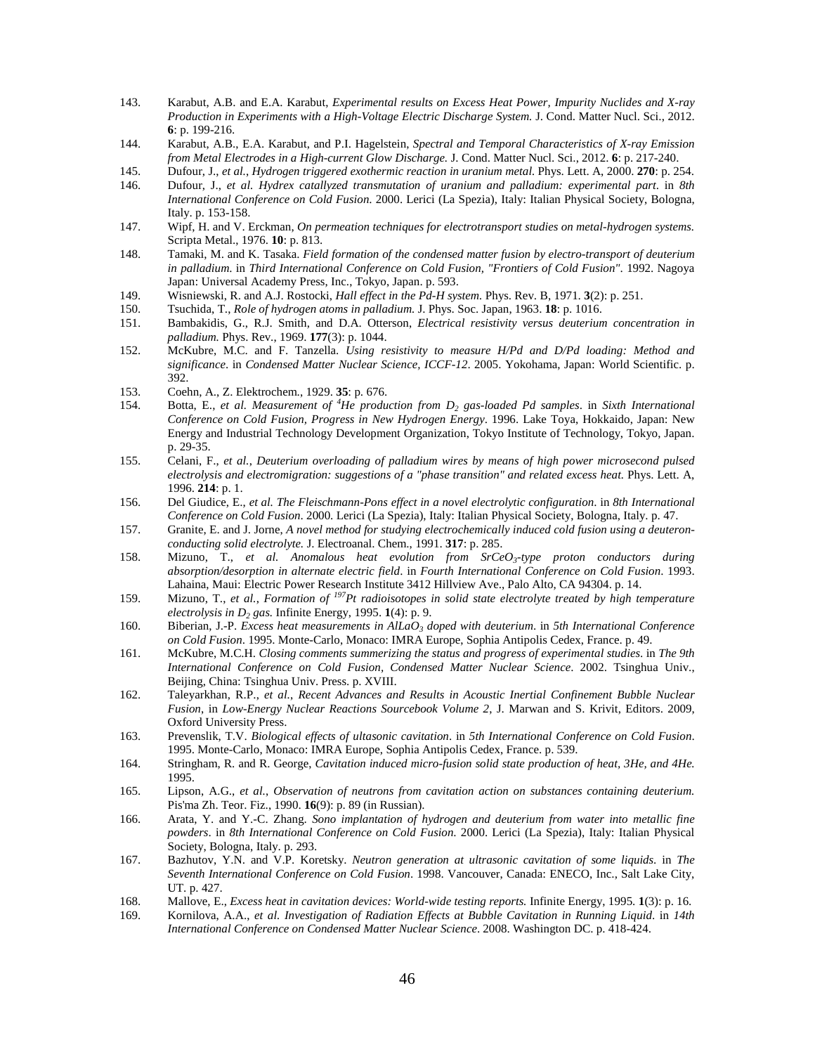143. Karabut, A.B. and E.A. Karabut, *Experimental results on Excess Heat Power, Impurity Nuclides and X-ray Production in Experiments with a High-Voltage Electric Discharge System.* J. Cond. Matter Nucl. Sci., 2012. **6**: p. 199-216.
144. Karabut, A.B., E.A. Karabut, and P.I. Hagelstein, *Spectral and Temporal Characteristics of X-ray Emission from Metal Electrodes in a High-current Glow Discharge.* J. Cond. Matter Nucl. Sci., 2012. **6**: p. 217-240.
145. Dufour, J., *et al.*, *Hydrogen triggered exothermic reaction in uranium metal.* Phys. Lett. A, 2000. **270**: p. 254.
146. Dufour, J., *et al. Hydrex catallyzed transmutation of uranium and palladium: experimental part*. in *8th International Conference on Cold Fusion*. 2000. Lerici (La Spezia), Italy: Italian Physical Society, Bologna, Italy. p. 153-158.
147. Wipf, H. and V. Erckman, *On permeation techniques for electrotransport studies on metal-hydrogen systems.* Scripta Metal., 1976. **10**: p. 813.
148. Tamaki, M. and K. Tasaka. *Field formation of the condensed matter fusion by electro-transport of deuterium in palladium*. in *Third International Conference on Cold Fusion, "Frontiers of Cold Fusion"*. 1992. Nagoya Japan: Universal Academy Press, Inc., Tokyo, Japan. p. 593.
149. Wisniewski, R. and A.J. Rostocki, *Hall effect in the Pd-H system.* Phys. Rev. B, 1971. **3**(2): p. 251.
150. Tsuchida, T., *Role of hydrogen atoms in palladium.* J. Phys. Soc. Japan, 1963. **18**: p. 1016.
151. Bambakidis, G., R.J. Smith, and D.A. Otterson, *Electrical resistivity versus deuterium concentration in palladium.* Phys. Rev., 1969. **177**(3): p. 1044.
152. McKubre, M.C. and F. Tanzella. *Using resistivity to measure H/Pd and D/Pd loading: Method and significance*. in *Condensed Matter Nuclear Science, ICCF-12*. 2005. Yokohama, Japan: World Scientific. p. 392.
153. Coehn, A., Z. Elektrochem., 1929. **35**: p. 676.
154. Botta, E., *et al. Measurement of $^4He$ production from $D_2$ gas-loaded Pd samples*. in *Sixth International Conference on Cold Fusion, Progress in New Hydrogen Energy*. 1996. Lake Toya, Hokkaido, Japan: New Energy and Industrial Technology Development Organization, Tokyo Institute of Technology, Tokyo, Japan. p. 29-35.
155. Celani, F., *et al.*, *Deuterium overloading of palladium wires by means of high power microsecond pulsed electrolysis and electromigration: suggestions of a "phase transition" and related excess heat.* Phys. Lett. A, 1996. **214**: p. 1.
156. Del Giudice, E., *et al. The Fleischmann-Pons effect in a novel electrolytic configuration*. in *8th International Conference on Cold Fusion*. 2000. Lerici (La Spezia), Italy: Italian Physical Society, Bologna, Italy. p. 47.
157. Granite, E. and J. Jorne, *A novel method for studying electrochemically induced cold fusion using a deuteron-conducting solid electrolyte.* J. Electroanal. Chem., 1991. **317**: p. 285.
158. Mizuno, T., *et al. Anomalous heat evolution from $SrCeO_3$-type proton conductors during absorption/desorption in alternate electric field*. in *Fourth International Conference on Cold Fusion*. 1993. Lahaina, Maui: Electric Power Research Institute 3412 Hillview Ave., Palo Alto, CA 94304. p. 14.
159. Mizuno, T., *et al.*, *Formation of $^{197}Pt$ radioisotopes in solid state electrolyte treated by high temperature electrolysis in $D_2$ gas.* Infinite Energy, 1995. **1**(4): p. 9.
160. Biberian, J.-P. *Excess heat measurements in $AlLaO_3$ doped with deuterium*. in *5th International Conference on Cold Fusion*. 1995. Monte-Carlo, Monaco: IMRA Europe, Sophia Antipolis Cedex, France. p. 49.
161. McKubre, M.C.H. *Closing comments summerizing the status and progress of experimental studies*. in *The 9th International Conference on Cold Fusion, Condensed Matter Nuclear Science*. 2002. Tsinghua Univ., Beijing, China: Tsinghua Univ. Press. p. XVIII.
162. Taleyarkhan, R.P., *et al.*, *Recent Advances and Results in Acoustic Inertial Confinement Bubble Nuclear Fusion*, in *Low-Energy Nuclear Reactions Sourcebook Volume 2*, J. Marwan and S. Krivit, Editors. 2009, Oxford University Press.
163. Prevenslik, T.V. *Biological effects of ultasonic cavitation*. in *5th International Conference on Cold Fusion*. 1995. Monte-Carlo, Monaco: IMRA Europe, Sophia Antipolis Cedex, France. p. 539.
164. Stringham, R. and R. George, *Cavitation induced micro-fusion solid state production of heat, 3He, and 4He.* 1995.
165. Lipson, A.G., *et al.*, *Observation of neutrons from cavitation action on substances containing deuterium.* Pis'ma Zh. Teor. Fiz., 1990. **16**(9): p. 89 (in Russian).
166. Arata, Y. and Y.-C. Zhang. *Sono implantation of hydrogen and deuterium from water into metallic fine powders*. in *8th International Conference on Cold Fusion*. 2000. Lerici (La Spezia), Italy: Italian Physical Society, Bologna, Italy. p. 293.
167. Bazhutov, Y.N. and V.P. Koretsky. *Neutron generation at ultrasonic cavitation of some liquids*. in *The Seventh International Conference on Cold Fusion*. 1998. Vancouver, Canada: ENECO, Inc., Salt Lake City, UT. p. 427.
168. Mallove, E., *Excess heat in cavitation devices: World-wide testing reports.* Infinite Energy, 1995. **1**(3): p. 16.
169. Kornilova, A.A., *et al. Investigation of Radiation Effects at Bubble Cavitation in Running Liquid*. in *14th International Conference on Condensed Matter Nuclear Science*. 2008. Washington DC. p. 418-424.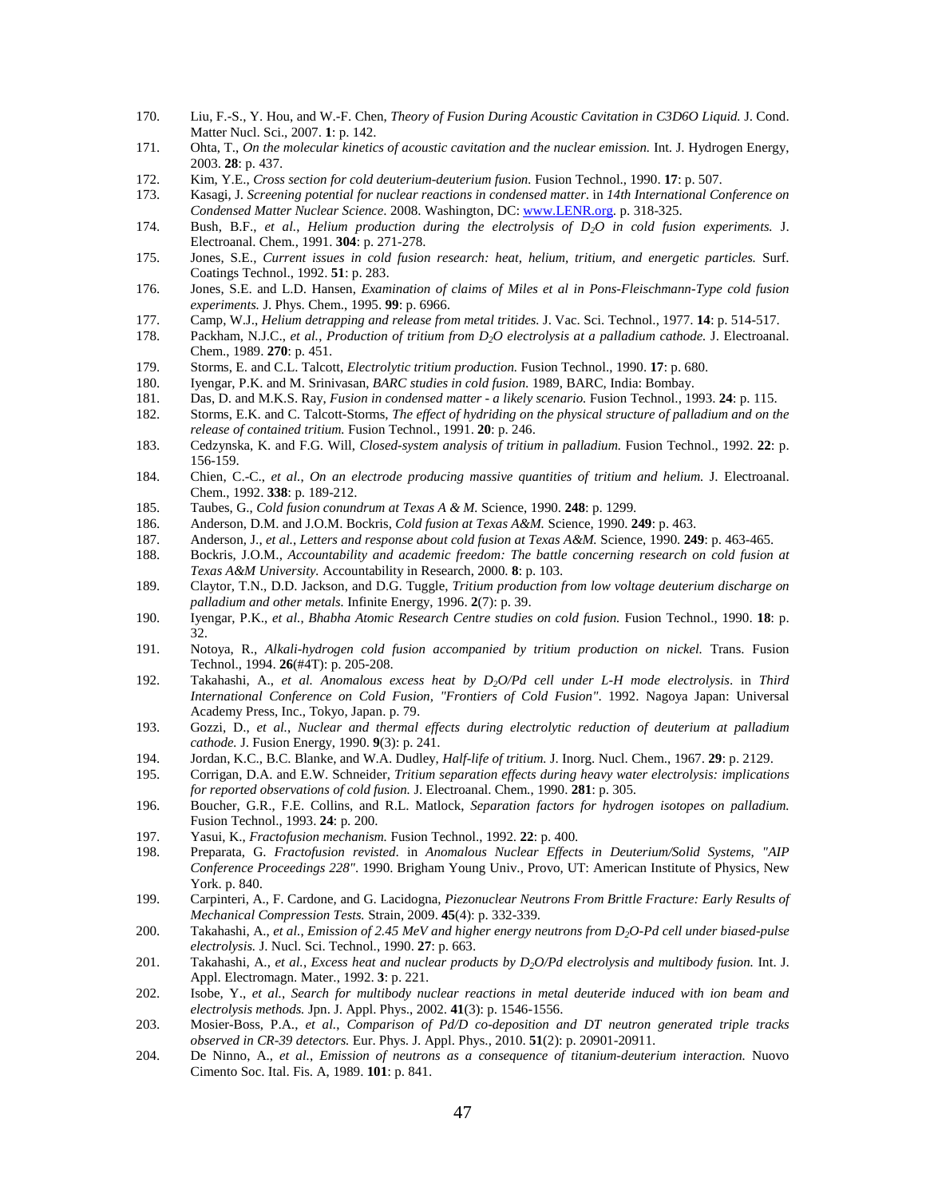170. Liu, F.-S., Y. Hou, and W.-F. Chen, *Theory of Fusion During Acoustic Cavitation in C3D6O Liquid.* J. Cond. Matter Nucl. Sci., 2007. **1**: p. 142.
171. Ohta, T., *On the molecular kinetics of acoustic cavitation and the nuclear emission.* Int. J. Hydrogen Energy, 2003. **28**: p. 437.
172. Kim, Y.E., *Cross section for cold deuterium-deuterium fusion.* Fusion Technol., 1990. **17**: p. 507.
173. Kasagi, J. *Screening potential for nuclear reactions in condensed matter*. in *14th International Conference on Condensed Matter Nuclear Science*. 2008. Washington, DC: www.LENR.org. p. 318-325.
174. Bush, B.F., *et al.*, *Helium production during the electrolysis of $D_2O$ in cold fusion experiments.* J. Electroanal. Chem., 1991. **304**: p. 271-278.
175. Jones, S.E., *Current issues in cold fusion research: heat, helium, tritium, and energetic particles.* Surf. Coatings Technol., 1992. **51**: p. 283.
176. Jones, S.E. and L.D. Hansen, *Examination of claims of Miles et al in Pons-Fleischmann-Type cold fusion experiments.* J. Phys. Chem., 1995. **99**: p. 6966.
177. Camp, W.J., *Helium detrapping and release from metal tritides.* J. Vac. Sci. Technol., 1977. **14**: p. 514-517.
178. Packham, N.J.C., *et al.*, *Production of tritium from $D_2O$ electrolysis at a palladium cathode.* J. Electroanal. Chem., 1989. **270**: p. 451.
179. Storms, E. and C.L. Talcott, *Electrolytic tritium production.* Fusion Technol., 1990. **17**: p. 680.
180. Iyengar, P.K. and M. Srinivasan, *BARC studies in cold fusion.* 1989, BARC, India: Bombay.
181. Das, D. and M.K.S. Ray, *Fusion in condensed matter - a likely scenario.* Fusion Technol., 1993. **24**: p. 115.
182. Storms, E.K. and C. Talcott-Storms, *The effect of hydriding on the physical structure of palladium and on the release of contained tritium.* Fusion Technol., 1991. **20**: p. 246.
183. Cedzynska, K. and F.G. Will, *Closed-system analysis of tritium in palladium.* Fusion Technol., 1992. **22**: p. 156-159.
184. Chien, C.-C., *et al.*, *On an electrode producing massive quantities of tritium and helium.* J. Electroanal. Chem., 1992. **338**: p. 189-212.
185. Taubes, G., *Cold fusion conundrum at Texas A & M.* Science, 1990. **248**: p. 1299.
186. Anderson, D.M. and J.O.M. Bockris, *Cold fusion at Texas A&M.* Science, 1990. **249**: p. 463.
187. Anderson, J., *et al.*, *Letters and response about cold fusion at Texas A&M.* Science, 1990. **249**: p. 463-465.
188. Bockris, J.O.M., *Accountability and academic freedom: The battle concerning research on cold fusion at Texas A&M University.* Accountability in Research, 2000. **8**: p. 103.
189. Claytor, T.N., D.D. Jackson, and D.G. Tuggle, *Tritium production from low voltage deuterium discharge on palladium and other metals.* Infinite Energy, 1996. **2**(7): p. 39.
190. Iyengar, P.K., *et al.*, *Bhabha Atomic Research Centre studies on cold fusion.* Fusion Technol., 1990. **18**: p. 32.
191. Notoya, R., *Alkali-hydrogen cold fusion accompanied by tritium production on nickel.* Trans. Fusion Technol., 1994. **26**(#4T): p. 205-208.
192. Takahashi, A., *et al. Anomalous excess heat by $D_2O$/Pd cell under L-H mode electrolysis*. in *Third International Conference on Cold Fusion, "Frontiers of Cold Fusion"*. 1992. Nagoya Japan: Universal Academy Press, Inc., Tokyo, Japan. p. 79.
193. Gozzi, D., *et al.*, *Nuclear and thermal effects during electrolytic reduction of deuterium at palladium cathode.* J. Fusion Energy, 1990. **9**(3): p. 241.
194. Jordan, K.C., B.C. Blanke, and W.A. Dudley, *Half-life of tritium.* J. Inorg. Nucl. Chem., 1967. **29**: p. 2129.
195. Corrigan, D.A. and E.W. Schneider, *Tritium separation effects during heavy water electrolysis: implications for reported observations of cold fusion.* J. Electroanal. Chem., 1990. **281**: p. 305.
196. Boucher, G.R., F.E. Collins, and R.L. Matlock, *Separation factors for hydrogen isotopes on palladium.* Fusion Technol., 1993. **24**: p. 200.
197. Yasui, K., *Fractofusion mechanism.* Fusion Technol., 1992. **22**: p. 400.
198. Preparata, G. *Fractofusion revisted*. in *Anomalous Nuclear Effects in Deuterium/Solid Systems, "AIP Conference Proceedings 228"*. 1990. Brigham Young Univ., Provo, UT: American Institute of Physics, New York. p. 840.
199. Carpinteri, A., F. Cardone, and G. Lacidogna, *Piezonuclear Neutrons From Brittle Fracture: Early Results of Mechanical Compression Tests.* Strain, 2009. **45**(4): p. 332-339.
200. Takahashi, A., *et al.*, *Emission of 2.45 MeV and higher energy neutrons from $D_2O$-Pd cell under biased-pulse electrolysis.* J. Nucl. Sci. Technol., 1990. **27**: p. 663.
201. Takahashi, A., *et al.*, *Excess heat and nuclear products by $D_2O$/Pd electrolysis and multibody fusion.* Int. J. Appl. Electromagn. Mater., 1992. **3**: p. 221.
202. Isobe, Y., *et al.*, *Search for multibody nuclear reactions in metal deuteride induced with ion beam and electrolysis methods.* Jpn. J. Appl. Phys., 2002. **41**(3): p. 1546-1556.
203. Mosier-Boss, P.A., *et al.*, *Comparison of Pd/D co-deposition and DT neutron generated triple tracks observed in CR-39 detectors.* Eur. Phys. J. Appl. Phys., 2010. **51**(2): p. 20901-20911.
204. De Ninno, A., *et al.*, *Emission of neutrons as a consequence of titanium-deuterium interaction.* Nuovo Cimento Soc. Ital. Fis. A, 1989. **101**: p. 841.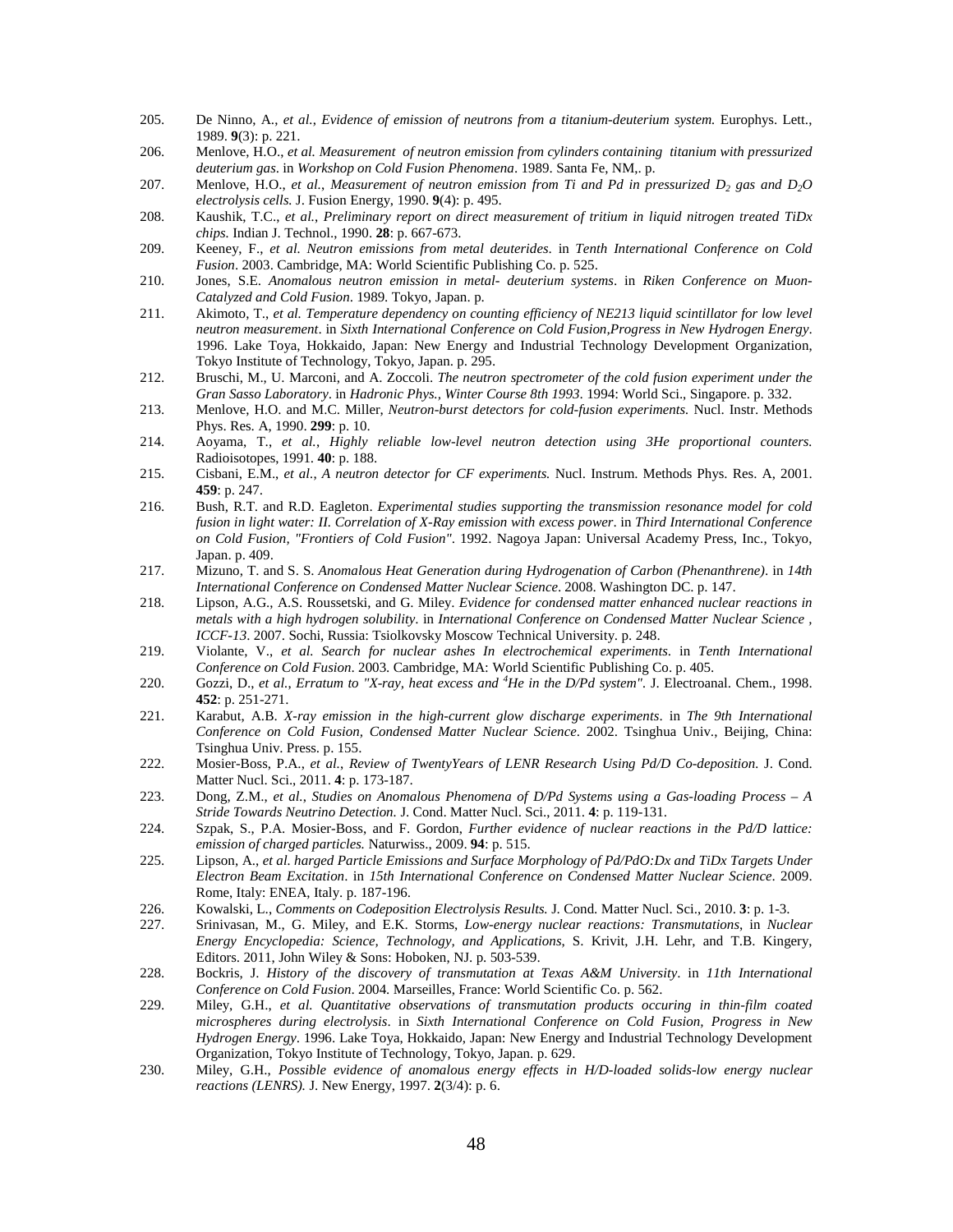205. De Ninno, A., *et al.*, *Evidence of emission of neutrons from a titanium-deuterium system.* Europhys. Lett., 1989. **9**(3): p. 221.
206. Menlove, H.O., *et al. Measurement of neutron emission from cylinders containing titanium with pressurized deuterium gas*. in *Workshop on Cold Fusion Phenomena*. 1989. Santa Fe, NM,. p.
207. Menlove, H.O., *et al.*, *Measurement of neutron emission from Ti and Pd in pressurized $D_2$ gas and $D_2O$ electrolysis cells.* J. Fusion Energy, 1990. **9**(4): p. 495.
208. Kaushik, T.C., *et al.*, *Preliminary report on direct measurement of tritium in liquid nitrogen treated TiDx chips.* Indian J. Technol., 1990. **28**: p. 667-673.
209. Keeney, F., *et al. Neutron emissions from metal deuterides*. in *Tenth International Conference on Cold Fusion*. 2003. Cambridge, MA: World Scientific Publishing Co. p. 525.
210. Jones, S.E. *Anomalous neutron emission in metal- deuterium systems*. in *Riken Conference on Muon-Catalyzed and Cold Fusion*. 1989. Tokyo, Japan. p.
211. Akimoto, T., *et al. Temperature dependency on counting efficiency of NE213 liquid scintillator for low level neutron measurement*. in *Sixth International Conference on Cold Fusion,Progress in New Hydrogen Energy*. 1996. Lake Toya, Hokkaido, Japan: New Energy and Industrial Technology Development Organization, Tokyo Institute of Technology, Tokyo, Japan. p. 295.
212. Bruschi, M., U. Marconi, and A. Zoccoli. *The neutron spectrometer of the cold fusion experiment under the Gran Sasso Laboratory*. in *Hadronic Phys., Winter Course 8th 1993*. 1994: World Sci., Singapore. p. 332.
213. Menlove, H.O. and M.C. Miller, *Neutron-burst detectors for cold-fusion experiments.* Nucl. Instr. Methods Phys. Res. A, 1990. **299**: p. 10.
214. Aoyama, T., *et al.*, *Highly reliable low-level neutron detection using 3He proportional counters.* Radioisotopes, 1991. **40**: p. 188.
215. Cisbani, E.M., *et al.*, *A neutron detector for CF experiments.* Nucl. Instrum. Methods Phys. Res. A, 2001. **459**: p. 247.
216. Bush, R.T. and R.D. Eagleton. *Experimental studies supporting the transmission resonance model for cold fusion in light water: II. Correlation of X-Ray emission with excess power*. in *Third International Conference on Cold Fusion, "Frontiers of Cold Fusion"*. 1992. Nagoya Japan: Universal Academy Press, Inc., Tokyo, Japan. p. 409.
217. Mizuno, T. and S. S. *Anomalous Heat Generation during Hydrogenation of Carbon (Phenanthrene)*. in *14th International Conference on Condensed Matter Nuclear Science*. 2008. Washington DC. p. 147.
218. Lipson, A.G., A.S. Roussetski, and G. Miley. *Evidence for condensed matter enhanced nuclear reactions in metals with a high hydrogen solubility*. in *International Conference on Condensed Matter Nuclear Science , ICCF-13*. 2007. Sochi, Russia: Tsiolkovsky Moscow Technical University. p. 248.
219. Violante, V., *et al. Search for nuclear ashes In electrochemical experiments*. in *Tenth International Conference on Cold Fusion*. 2003. Cambridge, MA: World Scientific Publishing Co. p. 405.
220. Gozzi, D., *et al.*, *Erratum to "X-ray, heat excess and $^4$He in the D/Pd system".* J. Electroanal. Chem., 1998. **452**: p. 251-271.
221. Karabut, A.B. *X-ray emission in the high-current glow discharge experiments*. in *The 9th International Conference on Cold Fusion, Condensed Matter Nuclear Science*. 2002. Tsinghua Univ., Beijing, China: Tsinghua Univ. Press. p. 155.
222. Mosier-Boss, P.A., *et al.*, *Review of TwentyYears of LENR Research Using Pd/D Co-deposition.* J. Cond. Matter Nucl. Sci., 2011. **4**: p. 173-187.
223. Dong, Z.M., *et al.*, *Studies on Anomalous Phenomena of D/Pd Systems using a Gas-loading Process – A Stride Towards Neutrino Detection.* J. Cond. Matter Nucl. Sci., 2011. **4**: p. 119-131.
224. Szpak, S., P.A. Mosier-Boss, and F. Gordon, *Further evidence of nuclear reactions in the Pd/D lattice: emission of charged particles.* Naturwiss., 2009. **94**: p. 515.
225. Lipson, A., *et al. harged Particle Emissions and Surface Morphology of Pd/PdO:Dx and TiDx Targets Under Electron Beam Excitation*. in *15th International Conference on Condensed Matter Nuclear Science*. 2009. Rome, Italy: ENEA, Italy. p. 187-196.
226. Kowalski, L., *Comments on Codeposition Electrolysis Results.* J. Cond. Matter Nucl. Sci., 2010. **3**: p. 1-3.
227. Srinivasan, M., G. Miley, and E.K. Storms, *Low-energy nuclear reactions: Transmutations*, in *Nuclear Energy Encyclopedia: Science, Technology, and Applications*, S. Krivit, J.H. Lehr, and T.B. Kingery, Editors. 2011, John Wiley & Sons: Hoboken, NJ. p. 503-539.
228. Bockris, J. *History of the discovery of transmutation at Texas A&M University*. in *11th International Conference on Cold Fusion*. 2004. Marseilles, France: World Scientific Co. p. 562.
229. Miley, G.H., *et al. Quantitative observations of transmutation products occuring in thin-film coated microspheres during electrolysis*. in *Sixth International Conference on Cold Fusion, Progress in New Hydrogen Energy*. 1996. Lake Toya, Hokkaido, Japan: New Energy and Industrial Technology Development Organization, Tokyo Institute of Technology, Tokyo, Japan. p. 629.
230. Miley, G.H., *Possible evidence of anomalous energy effects in H/D-loaded solids-low energy nuclear reactions (LENRS).* J. New Energy, 1997. **2**(3/4): p. 6.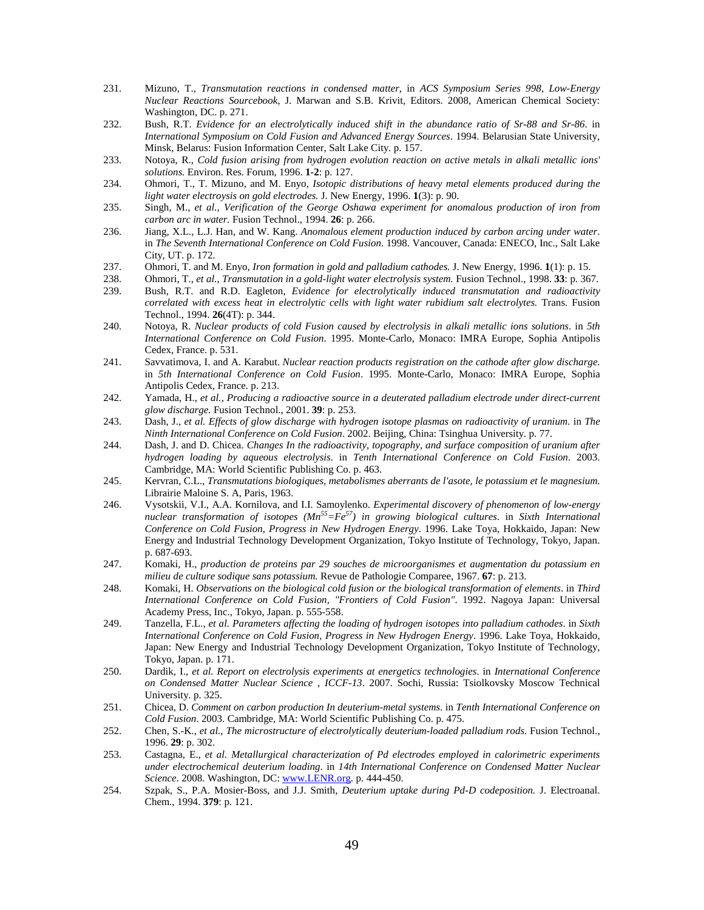231. Mizuno, T., *Transmutation reactions in condensed matter*, in *ACS Symposium Series 998, Low-Energy Nuclear Reactions Sourcebook*, J. Marwan and S.B. Krivit, Editors. 2008, American Chemical Society: Washington, DC. p. 271.
232. Bush, R.T. *Evidence for an electrolytically induced shift in the abundance ratio of Sr-88 and Sr-86*. in *International Symposium on Cold Fusion and Advanced Energy Sources*. 1994. Belarusian State University, Minsk, Belarus: Fusion Information Center, Salt Lake City. p. 157.
233. Notoya, R., *Cold fusion arising from hydrogen evolution reaction on active metals in alkali metallic ions' solutions.* Environ. Res. Forum, 1996. **1-2**: p. 127.
234. Ohmori, T., T. Mizuno, and M. Enyo, *Isotopic distributions of heavy metal elements produced during the light water electroysis on gold electrodes.* J. New Energy, 1996. **1**(3): p. 90.
235. Singh, M., *et al.*, *Verification of the George Oshawa experiment for anomalous production of iron from carbon arc in water.* Fusion Technol., 1994. **26**: p. 266.
236. Jiang, X.L., L.J. Han, and W. Kang. *Anomalous element production induced by carbon arcing under water*. in *The Seventh International Conference on Cold Fusion*. 1998. Vancouver, Canada: ENECO, Inc., Salt Lake City, UT. p. 172.
237. Ohmori, T. and M. Enyo, *Iron formation in gold and palladium cathodes.* J. New Energy, 1996. **1**(1): p. 15.
238. Ohmori, T., *et al.*, *Transmutation in a gold-light water electrolysis system.* Fusion Technol., 1998. **33**: p. 367.
239. Bush, R.T. and R.D. Eagleton, *Evidence for electrolytically induced transmutation and radioactivity correlated with excess heat in electrolytic cells with light water rubidium salt electrolytes.* Trans. Fusion Technol., 1994. **26**(4T): p. 344.
240. Notoya, R. *Nuclear products of cold Fusion caused by electrolysis in alkali metallic ions solutions*. in *5th International Conference on Cold Fusion*. 1995. Monte-Carlo, Monaco: IMRA Europe, Sophia Antipolis Cedex, France. p. 531.
241. Savvatimova, I. and A. Karabut. *Nuclear reaction products registration on the cathode after glow discharge.* in *5th International Conference on Cold Fusion*. 1995. Monte-Carlo, Monaco: IMRA Europe, Sophia Antipolis Cedex, France. p. 213.
242. Yamada, H., *et al.*, *Producing a radioactive source in a deuterated palladium electrode under direct-current glow discharge.* Fusion Technol., 2001. **39**: p. 253.
243. Dash, J., *et al. Effects of glow discharge with hydrogen isotope plasmas on radioactivity of uranium*. in *The Ninth International Conference on Cold Fusion*. 2002. Beijing, China: Tsinghua University. p. 77.
244. Dash, J. and D. Chicea. *Changes In the radioactivity, topography, and surface composition of uranium after hydrogen loading by aqueous electrolysis*. in *Tenth International Conference on Cold Fusion*. 2003. Cambridge, MA: World Scientific Publishing Co. p. 463.
245. Kervran, C.L., *Transmutations biologiques, metabolismes aberrants de l'asote, le potassium et le magnesium.* Librairie Maloine S. A, Paris, 1963.
246. Vysotskii, V.I., A.A. Kornilova, and I.I. Samoylenko. *Experimental discovery of phenomenon of low-energy nuclear transformation of isotopes ($Mn^{55}$=$Fe^{57}$) in growing biological cultures*. in *Sixth International Conference on Cold Fusion, Progress in New Hydrogen Energy*. 1996. Lake Toya, Hokkaido, Japan: New Energy and Industrial Technology Development Organization, Tokyo Institute of Technology, Tokyo, Japan. p. 687-693.
247. Komaki, H., *production de proteins par 29 souches de microorganismes et augmentation du potassium en milieu de culture sodique sans potassium.* Revue de Pathologie Comparee, 1967. **67**: p. 213.
248. Komaki, H. *Observations on the biological cold fusion or the biological transformation of elements*. in *Third International Conference on Cold Fusion, "Frontiers of Cold Fusion"*. 1992. Nagoya Japan: Universal Academy Press, Inc., Tokyo, Japan. p. 555-558.
249. Tanzella, F.L., *et al. Parameters affecting the loading of hydrogen isotopes into palladium cathodes*. in *Sixth International Conference on Cold Fusion, Progress in New Hydrogen Energy*. 1996. Lake Toya, Hokkaido, Japan: New Energy and Industrial Technology Development Organization, Tokyo Institute of Technology, Tokyo, Japan. p. 171.
250. Dardik, I., *et al. Report on electrolysis experiments at energetics technologies*. in *International Conference on Condensed Matter Nuclear Science , ICCF-13*. 2007. Sochi, Russia: Tsiolkovsky Moscow Technical University. p. 325.
251. Chicea, D. *Comment on carbon production In deuterium-metal systems*. in *Tenth International Conference on Cold Fusion*. 2003. Cambridge, MA: World Scientific Publishing Co. p. 475.
252. Chen, S.-K., *et al.*, *The microstructure of electrolytically deuterium-loaded palladium rods.* Fusion Technol., 1996. **29**: p. 302.
253. Castagna, E., *et al. Metallurgical characterization of Pd electrodes employed in calorimetric experiments under electrochemical deuterium loading*. in *14th International Conference on Condensed Matter Nuclear Science*. 2008. Washington, DC: www.LENR.org. p. 444-450.
254. Szpak, S., P.A. Mosier-Boss, and J.J. Smith, *Deuterium uptake during Pd-D codeposition.* J. Electroanal. Chem., 1994. **379**: p. 121.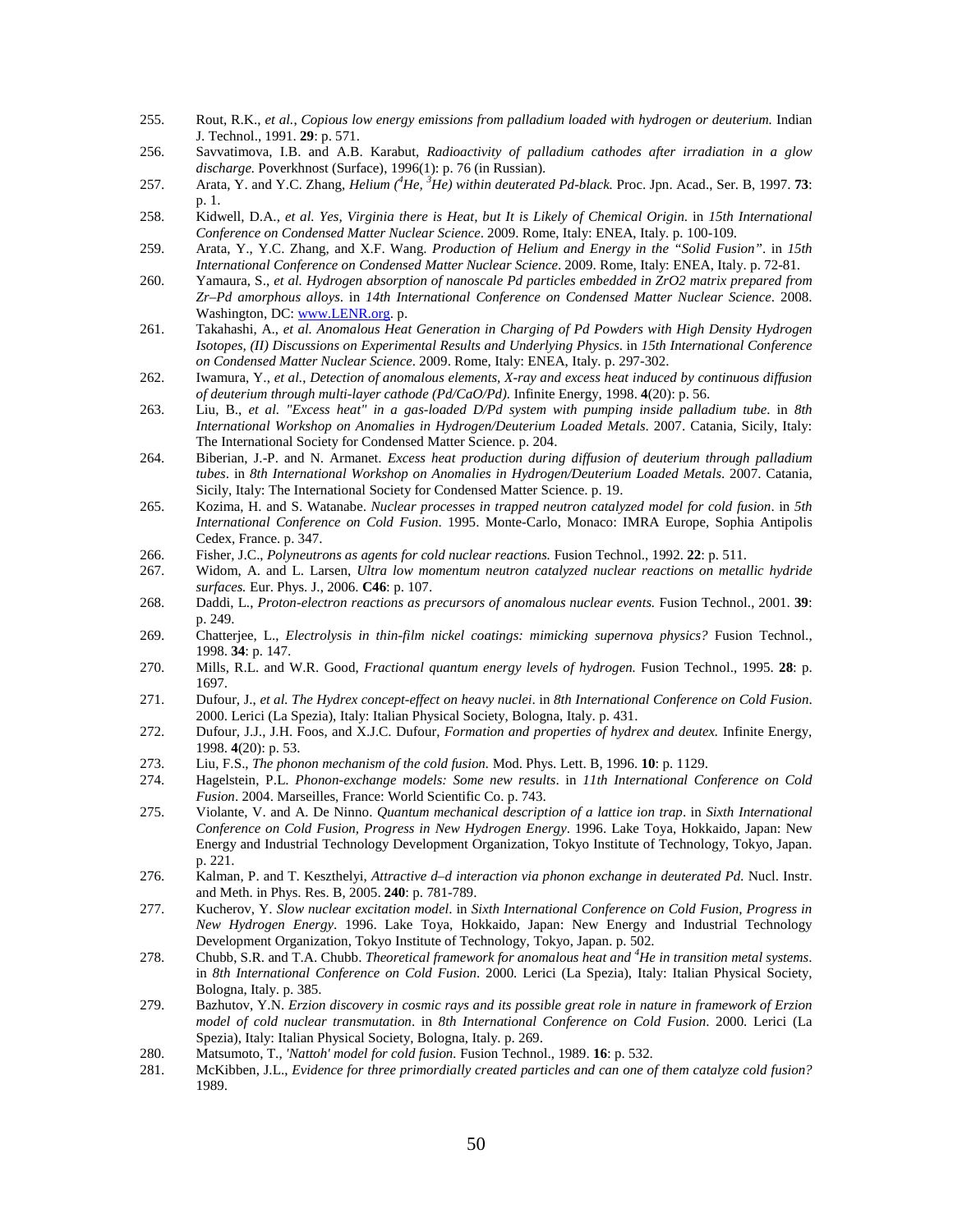255. Rout, R.K., *et al.*, *Copious low energy emissions from palladium loaded with hydrogen or deuterium.* Indian J. Technol., 1991. **29**: p. 571.
256. Savvatimova, I.B. and A.B. Karabut, *Radioactivity of palladium cathodes after irradiation in a glow discharge.* Poverkhnost (Surface), 1996(1): p. 76 (in Russian).
257. Arata, Y. and Y.C. Zhang, *Helium ($^4He$, $^3He$) within deuterated Pd-black.* Proc. Jpn. Acad., Ser. B, 1997. **73**: p. 1.
258. Kidwell, D.A., *et al. Yes, Virginia there is Heat, but It is Likely of Chemical Origin*. in *15th International Conference on Condensed Matter Nuclear Science*. 2009. Rome, Italy: ENEA, Italy. p. 100-109.
259. Arata, Y., Y.C. Zhang, and X.F. Wang. *Production of Helium and Energy in the "Solid Fusion"*. in *15th International Conference on Condensed Matter Nuclear Science*. 2009. Rome, Italy: ENEA, Italy. p. 72-81.
260. Yamaura, S., *et al. Hydrogen absorption of nanoscale Pd particles embedded in ZrO2 matrix prepared from Zr–Pd amorphous alloys*. in *14th International Conference on Condensed Matter Nuclear Science*. 2008. Washington, DC: www.LENR.org. p.
261. Takahashi, A., *et al. Anomalous Heat Generation in Charging of Pd Powders with High Density Hydrogen Isotopes, (II) Discussions on Experimental Results and Underlying Physics*. in *15th International Conference on Condensed Matter Nuclear Science*. 2009. Rome, Italy: ENEA, Italy. p. 297-302.
262. Iwamura, Y., *et al.*, *Detection of anomalous elements, X-ray and excess heat induced by continuous diffusion of deuterium through multi-layer cathode (Pd/CaO/Pd).* Infinite Energy, 1998. **4**(20): p. 56.
263. Liu, B., *et al. "Excess heat" in a gas-loaded D/Pd system with pumping inside palladium tube*. in *8th International Workshop on Anomalies in Hydrogen/Deuterium Loaded Metals*. 2007. Catania, Sicily, Italy: The International Society for Condensed Matter Science. p. 204.
264. Biberian, J.-P. and N. Armanet. *Excess heat production during diffusion of deuterium through palladium tubes*. in *8th International Workshop on Anomalies in Hydrogen/Deuterium Loaded Metals*. 2007. Catania, Sicily, Italy: The International Society for Condensed Matter Science. p. 19.
265. Kozima, H. and S. Watanabe. *Nuclear processes in trapped neutron catalyzed model for cold fusion*. in *5th International Conference on Cold Fusion*. 1995. Monte-Carlo, Monaco: IMRA Europe, Sophia Antipolis Cedex, France. p. 347.
266. Fisher, J.C., *Polyneutrons as agents for cold nuclear reactions.* Fusion Technol., 1992. **22**: p. 511.
267. Widom, A. and L. Larsen, *Ultra low momentum neutron catalyzed nuclear reactions on metallic hydride surfaces.* Eur. Phys. J., 2006. **C46**: p. 107.
268. Daddi, L., *Proton-electron reactions as precursors of anomalous nuclear events.* Fusion Technol., 2001. **39**: p. 249.
269. Chatterjee, L., *Electrolysis in thin-film nickel coatings: mimicking supernova physics?* Fusion Technol., 1998. **34**: p. 147.
270. Mills, R.L. and W.R. Good, *Fractional quantum energy levels of hydrogen.* Fusion Technol., 1995. **28**: p. 1697.
271. Dufour, J., *et al. The Hydrex concept-effect on heavy nuclei*. in *8th International Conference on Cold Fusion*. 2000. Lerici (La Spezia), Italy: Italian Physical Society, Bologna, Italy. p. 431.
272. Dufour, J.J., J.H. Foos, and X.J.C. Dufour, *Formation and properties of hydrex and deutex.* Infinite Energy, 1998. **4**(20): p. 53.
273. Liu, F.S., *The phonon mechanism of the cold fusion.* Mod. Phys. Lett. B, 1996. **10**: p. 1129.
274. Hagelstein, P.L. *Phonon-exchange models: Some new results*. in *11th International Conference on Cold Fusion*. 2004. Marseilles, France: World Scientific Co. p. 743.
275. Violante, V. and A. De Ninno. *Quantum mechanical description of a lattice ion trap*. in *Sixth International Conference on Cold Fusion, Progress in New Hydrogen Energy*. 1996. Lake Toya, Hokkaido, Japan: New Energy and Industrial Technology Development Organization, Tokyo Institute of Technology, Tokyo, Japan. p. 221.
276. Kalman, P. and T. Keszthelyi, *Attractive d–d interaction via phonon exchange in deuterated Pd.* Nucl. Instr. and Meth. in Phys. Res. B, 2005. **240**: p. 781-789.
277. Kucherov, Y. *Slow nuclear excitation model*. in *Sixth International Conference on Cold Fusion, Progress in New Hydrogen Energy*. 1996. Lake Toya, Hokkaido, Japan: New Energy and Industrial Technology Development Organization, Tokyo Institute of Technology, Tokyo, Japan. p. 502.
278. Chubb, S.R. and T.A. Chubb. *Theoretical framework for anomalous heat and $^4He$ in transition metal systems*. in *8th International Conference on Cold Fusion*. 2000. Lerici (La Spezia), Italy: Italian Physical Society, Bologna, Italy. p. 385.
279. Bazhutov, Y.N. *Erzion discovery in cosmic rays and its possible great role in nature in framework of Erzion model of cold nuclear transmutation*. in *8th International Conference on Cold Fusion*. 2000. Lerici (La Spezia), Italy: Italian Physical Society, Bologna, Italy. p. 269.
280. Matsumoto, T., *'Nattoh' model for cold fusion.* Fusion Technol., 1989. **16**: p. 532.
281. McKibben, J.L., *Evidence for three primordially created particles and can one of them catalyze cold fusion?* 1989.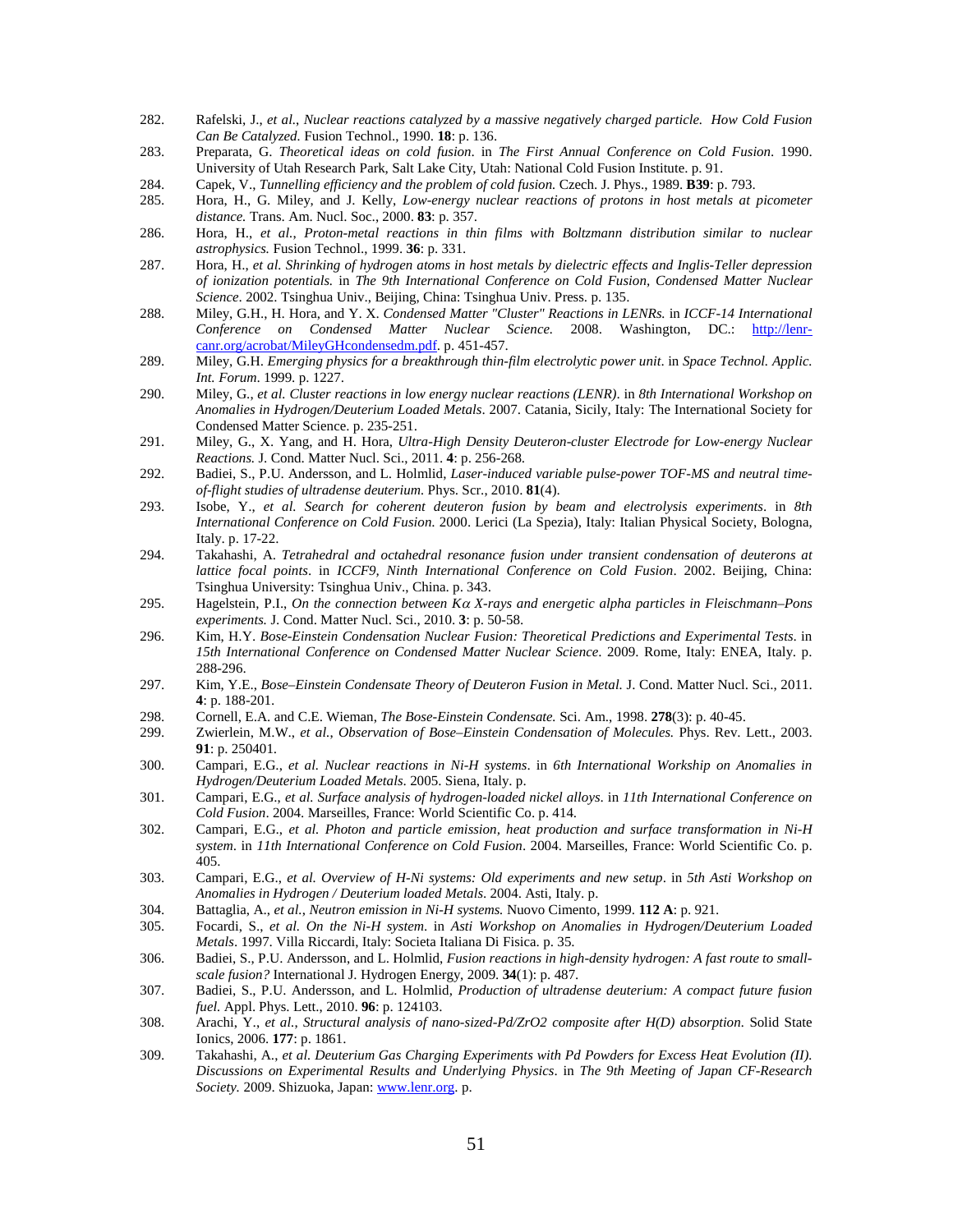282. Rafelski, J., *et al.*, *Nuclear reactions catalyzed by a massive negatively charged particle. How Cold Fusion Can Be Catalyzed*. Fusion Technol., 1990. **18**: p. 136.

283. Preparata, G. *Theoretical ideas on cold fusion*. in *The First Annual Conference on Cold Fusion*. 1990. University of Utah Research Park, Salt Lake City, Utah: National Cold Fusion Institute. p. 91.

284. Capek, V., *Tunnelling efficiency and the problem of cold fusion.* Czech. J. Phys., 1989. **B39**: p. 793.

285. Hora, H., G. Miley, and J. Kelly, *Low-energy nuclear reactions of protons in host metals at picometer distance.* Trans. Am. Nucl. Soc., 2000. **83**: p. 357.

286. Hora, H., *et al.*, *Proton-metal reactions in thin films with Boltzmann distribution similar to nuclear astrophysics.* Fusion Technol., 1999. **36**: p. 331.

287. Hora, H., *et al. Shrinking of hydrogen atoms in host metals by dielectric effects and Inglis-Teller depression of ionization potentials.* in *The 9th International Conference on Cold Fusion, Condensed Matter Nuclear Science*. 2002. Tsinghua Univ., Beijing, China: Tsinghua Univ. Press. p. 135.

288. Miley, G.H., H. Hora, and Y. X. *Condensed Matter "Cluster" Reactions in LENRs.* in *ICCF-14 International Conference on Condensed Matter Nuclear Science.* 2008. Washington, DC.: http://lenr-canr.org/acrobat/MileyGHcondensedm.pdf. p. 451-457.

289. Miley, G.H. *Emerging physics for a breakthrough thin-film electrolytic power unit*. in *Space Technol. Applic. Int. Forum*. 1999. p. 1227.

290. Miley, G., *et al. Cluster reactions in low energy nuclear reactions (LENR)*. in *8th International Workshop on Anomalies in Hydrogen/Deuterium Loaded Metals*. 2007. Catania, Sicily, Italy: The International Society for Condensed Matter Science. p. 235-251.

291. Miley, G., X. Yang, and H. Hora, *Ultra-High Density Deuteron-cluster Electrode for Low-energy Nuclear Reactions.* J. Cond. Matter Nucl. Sci., 2011. **4**: p. 256-268.

292. Badiei, S., P.U. Andersson, and L. Holmlid, *Laser-induced variable pulse-power TOF-MS and neutral time-of-flight studies of ultradense deuterium.* Phys. Scr., 2010. **81**(4).

293. Isobe, Y., *et al. Search for coherent deuteron fusion by beam and electrolysis experiments*. in *8th International Conference on Cold Fusion.* 2000. Lerici (La Spezia), Italy: Italian Physical Society, Bologna, Italy. p. 17-22.

294. Takahashi, A. *Tetrahedral and octahedral resonance fusion under transient condensation of deuterons at lattice focal points*. in *ICCF9, Ninth International Conference on Cold Fusion*. 2002. Beijing, China: Tsinghua University: Tsinghua Univ., China. p. 343.

295. Hagelstein, P.I., *On the connection between Kα X-rays and energetic alpha particles in Fleischmann–Pons experiments.* J. Cond. Matter Nucl. Sci., 2010. **3**: p. 50-58.

296. Kim, H.Y. *Bose-Einstein Condensation Nuclear Fusion: Theoretical Predictions and Experimental Tests*. in *15th International Conference on Condensed Matter Nuclear Science*. 2009. Rome, Italy: ENEA, Italy. p. 288-296.

297. Kim, Y.E., *Bose–Einstein Condensate Theory of Deuteron Fusion in Metal.* J. Cond. Matter Nucl. Sci., 2011. **4**: p. 188-201.

298. Cornell, E.A. and C.E. Wieman, *The Bose-Einstein Condensate.* Sci. Am., 1998. **278**(3): p. 40-45.

299. Zwierlein, M.W., *et al.*, *Observation of Bose–Einstein Condensation of Molecules.* Phys. Rev. Lett., 2003. **91**: p. 250401.

300. Campari, E.G., *et al. Nuclear reactions in Ni-H systems*. in *6th International Workshop on Anomalies in Hydrogen/Deuterium Loaded Metals*. 2005. Siena, Italy. p.

301. Campari, E.G., *et al. Surface analysis of hydrogen-loaded nickel alloys*. in *11th International Conference on Cold Fusion*. 2004. Marseilles, France: World Scientific Co. p. 414.

302. Campari, E.G., *et al. Photon and particle emission, heat production and surface transformation in Ni-H system*. in *11th International Conference on Cold Fusion*. 2004. Marseilles, France: World Scientific Co. p. 405.

303. Campari, E.G., *et al. Overview of H-Ni systems: Old experiments and new setup*. in *5th Asti Workshop on Anomalies in Hydrogen / Deuterium loaded Metals*. 2004. Asti, Italy. p.

304. Battaglia, A., *et al.*, *Neutron emission in Ni-H systems.* Nuovo Cimento, 1999. **112 A**: p. 921.

305. Focardi, S., *et al. On the Ni-H system*. in *Asti Workshop on Anomalies in Hydrogen/Deuterium Loaded Metals*. 1997. Villa Riccardi, Italy: Societa Italiana Di Fisica. p. 35.

306. Badiei, S., P.U. Andersson, and L. Holmlid, *Fusion reactions in high-density hydrogen: A fast route to small-scale fusion?* International J. Hydrogen Energy, 2009. **34**(1): p. 487.

307. Badiei, S., P.U. Andersson, and L. Holmlid, *Production of ultradense deuterium: A compact future fusion fuel.* Appl. Phys. Lett., 2010. **96**: p. 124103.

308. Arachi, Y., *et al.*, *Structural analysis of nano-sized-Pd/ZrO2 composite after H(D) absorption.* Solid State Ionics, 2006. **177**: p. 1861.

309. Takahashi, A., *et al. Deuterium Gas Charging Experiments with Pd Powders for Excess Heat Evolution (II). Discussions on Experimental Results and Underlying Physics*. in *The 9th Meeting of Japan CF-Research Society.* 2009. Shizuoka, Japan: www.lenr.org. p.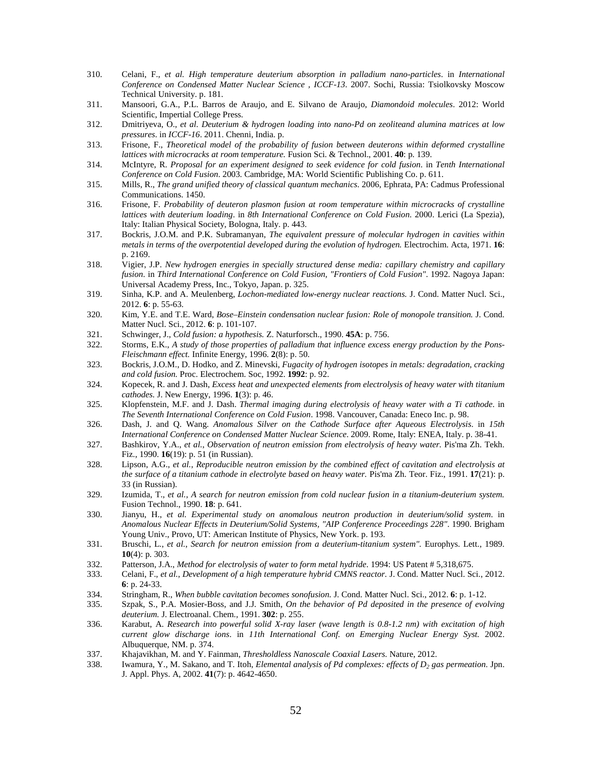310. Celani, F., *et al. High temperature deuterium absorption in palladium nano-particles*. in *International Conference on Condensed Matter Nuclear Science , ICCF-13*. 2007. Sochi, Russia: Tsiolkovsky Moscow Technical University. p. 181.
311. Mansoori, G.A., P.L. Barros de Araujo, and E. Silvano de Araujo, *Diamondoid molecules*. 2012: World Scientific, Impertial College Press.
312. Dmitriyeva, O., *et al. Deuterium & hydrogen loading into nano-Pd on zeoliteand alumina matrices at low pressures*. in *ICCF-16*. 2011. Chenni, India. p.
313. Frisone, F., *Theoretical model of the probability of fusion between deuterons within deformed crystalline lattices with microcracks at room temperature.* Fusion Sci. & Technol., 2001. **40**: p. 139.
314. McIntyre, R. *Proposal for an experiment designed to seek evidence for cold fusion*. in *Tenth International Conference on Cold Fusion*. 2003. Cambridge, MA: World Scientific Publishing Co. p. 611.
315. Mills, R., *The grand unified theory of classical quantum mechanics*. 2006, Ephrata, PA: Cadmus Professional Communications. 1450.
316. Frisone, F. *Probability of deuteron plasmon fusion at room temperature within microcracks of crystalline lattices with deuterium loading*. in *8th International Conference on Cold Fusion*. 2000. Lerici (La Spezia), Italy: Italian Physical Society, Bologna, Italy. p. 443.
317. Bockris, J.O.M. and P.K. Subramanyan, *The equivalent pressure of molecular hydrogen in cavities within metals in terms of the overpotential developed during the evolution of hydrogen.* Electrochim. Acta, 1971. **16**: p. 2169.
318. Vigier, J.P. *New hydrogen energies in specially structured dense media: capillary chemistry and capillary fusion*. in *Third International Conference on Cold Fusion, "Frontiers of Cold Fusion"*. 1992. Nagoya Japan: Universal Academy Press, Inc., Tokyo, Japan. p. 325.
319. Sinha, K.P. and A. Meulenberg, *Lochon-mediated low-energy nuclear reactions.* J. Cond. Matter Nucl. Sci., 2012. **6**: p. 55-63.
320. Kim, Y.E. and T.E. Ward, *Bose–Einstein condensation nuclear fusion: Role of monopole transition.* J. Cond. Matter Nucl. Sci., 2012. **6**: p. 101-107.
321. Schwinger, J., *Cold fusion: a hypothesis.* Z. Naturforsch., 1990. **45A**: p. 756.
322. Storms, E.K., *A study of those properties of palladium that influence excess energy production by the Pons-Fleischmann effect.* Infinite Energy, 1996. **2**(8): p. 50.
323. Bockris, J.O.M., D. Hodko, and Z. Minevski, *Fugacity of hydrogen isotopes in metals: degradation, cracking and cold fusion.* Proc. Electrochem. Soc, 1992. **1992**: p. 92.
324. Kopecek, R. and J. Dash, *Excess heat and unexpected elements from electrolysis of heavy water with titanium cathodes.* J. New Energy, 1996. **1**(3): p. 46.
325. Klopfenstein, M.F. and J. Dash. *Thermal imaging during electrolysis of heavy water with a Ti cathode*. in *The Seventh International Conference on Cold Fusion*. 1998. Vancouver, Canada: Eneco Inc. p. 98.
326. Dash, J. and Q. Wang. *Anomalous Silver on the Cathode Surface after Aqueous Electrolysis*. in *15th International Conference on Condensed Matter Nuclear Science*. 2009. Rome, Italy: ENEA, Italy. p. 38-41.
327. Bashkirov, Y.A., *et al., Observation of neutron emission from electrolysis of heavy water.* Pis'ma Zh. Tekh. Fiz., 1990. **16**(19): p. 51 (in Russian).
328. Lipson, A.G., *et al., Reproducible neutron emission by the combined effect of cavitation and electrolysis at the surface of a titanium cathode in electrolyte based on heavy water.* Pis'ma Zh. Teor. Fiz., 1991. **17**(21): p. 33 (in Russian).
329. Izumida, T., *et al., A search for neutron emission from cold nuclear fusion in a titanium-deuterium system.* Fusion Technol., 1990. **18**: p. 641.
330. Jianyu, H., *et al. Experimental study on anomalous neutron production in deuterium/solid system*. in *Anomalous Nuclear Effects in Deuterium/Solid Systems, "AIP Conference Proceedings 228"*. 1990. Brigham Young Univ., Provo, UT: American Institute of Physics, New York. p. 193.
331. Bruschi, L., *et al., Search for neutron emission from a deuterium-titanium system".* Europhys. Lett., 1989. **10**(4): p. 303.
332. Patterson, J.A., *Method for electrolysis of water to form metal hydride*. 1994: US Patent # 5,318,675.
333. Celani, F., *et al., Development of a high temperature hybrid CMNS reactor.* J. Cond. Matter Nucl. Sci., 2012. **6**: p. 24-33.
334. Stringham, R., *When bubble cavitation becomes sonofusion.* J. Cond. Matter Nucl. Sci., 2012. **6**: p. 1-12.
335. Szpak, S., P.A. Mosier-Boss, and J.J. Smith, *On the behavior of Pd deposited in the presence of evolving deuterium.* J. Electroanal. Chem., 1991. **302**: p. 255.
336. Karabut, A. *Research into powerful solid X-ray laser (wave length is 0.8-1.2 nm) with excitation of high current glow discharge ions*. in *11th International Conf. on Emerging Nuclear Energy Syst.* 2002. Albuquerque, NM. p. 374.
337. Khajavikhan, M. and Y. Fainman, *Thresholdless Nanoscale Coaxial Lasers.* Nature, 2012.
338. Iwamura, Y., M. Sakano, and T. Itoh, *Elemental analysis of Pd complexes: effects of $D_2$ gas permeation.* Jpn. J. Appl. Phys. A, 2002. **41**(7): p. 4642-4650.